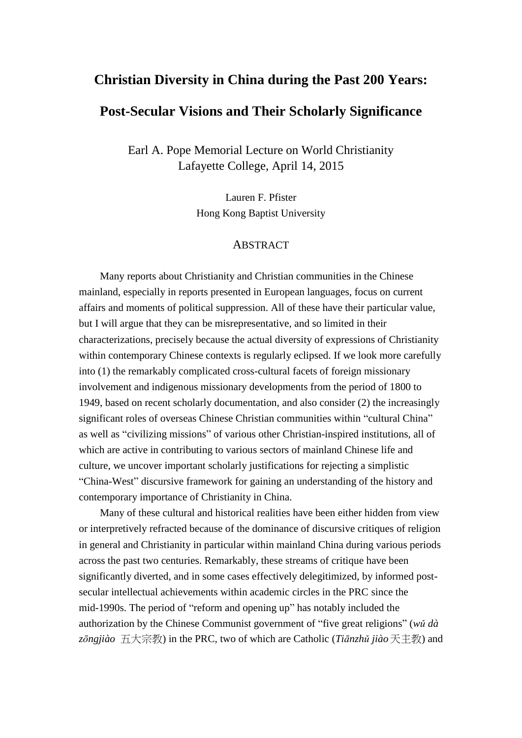# Christian Diversity in China during the Past 200 Years:

# Post-Secular Visions and Their Scholarly Significance

Earl A. Pope Memorial Lecture on World Christianity
Lafayette College, April 14, 2015

Lauren F. Pfister
Hong Kong Baptist University

## ABSTRACT

Many reports about Christianity and Christian communities in the Chinese mainland, especially in reports presented in European languages, focus on current affairs and moments of political suppression. All of these have their particular value, but I will argue that they can be misrepresentative, and so limited in their characterizations, precisely because the actual diversity of expressions of Christianity within contemporary Chinese contexts is regularly eclipsed. If we look more carefully into (1) the remarkably complicated cross-cultural facets of foreign missionary involvement and indigenous missionary developments from the period of 1800 to 1949, based on recent scholarly documentation, and also consider (2) the increasingly significant roles of overseas Chinese Christian communities within "cultural China" as well as "civilizing missions" of various other Christian-inspired institutions, all of which are active in contributing to various sectors of mainland Chinese life and culture, we uncover important scholarly justifications for rejecting a simplistic "China-West" discursive framework for gaining an understanding of the history and contemporary importance of Christianity in China.

Many of these cultural and historical realities have been either hidden from view or interpretively refracted because of the dominance of discursive critiques of religion in general and Christianity in particular within mainland China during various periods across the past two centuries. Remarkably, these streams of critique have been significantly diverted, and in some cases effectively delegitimized, by informed post-secular intellectual achievements within academic circles in the PRC since the mid-1990s. The period of "reform and opening up" has notably included the authorization by the Chinese Communist government of "five great religions" (*wǔ dà zōngjiào* 五大宗教) in the PRC, two of which are Catholic (*Tiānzhǔ jiào* 天主教) and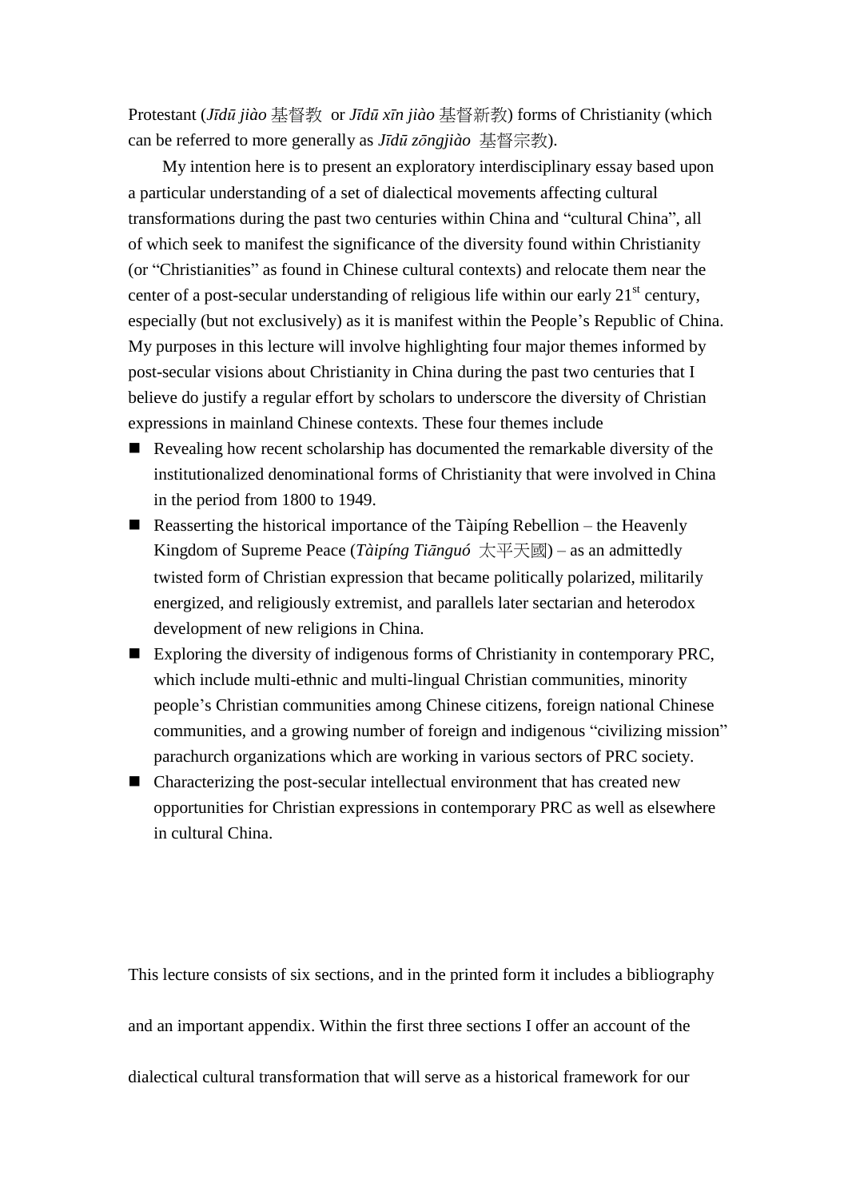Protestant (*Jīdū jiào* 基督教 or *Jīdū xīn jiào* 基督新教) forms of Christianity (which can be referred to more generally as *Jīdū zōngjiào* 基督宗教).

My intention here is to present an exploratory interdisciplinary essay based upon a particular understanding of a set of dialectical movements affecting cultural transformations during the past two centuries within China and "cultural China", all of which seek to manifest the significance of the diversity found within Christianity (or "Christianities" as found in Chinese cultural contexts) and relocate them near the center of a post-secular understanding of religious life within our early 21st century, especially (but not exclusively) as it is manifest within the People's Republic of China. My purposes in this lecture will involve highlighting four major themes informed by post-secular visions about Christianity in China during the past two centuries that I believe do justify a regular effort by scholars to underscore the diversity of Christian expressions in mainland Chinese contexts. These four themes include

- Revealing how recent scholarship has documented the remarkable diversity of the institutionalized denominational forms of Christianity that were involved in China in the period from 1800 to 1949.
- Reasserting the historical importance of the Tàipíng Rebellion – the Heavenly Kingdom of Supreme Peace (*Tàipíng Tiānguó* 太平天國) – as an admittedly twisted form of Christian expression that became politically polarized, militarily energized, and religiously extremist, and parallels later sectarian and heterodox development of new religions in China.
- Exploring the diversity of indigenous forms of Christianity in contemporary PRC, which include multi-ethnic and multi-lingual Christian communities, minority people's Christian communities among Chinese citizens, foreign national Chinese communities, and a growing number of foreign and indigenous "civilizing mission" parachurch organizations which are working in various sectors of PRC society.
- Characterizing the post-secular intellectual environment that has created new opportunities for Christian expressions in contemporary PRC as well as elsewhere in cultural China.

This lecture consists of six sections, and in the printed form it includes a bibliography and an important appendix. Within the first three sections I offer an account of the dialectical cultural transformation that will serve as a historical framework for our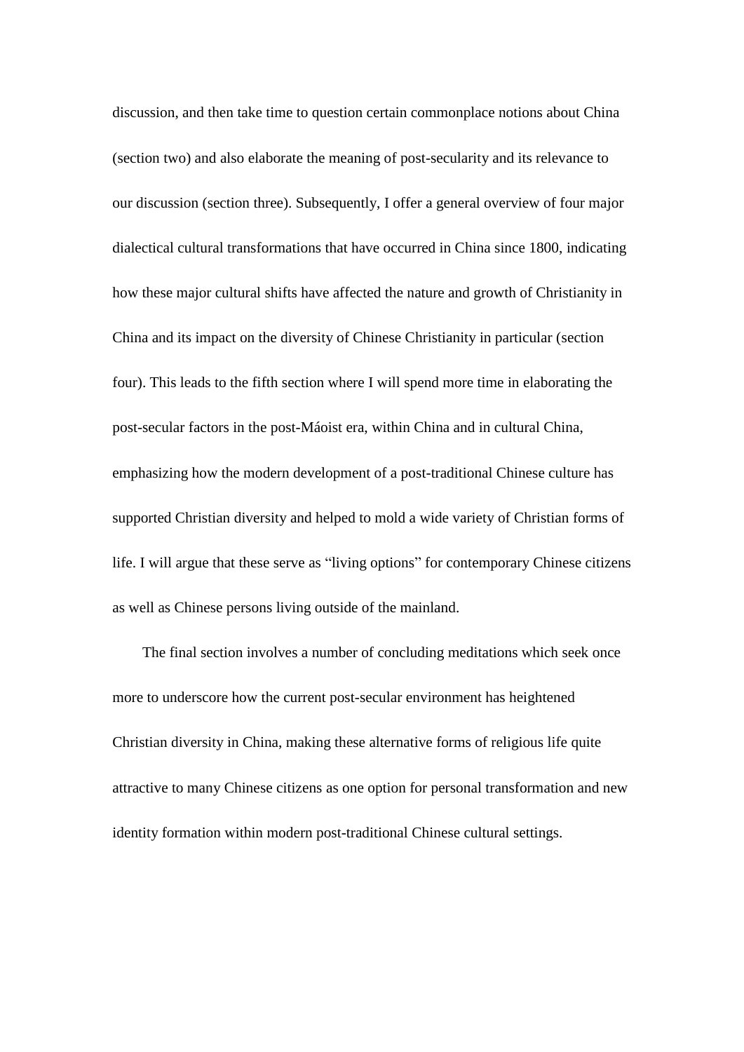discussion, and then take time to question certain commonplace notions about China (section two) and also elaborate the meaning of post-secularity and its relevance to our discussion (section three). Subsequently, I offer a general overview of four major dialectical cultural transformations that have occurred in China since 1800, indicating how these major cultural shifts have affected the nature and growth of Christianity in China and its impact on the diversity of Chinese Christianity in particular (section four). This leads to the fifth section where I will spend more time in elaborating the post-secular factors in the post-Máoist era, within China and in cultural China, emphasizing how the modern development of a post-traditional Chinese culture has supported Christian diversity and helped to mold a wide variety of Christian forms of life. I will argue that these serve as "living options" for contemporary Chinese citizens as well as Chinese persons living outside of the mainland.

The final section involves a number of concluding meditations which seek once more to underscore how the current post-secular environment has heightened Christian diversity in China, making these alternative forms of religious life quite attractive to many Chinese citizens as one option for personal transformation and new identity formation within modern post-traditional Chinese cultural settings.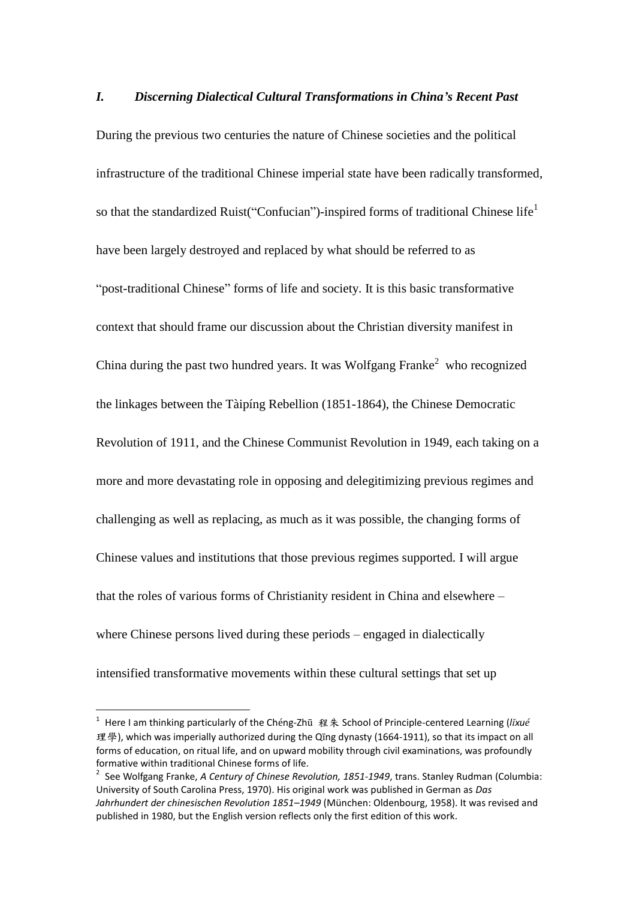## *I. Discerning Dialectical Cultural Transformations in China's Recent Past*

During the previous two centuries the nature of Chinese societies and the political infrastructure of the traditional Chinese imperial state have been radically transformed, so that the standardized Ruist("Confucian")-inspired forms of traditional Chinese life[1] have been largely destroyed and replaced by what should be referred to as "post-traditional Chinese" forms of life and society. It is this basic transformative context that should frame our discussion about the Christian diversity manifest in China during the past two hundred years. It was Wolfgang Franke[2] who recognized the linkages between the Tàipíng Rebellion (1851-1864), the Chinese Democratic Revolution of 1911, and the Chinese Communist Revolution in 1949, each taking on a more and more devastating role in opposing and delegitimizing previous regimes and challenging as well as replacing, as much as it was possible, the changing forms of Chinese values and institutions that those previous regimes supported. I will argue that the roles of various forms of Christianity resident in China and elsewhere – where Chinese persons lived during these periods – engaged in dialectically intensified transformative movements within these cultural settings that set up

---

[1] Here I am thinking particularly of the Chéng-Zhū 程朱 School of Principle-centered Learning (*lǐxué* 理學), which was imperially authorized during the Qīng dynasty (1664-1911), so that its impact on all forms of education, on ritual life, and on upward mobility through civil examinations, was profoundly formative within traditional Chinese forms of life.

[2] See Wolfgang Franke, *A Century of Chinese Revolution, 1851-1949*, trans. Stanley Rudman (Columbia: University of South Carolina Press, 1970). His original work was published in German as *Das Jahrhundert der chinesischen Revolution 1851–1949* (München: Oldenbourg, 1958). It was revised and published in 1980, but the English version reflects only the first edition of this work.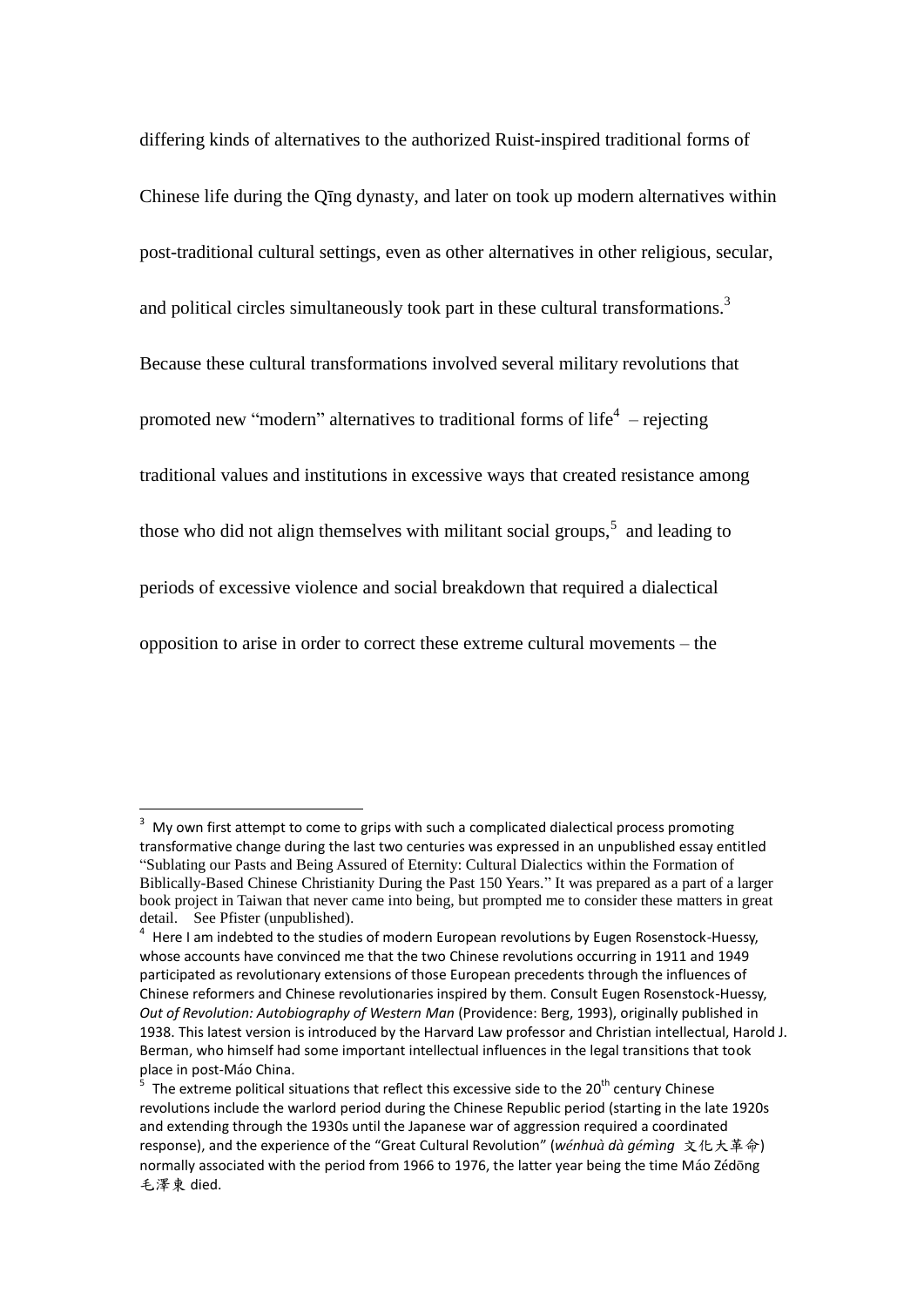differing kinds of alternatives to the authorized Ruist-inspired traditional forms of Chinese life during the Qīng dynasty, and later on took up modern alternatives within post-traditional cultural settings, even as other alternatives in other religious, secular, and political circles simultaneously took part in these cultural transformations.[3] Because these cultural transformations involved several military revolutions that promoted new "modern" alternatives to traditional forms of life[4] – rejecting traditional values and institutions in excessive ways that created resistance among those who did not align themselves with militant social groups,[5] and leading to periods of excessive violence and social breakdown that required a dialectical opposition to arise in order to correct these extreme cultural movements – the

---

[3] My own first attempt to come to grips with such a complicated dialectical process promoting transformative change during the last two centuries was expressed in an unpublished essay entitled "Sublating our Pasts and Being Assured of Eternity: Cultural Dialectics within the Formation of Biblically-Based Chinese Christianity During the Past 150 Years." It was prepared as a part of a larger book project in Taiwan that never came into being, but prompted me to consider these matters in great detail. See Pfister (unpublished).

[4] Here I am indebted to the studies of modern European revolutions by Eugen Rosenstock-Huessy, whose accounts have convinced me that the two Chinese revolutions occurring in 1911 and 1949 participated as revolutionary extensions of those European precedents through the influences of Chinese reformers and Chinese revolutionaries inspired by them. Consult Eugen Rosenstock-Huessy, *Out of Revolution: Autobiography of Western Man* (Providence: Berg, 1993), originally published in 1938. This latest version is introduced by the Harvard Law professor and Christian intellectual, Harold J. Berman, who himself had some important intellectual influences in the legal transitions that took place in post-Máo China.

[5] The extreme political situations that reflect this excessive side to the 20th century Chinese revolutions include the warlord period during the Chinese Republic period (starting in the late 1920s and extending through the 1930s until the Japanese war of aggression required a coordinated response), and the experience of the "Great Cultural Revolution" (*wénhuà dà gémìng* 文化大革命) normally associated with the period from 1966 to 1976, the latter year being the time Máo Zédōng 毛澤東 died.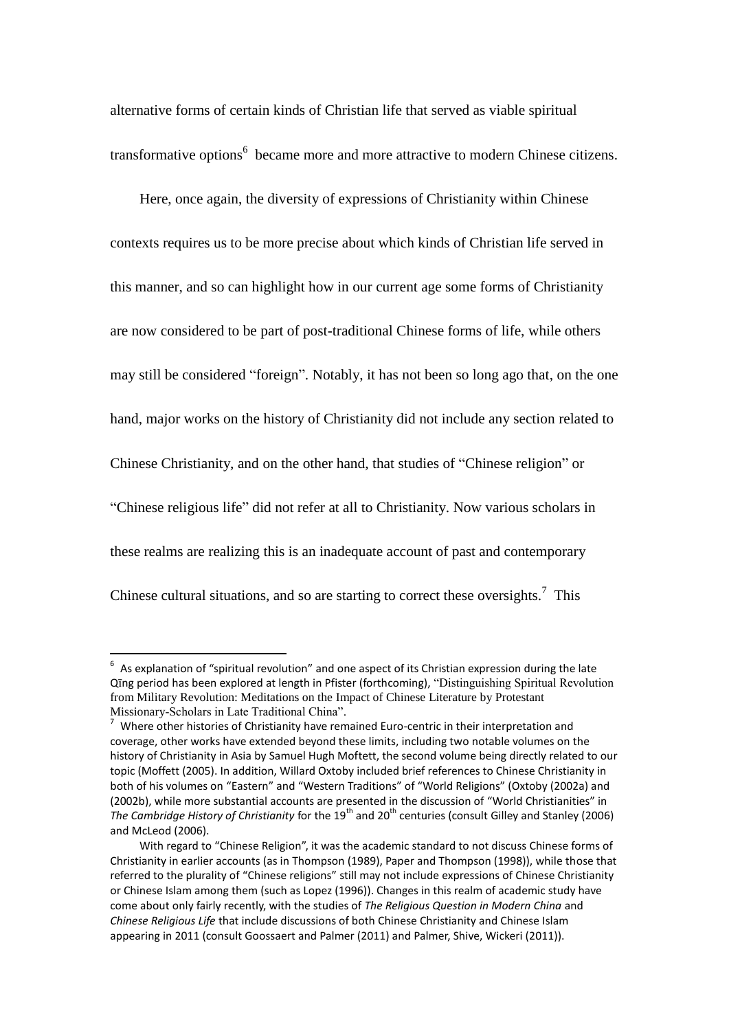alternative forms of certain kinds of Christian life that served as viable spiritual transformative options[6] became more and more attractive to modern Chinese citizens.

Here, once again, the diversity of expressions of Christianity within Chinese contexts requires us to be more precise about which kinds of Christian life served in this manner, and so can highlight how in our current age some forms of Christianity are now considered to be part of post-traditional Chinese forms of life, while others may still be considered "foreign". Notably, it has not been so long ago that, on the one hand, major works on the history of Christianity did not include any section related to Chinese Christianity, and on the other hand, that studies of "Chinese religion" or "Chinese religious life" did not refer at all to Christianity. Now various scholars in these realms are realizing this is an inadequate account of past and contemporary Chinese cultural situations, and so are starting to correct these oversights.[7] This

---

[6] As explanation of "spiritual revolution" and one aspect of its Christian expression during the late Qīng period has been explored at length in Pfister (forthcoming), "Distinguishing Spiritual Revolution from Military Revolution: Meditations on the Impact of Chinese Literature by Protestant Missionary-Scholars in Late Traditional China".

[7] Where other histories of Christianity have remained Euro-centric in their interpretation and coverage, other works have extended beyond these limits, including two notable volumes on the history of Christianity in Asia by Samuel Hugh Moftett, the second volume being directly related to our topic (Moffett (2005). In addition, Willard Oxtoby included brief references to Chinese Christianity in both of his volumes on "Eastern" and "Western Traditions" of "World Religions" (Oxtoby (2002a) and (2002b), while more substantial accounts are presented in the discussion of "World Christianities" in *The Cambridge History of Christianity* for the 19th and 20th centuries (consult Gilley and Stanley (2006) and McLeod (2006).

With regard to "Chinese Religion", it was the academic standard to not discuss Chinese forms of Christianity in earlier accounts (as in Thompson (1989), Paper and Thompson (1998)), while those that referred to the plurality of "Chinese religions" still may not include expressions of Chinese Christianity or Chinese Islam among them (such as Lopez (1996)). Changes in this realm of academic study have come about only fairly recently, with the studies of *The Religious Question in Modern China* and *Chinese Religious Life* that include discussions of both Chinese Christianity and Chinese Islam appearing in 2011 (consult Goossaert and Palmer (2011) and Palmer, Shive, Wickeri (2011)).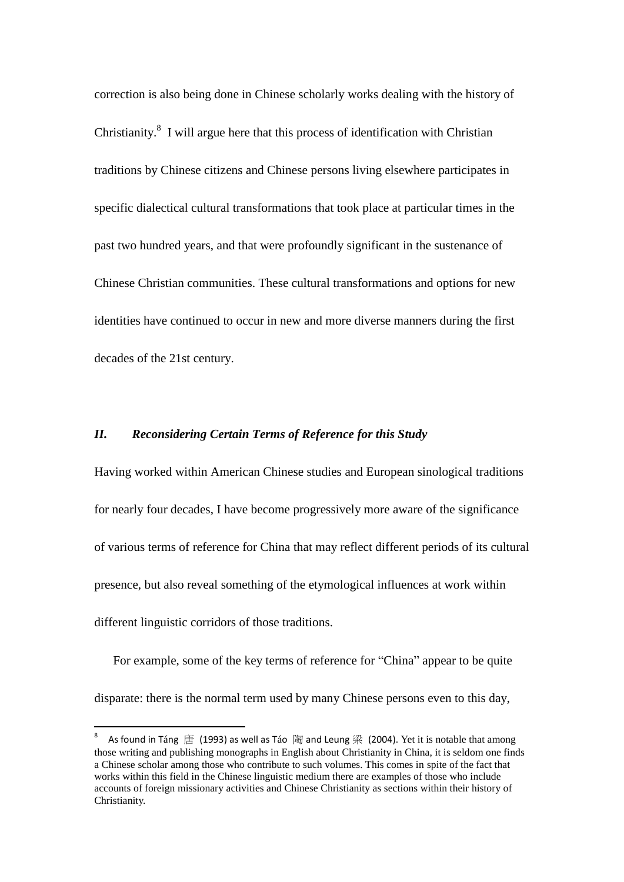correction is also being done in Chinese scholarly works dealing with the history of Christianity.[8] I will argue here that this process of identification with Christian traditions by Chinese citizens and Chinese persons living elsewhere participates in specific dialectical cultural transformations that took place at particular times in the past two hundred years, and that were profoundly significant in the sustenance of Chinese Christian communities. These cultural transformations and options for new identities have continued to occur in new and more diverse manners during the first decades of the 21st century.

## *II. Reconsidering Certain Terms of Reference for this Study*

Having worked within American Chinese studies and European sinological traditions for nearly four decades, I have become progressively more aware of the significance of various terms of reference for China that may reflect different periods of its cultural presence, but also reveal something of the etymological influences at work within different linguistic corridors of those traditions.

For example, some of the key terms of reference for "China" appear to be quite disparate: there is the normal term used by many Chinese persons even to this day,

---

[8] As found in Táng 唐 (1993) as well as Táo 陶 and Leung 梁 (2004). Yet it is notable that among those writing and publishing monographs in English about Christianity in China, it is seldom one finds a Chinese scholar among those who contribute to such volumes. This comes in spite of the fact that works within this field in the Chinese linguistic medium there are examples of those who include accounts of foreign missionary activities and Chinese Christianity as sections within their history of Christianity.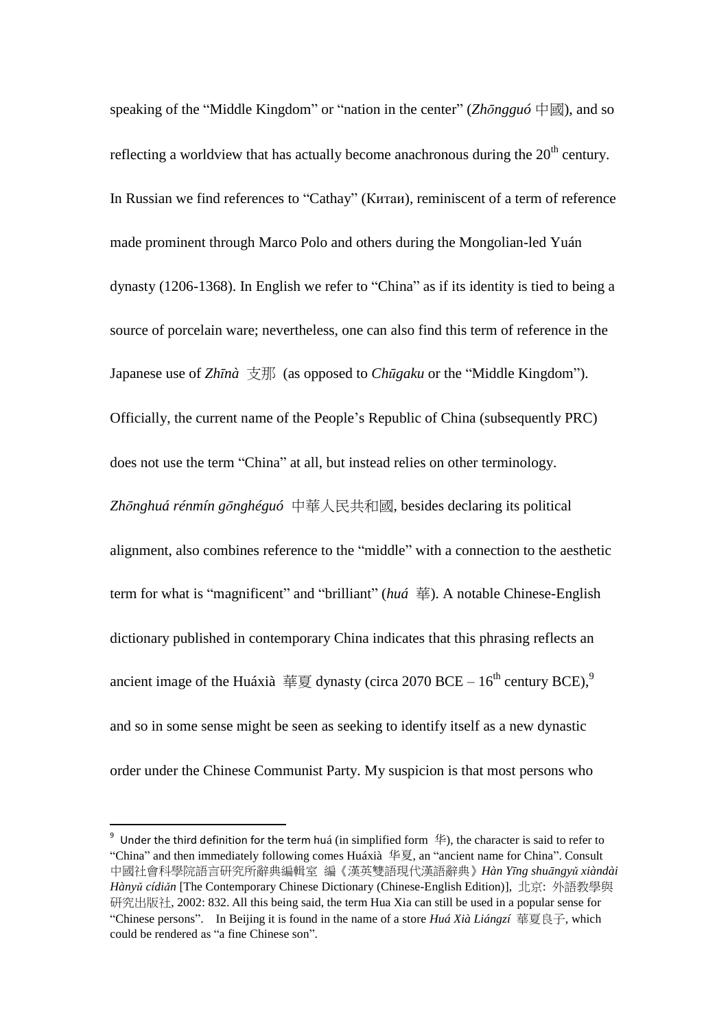speaking of the "Middle Kingdom" or "nation in the center" (*Zhōngguó* 中國), and so reflecting a worldview that has actually become anachronous during the 20th century. In Russian we find references to "Cathay" (Китаи), reminiscent of a term of reference made prominent through Marco Polo and others during the Mongolian-led Yuán dynasty (1206-1368). In English we refer to "China" as if its identity is tied to being a source of porcelain ware; nevertheless, one can also find this term of reference in the Japanese use of *Zhīnà* 支那 (as opposed to *Chūgaku* or the "Middle Kingdom"). Officially, the current name of the People's Republic of China (subsequently PRC) does not use the term "China" at all, but instead relies on other terminology. *Zhōnghuá rénmín gōnghéguó* 中華人民共和國, besides declaring its political alignment, also combines reference to the "middle" with a connection to the aesthetic term for what is "magnificent" and "brilliant" (*huá* 華). A notable Chinese-English dictionary published in contemporary China indicates that this phrasing reflects an ancient image of the Huáxià 華夏 dynasty (circa 2070 BCE – 16th century BCE),[9] and so in some sense might be seen as seeking to identify itself as a new dynastic order under the Chinese Communist Party. My suspicion is that most persons who

---

[9] Under the third definition for the term huá (in simplified form 华), the character is said to refer to "China" and then immediately following comes Huáxià 华夏, an "ancient name for China". Consult 中國社會科學院語言研究所辭典編輯室 編《漢英雙語現代漢語辭典》*Hàn Yīng shuāngyǔ xiàndài Hànyǔ cídiǎn* [The Contemporary Chinese Dictionary (Chinese-English Edition)], 北京: 外語教學與研究出版社, 2002: 832. All this being said, the term Hua Xia can still be used in a popular sense for "Chinese persons". In Beijing it is found in the name of a store *Huá Xià Liángzí* 華夏良子, which could be rendered as "a fine Chinese son".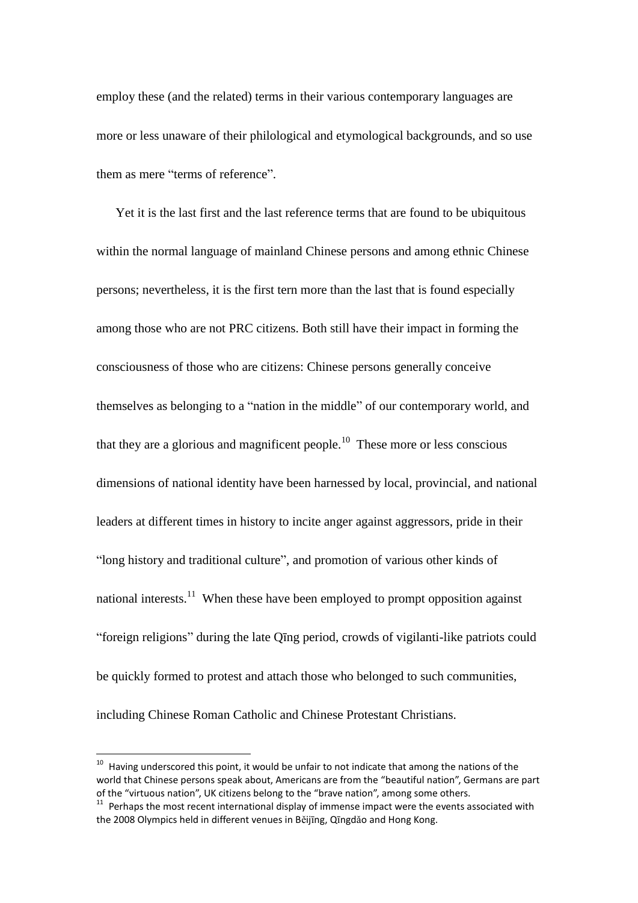employ these (and the related) terms in their various contemporary languages are more or less unaware of their philological and etymological backgrounds, and so use them as mere "terms of reference".

Yet it is the last first and the last reference terms that are found to be ubiquitous within the normal language of mainland Chinese persons and among ethnic Chinese persons; nevertheless, it is the first tern more than the last that is found especially among those who are not PRC citizens. Both still have their impact in forming the consciousness of those who are citizens: Chinese persons generally conceive themselves as belonging to a "nation in the middle" of our contemporary world, and that they are a glorious and magnificent people.[10] These more or less conscious dimensions of national identity have been harnessed by local, provincial, and national leaders at different times in history to incite anger against aggressors, pride in their "long history and traditional culture", and promotion of various other kinds of national interests.[11] When these have been employed to prompt opposition against "foreign religions" during the late Qīng period, crowds of vigilanti-like patriots could be quickly formed to protest and attach those who belonged to such communities, including Chinese Roman Catholic and Chinese Protestant Christians.

---

[10] Having underscored this point, it would be unfair to not indicate that among the nations of the world that Chinese persons speak about, Americans are from the "beautiful nation", Germans are part of the "virtuous nation", UK citizens belong to the "brave nation", among some others.

[11] Perhaps the most recent international display of immense impact were the events associated with the 2008 Olympics held in different venues in Běijīng, Qīngdǎo and Hong Kong.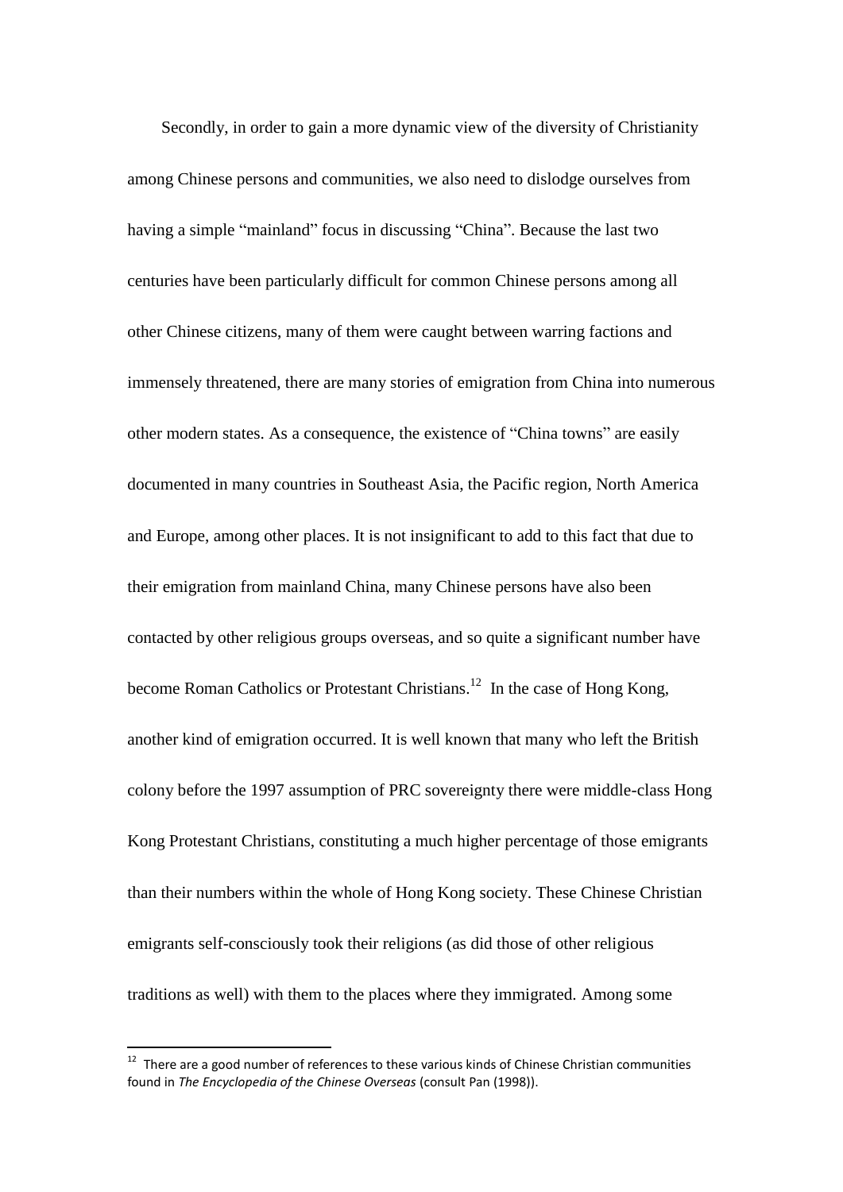Secondly, in order to gain a more dynamic view of the diversity of Christianity among Chinese persons and communities, we also need to dislodge ourselves from having a simple "mainland" focus in discussing "China". Because the last two centuries have been particularly difficult for common Chinese persons among all other Chinese citizens, many of them were caught between warring factions and immensely threatened, there are many stories of emigration from China into numerous other modern states. As a consequence, the existence of "China towns" are easily documented in many countries in Southeast Asia, the Pacific region, North America and Europe, among other places. It is not insignificant to add to this fact that due to their emigration from mainland China, many Chinese persons have also been contacted by other religious groups overseas, and so quite a significant number have become Roman Catholics or Protestant Christians.[12] In the case of Hong Kong, another kind of emigration occurred. It is well known that many who left the British colony before the 1997 assumption of PRC sovereignty there were middle-class Hong Kong Protestant Christians, constituting a much higher percentage of those emigrants than their numbers within the whole of Hong Kong society. These Chinese Christian emigrants self-consciously took their religions (as did those of other religious traditions as well) with them to the places where they immigrated. Among some

[12] There are a good number of references to these various kinds of Chinese Christian communities found in *The Encyclopedia of the Chinese Overseas* (consult Pan (1998)).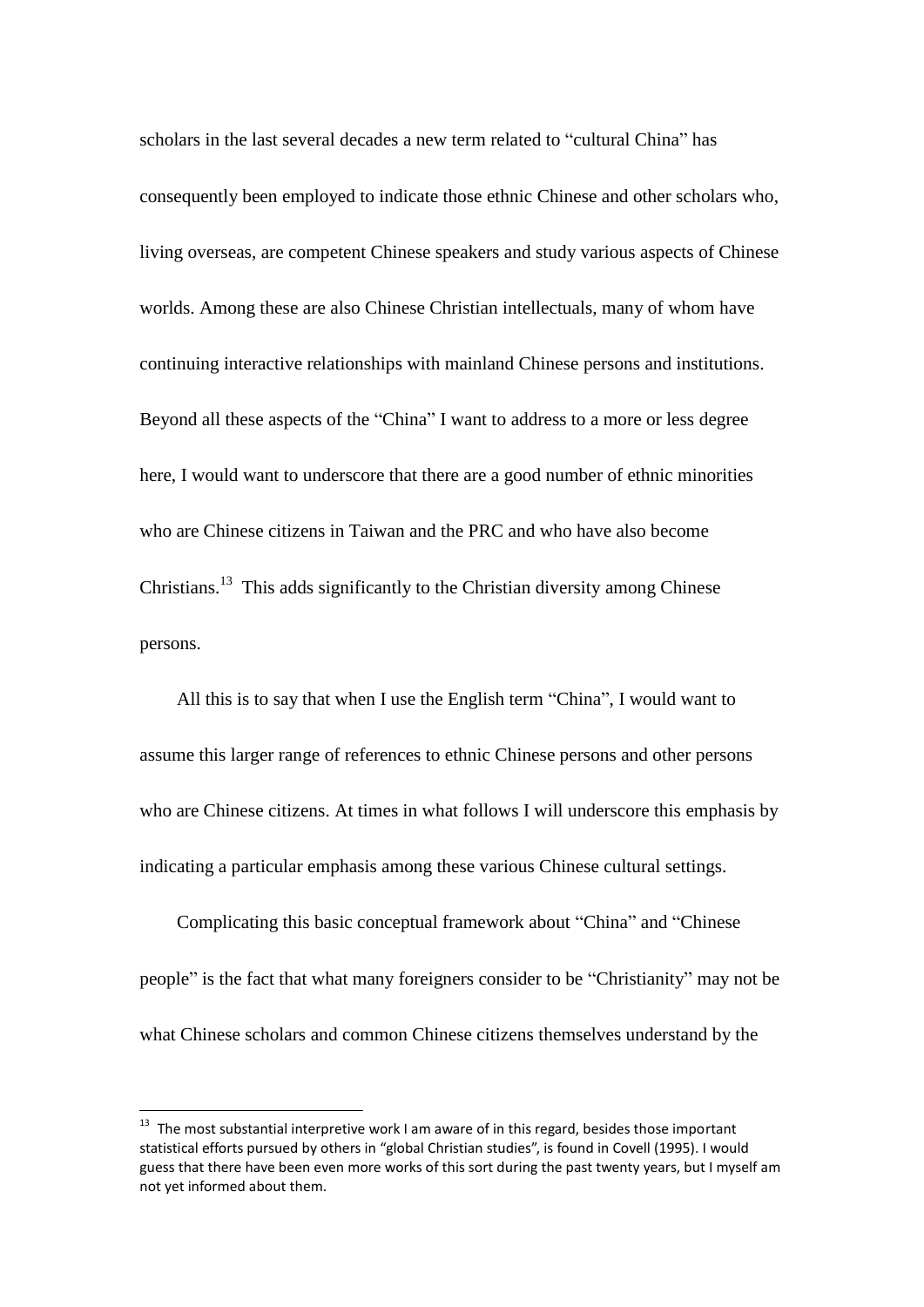scholars in the last several decades a new term related to "cultural China" has consequently been employed to indicate those ethnic Chinese and other scholars who, living overseas, are competent Chinese speakers and study various aspects of Chinese worlds. Among these are also Chinese Christian intellectuals, many of whom have continuing interactive relationships with mainland Chinese persons and institutions. Beyond all these aspects of the "China" I want to address to a more or less degree here, I would want to underscore that there are a good number of ethnic minorities who are Chinese citizens in Taiwan and the PRC and who have also become Christians.[13] This adds significantly to the Christian diversity among Chinese persons.

All this is to say that when I use the English term "China", I would want to assume this larger range of references to ethnic Chinese persons and other persons who are Chinese citizens. At times in what follows I will underscore this emphasis by indicating a particular emphasis among these various Chinese cultural settings.

Complicating this basic conceptual framework about "China" and "Chinese people" is the fact that what many foreigners consider to be "Christianity" may not be what Chinese scholars and common Chinese citizens themselves understand by the

---

[13] The most substantial interpretive work I am aware of in this regard, besides those important statistical efforts pursued by others in "global Christian studies", is found in Covell (1995). I would guess that there have been even more works of this sort during the past twenty years, but I myself am not yet informed about them.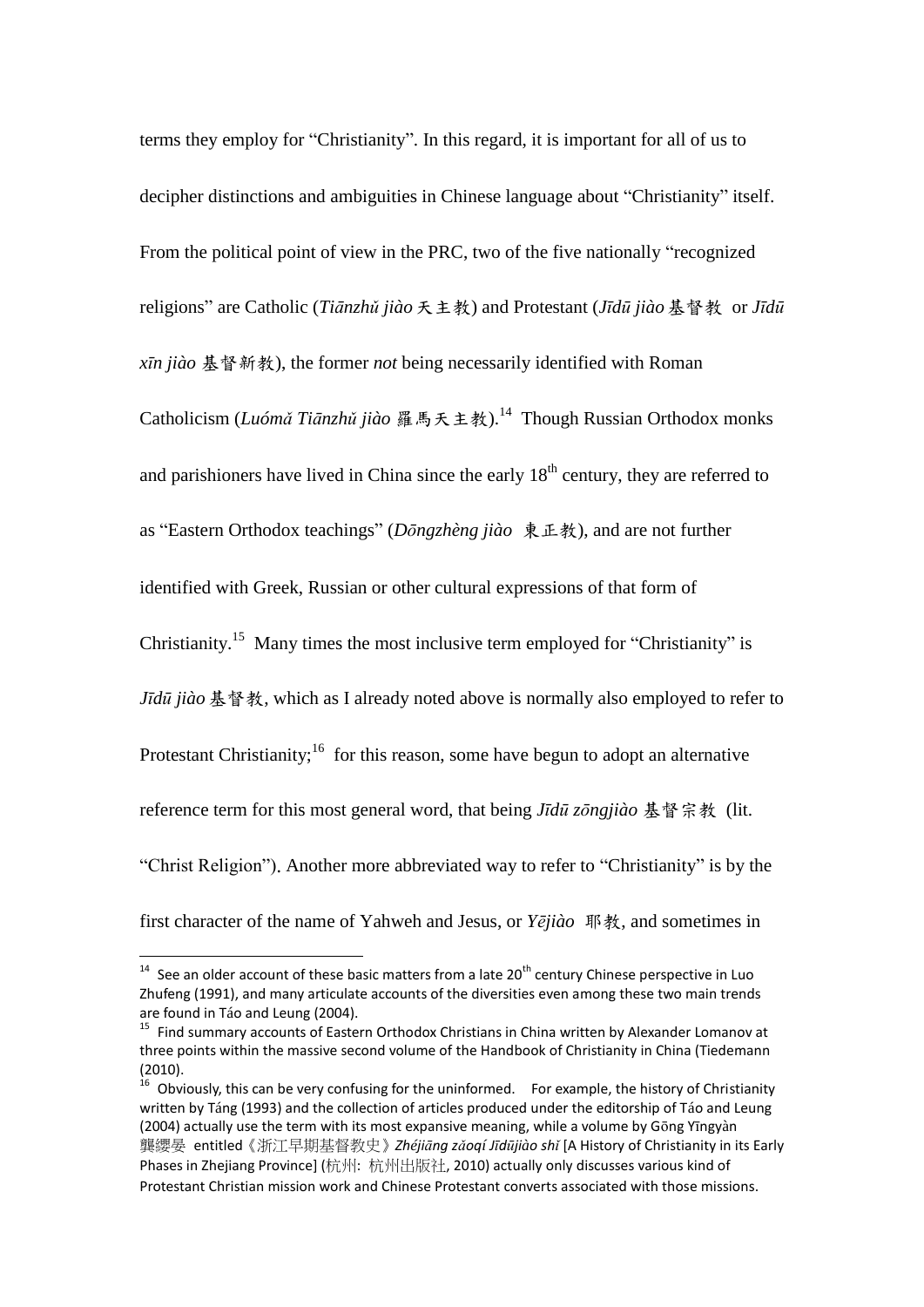terms they employ for "Christianity". In this regard, it is important for all of us to decipher distinctions and ambiguities in Chinese language about "Christianity" itself. From the political point of view in the PRC, two of the five nationally "recognized religions" are Catholic (*Tiānzhǔ jiào* 天主教) and Protestant (*Jīdū jiào* 基督教 or *Jīdū xīn jiào* 基督新教), the former *not* being necessarily identified with Roman Catholicism (*Luómǎ Tiānzhǔ jiào* 羅馬天主教).[14] Though Russian Orthodox monks and parishioners have lived in China since the early 18th century, they are referred to as "Eastern Orthodox teachings" (*Dōngzhèng jiào* 東正教), and are not further identified with Greek, Russian or other cultural expressions of that form of Christianity.[15] Many times the most inclusive term employed for "Christianity" is *Jīdū jiào* 基督教, which as I already noted above is normally also employed to refer to Protestant Christianity;[16] for this reason, some have begun to adopt an alternative reference term for this most general word, that being *Jīdū zōngjiào* 基督宗教 (lit. "Christ Religion"). Another more abbreviated way to refer to "Christianity" is by the first character of the name of Yahweh and Jesus, or *Yējiào* 耶教, and sometimes in

---

[14] See an older account of these basic matters from a late 20th century Chinese perspective in Luo Zhufeng (1991), and many articulate accounts of the diversities even among these two main trends are found in Táo and Leung (2004).

[15] Find summary accounts of Eastern Orthodox Christians in China written by Alexander Lomanov at three points within the massive second volume of the Handbook of Christianity in China (Tiedemann (2010).

[16] Obviously, this can be very confusing for the uninformed. For example, the history of Christianity written by Táng (1993) and the collection of articles produced under the editorship of Táo and Leung (2004) actually use the term with its most expansive meaning, while a volume by Gōng Yīngyàn 龔纓晏 entitled《浙江早期基督教史》*Zhéjiāng zǎoqí Jīdūjiào shǐ* [A History of Christianity in its Early Phases in Zhejiang Province] (杭州: 杭州出版社, 2010) actually only discusses various kind of Protestant Christian mission work and Chinese Protestant converts associated with those missions.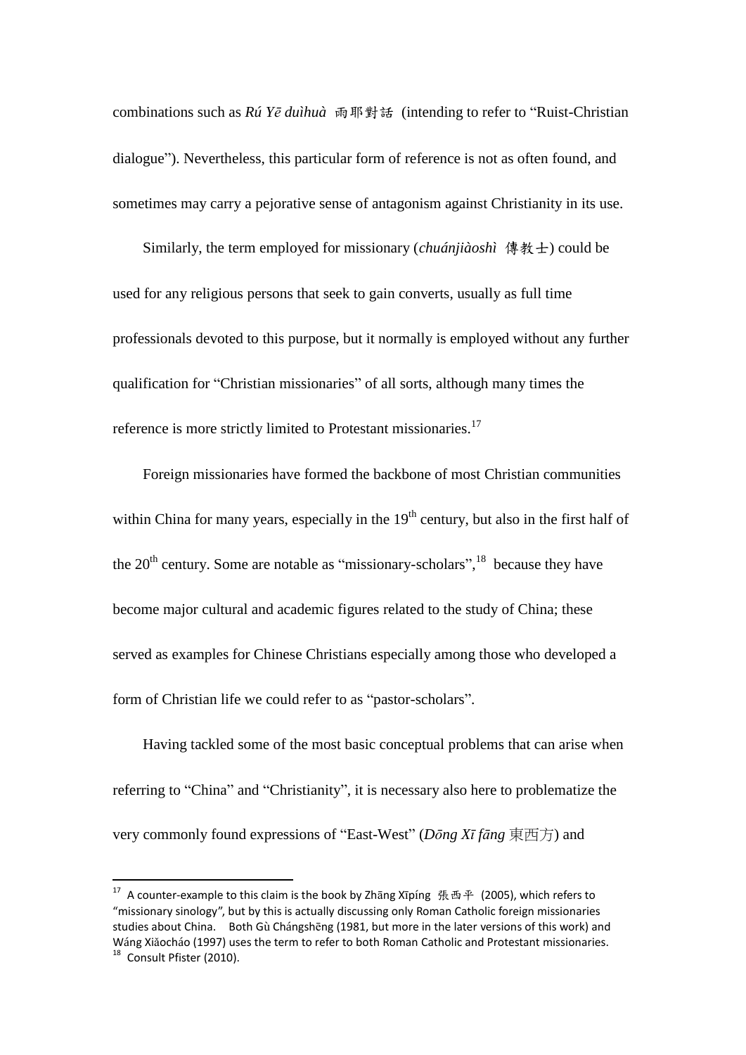combinations such as *Rú Yē duìhuà* 雨耶對話 (intending to refer to "Ruist-Christian dialogue"). Nevertheless, this particular form of reference is not as often found, and sometimes may carry a pejorative sense of antagonism against Christianity in its use.

Similarly, the term employed for missionary (*chuánjiàoshì* 傳教士) could be used for any religious persons that seek to gain converts, usually as full time professionals devoted to this purpose, but it normally is employed without any further qualification for "Christian missionaries" of all sorts, although many times the reference is more strictly limited to Protestant missionaries.[17]

Foreign missionaries have formed the backbone of most Christian communities within China for many years, especially in the 19th century, but also in the first half of the 20th century. Some are notable as "missionary-scholars",[18] because they have become major cultural and academic figures related to the study of China; these served as examples for Chinese Christians especially among those who developed a form of Christian life we could refer to as "pastor-scholars".

Having tackled some of the most basic conceptual problems that can arise when referring to "China" and "Christianity", it is necessary also here to problematize the very commonly found expressions of "East-West" (*Dōng Xī fāng* 東西方) and

---

[17] A counter-example to this claim is the book by Zhāng Xīpíng 張西平 (2005), which refers to "missionary sinology", but by this is actually discussing only Roman Catholic foreign missionaries studies about China. Both Gù Chángshēng (1981, but more in the later versions of this work) and Wáng Xiǎocháo (1997) uses the term to refer to both Roman Catholic and Protestant missionaries.

[18] Consult Pfister (2010).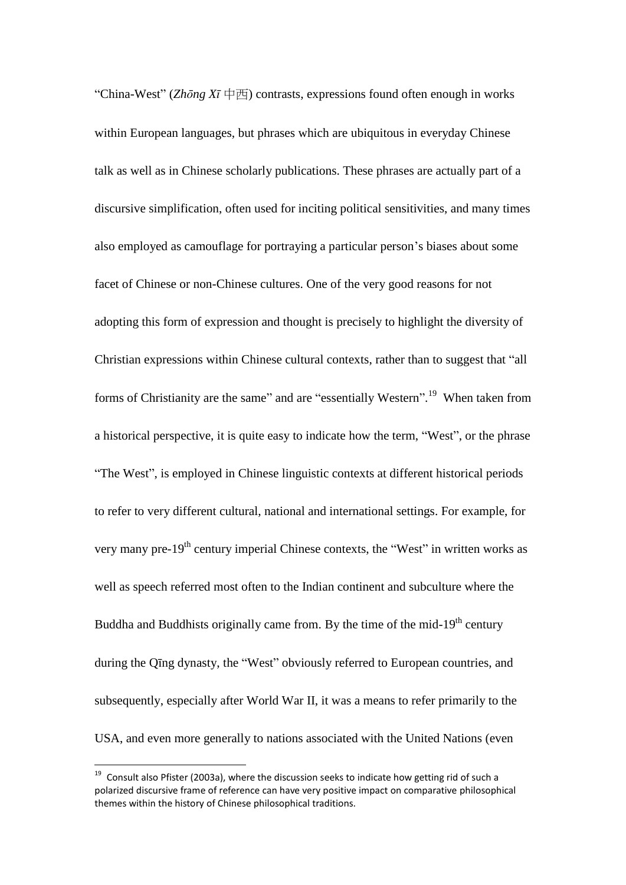"China-West" (*Zhōng Xī* 中西) contrasts, expressions found often enough in works within European languages, but phrases which are ubiquitous in everyday Chinese talk as well as in Chinese scholarly publications. These phrases are actually part of a discursive simplification, often used for inciting political sensitivities, and many times also employed as camouflage for portraying a particular person's biases about some facet of Chinese or non-Chinese cultures. One of the very good reasons for not adopting this form of expression and thought is precisely to highlight the diversity of Christian expressions within Chinese cultural contexts, rather than to suggest that "all forms of Christianity are the same" and are "essentially Western".[19] When taken from a historical perspective, it is quite easy to indicate how the term, "West", or the phrase "The West", is employed in Chinese linguistic contexts at different historical periods to refer to very different cultural, national and international settings. For example, for very many pre-19th century imperial Chinese contexts, the "West" in written works as well as speech referred most often to the Indian continent and subculture where the Buddha and Buddhists originally came from. By the time of the mid-19th century during the Qīng dynasty, the "West" obviously referred to European countries, and subsequently, especially after World War II, it was a means to refer primarily to the USA, and even more generally to nations associated with the United Nations (even

[19] Consult also Pfister (2003a), where the discussion seeks to indicate how getting rid of such a polarized discursive frame of reference can have very positive impact on comparative philosophical themes within the history of Chinese philosophical traditions.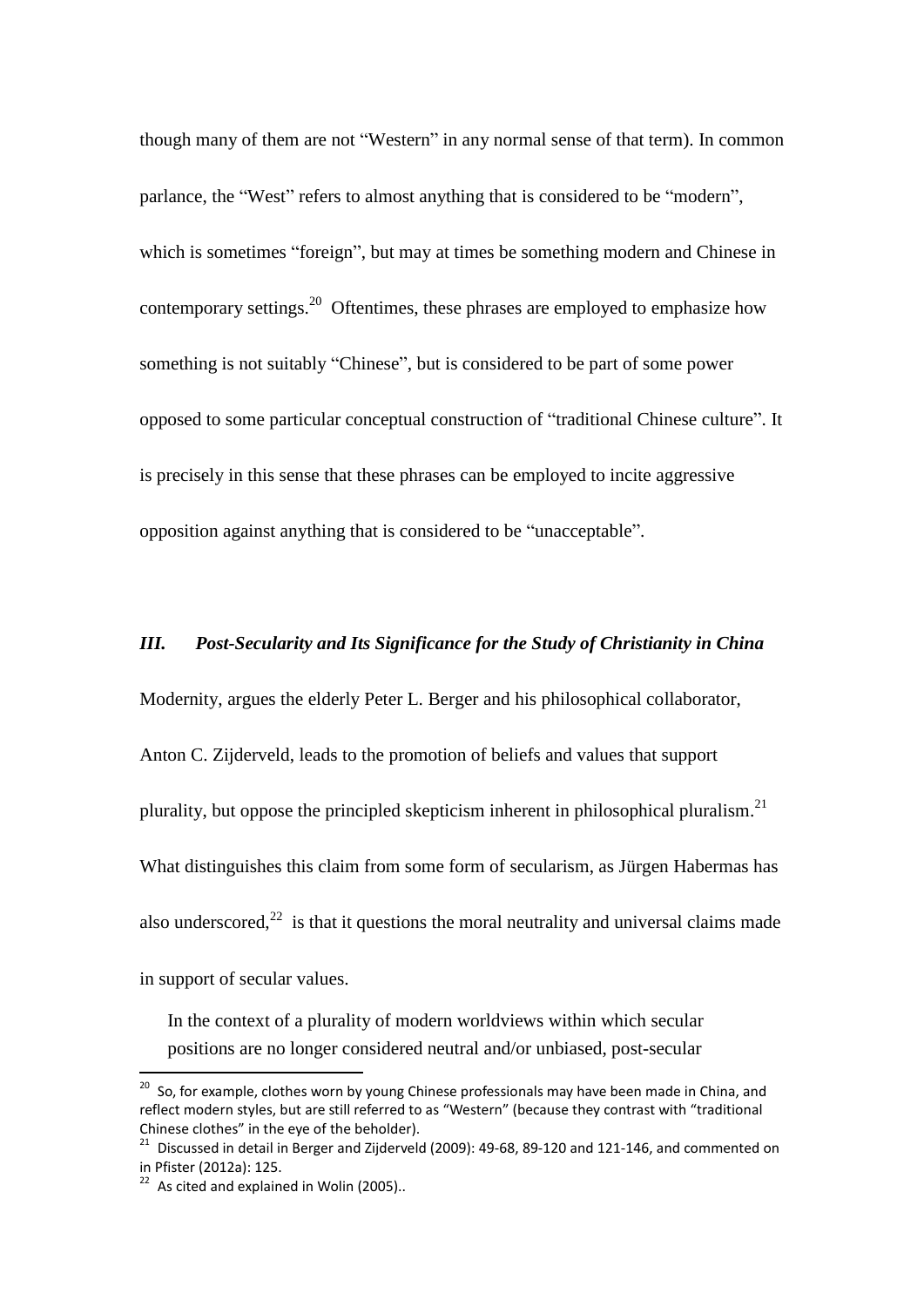though many of them are not "Western" in any normal sense of that term). In common parlance, the "West" refers to almost anything that is considered to be "modern", which is sometimes "foreign", but may at times be something modern and Chinese in contemporary settings.[20] Oftentimes, these phrases are employed to emphasize how something is not suitably "Chinese", but is considered to be part of some power opposed to some particular conceptual construction of "traditional Chinese culture". It is precisely in this sense that these phrases can be employed to incite aggressive opposition against anything that is considered to be "unacceptable".

### *III. Post-Secularity and Its Significance for the Study of Christianity in China*

Modernity, argues the elderly Peter L. Berger and his philosophical collaborator, Anton C. Zijderveld, leads to the promotion of beliefs and values that support plurality, but oppose the principled skepticism inherent in philosophical pluralism.[21] What distinguishes this claim from some form of secularism, as Jürgen Habermas has also underscored,[22] is that it questions the moral neutrality and universal claims made in support of secular values.

> In the context of a plurality of modern worldviews within which secular positions are no longer considered neutral and/or unbiased, post-secular

---

[20] So, for example, clothes worn by young Chinese professionals may have been made in China, and reflect modern styles, but are still referred to as "Western" (because they contrast with "traditional Chinese clothes" in the eye of the beholder).

[21] Discussed in detail in Berger and Zijderveld (2009): 49-68, 89-120 and 121-146, and commented on in Pfister (2012a): 125.

[22] As cited and explained in Wolin (2005)..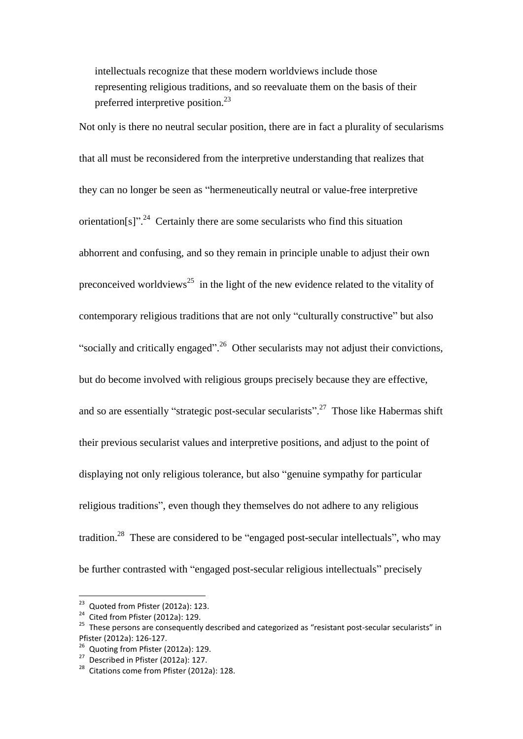> intellectuals recognize that these modern worldviews include those representing religious traditions, and so reevaluate them on the basis of their preferred interpretive position.[23]

Not only is there no neutral secular position, there are in fact a plurality of secularisms that all must be reconsidered from the interpretive understanding that realizes that they can no longer be seen as "hermeneutically neutral or value-free interpretive orientation[s]".[24] Certainly there are some secularists who find this situation abhorrent and confusing, and so they remain in principle unable to adjust their own preconceived worldviews[25] in the light of the new evidence related to the vitality of contemporary religious traditions that are not only "culturally constructive" but also "socially and critically engaged".[26] Other secularists may not adjust their convictions, but do become involved with religious groups precisely because they are effective, and so are essentially "strategic post-secular secularists".[27] Those like Habermas shift their previous secularist values and interpretive positions, and adjust to the point of displaying not only religious tolerance, but also "genuine sympathy for particular religious traditions", even though they themselves do not adhere to any religious tradition.[28] These are considered to be "engaged post-secular intellectuals", who may be further contrasted with "engaged post-secular religious intellectuals" precisely

---

[23] Quoted from Pfister (2012a): 123.

[24] Cited from Pfister (2012a): 129.

[25] These persons are consequently described and categorized as "resistant post-secular secularists" in Pfister (2012a): 126-127.

[26] Quoting from Pfister (2012a): 129.

[27] Described in Pfister (2012a): 127.

[28] Citations come from Pfister (2012a): 128.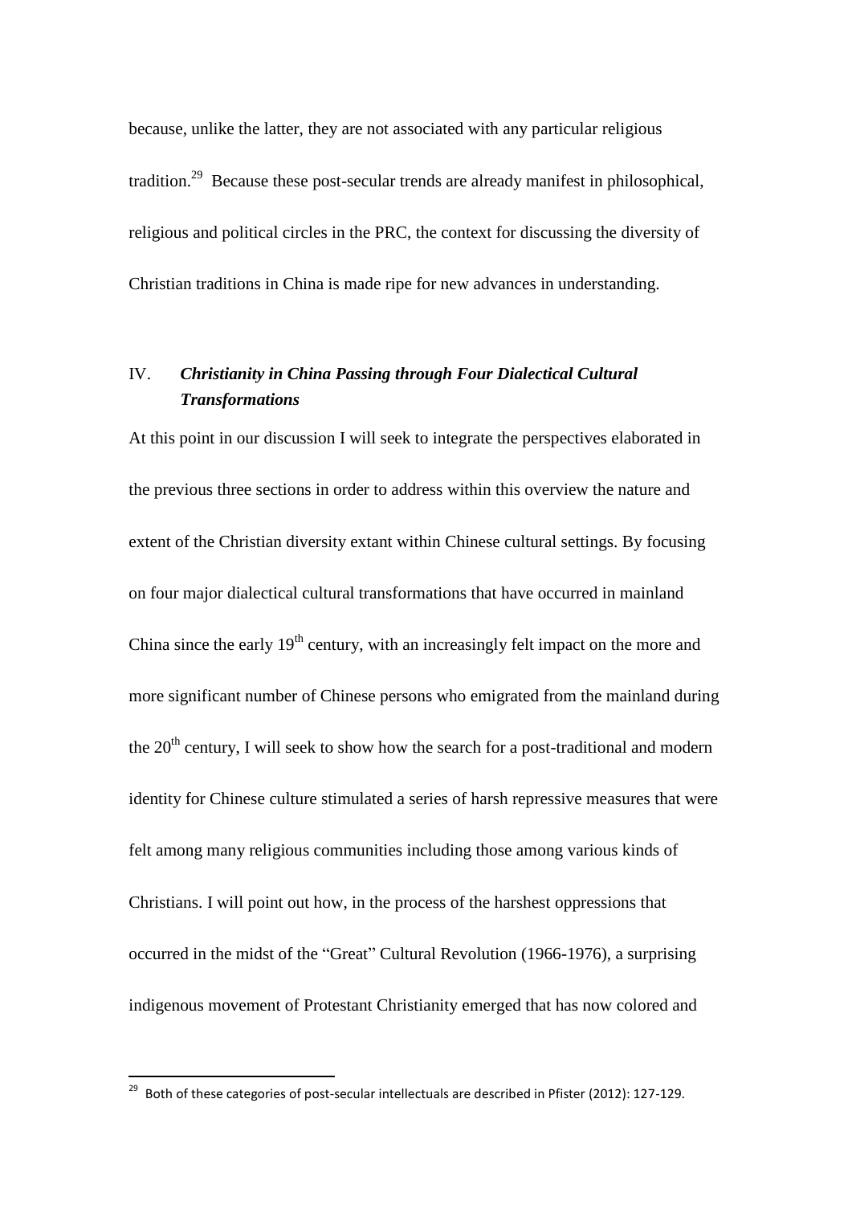because, unlike the latter, they are not associated with any particular religious tradition.[29] Because these post-secular trends are already manifest in philosophical, religious and political circles in the PRC, the context for discussing the diversity of Christian traditions in China is made ripe for new advances in understanding.

## IV. *Christianity in China Passing through Four Dialectical Cultural Transformations*

At this point in our discussion I will seek to integrate the perspectives elaborated in the previous three sections in order to address within this overview the nature and extent of the Christian diversity extant within Chinese cultural settings. By focusing on four major dialectical cultural transformations that have occurred in mainland China since the early 19th century, with an increasingly felt impact on the more and more significant number of Chinese persons who emigrated from the mainland during the 20th century, I will seek to show how the search for a post-traditional and modern identity for Chinese culture stimulated a series of harsh repressive measures that were felt among many religious communities including those among various kinds of Christians. I will point out how, in the process of the harshest oppressions that occurred in the midst of the "Great" Cultural Revolution (1966-1976), a surprising indigenous movement of Protestant Christianity emerged that has now colored and

[29] Both of these categories of post-secular intellectuals are described in Pfister (2012): 127-129.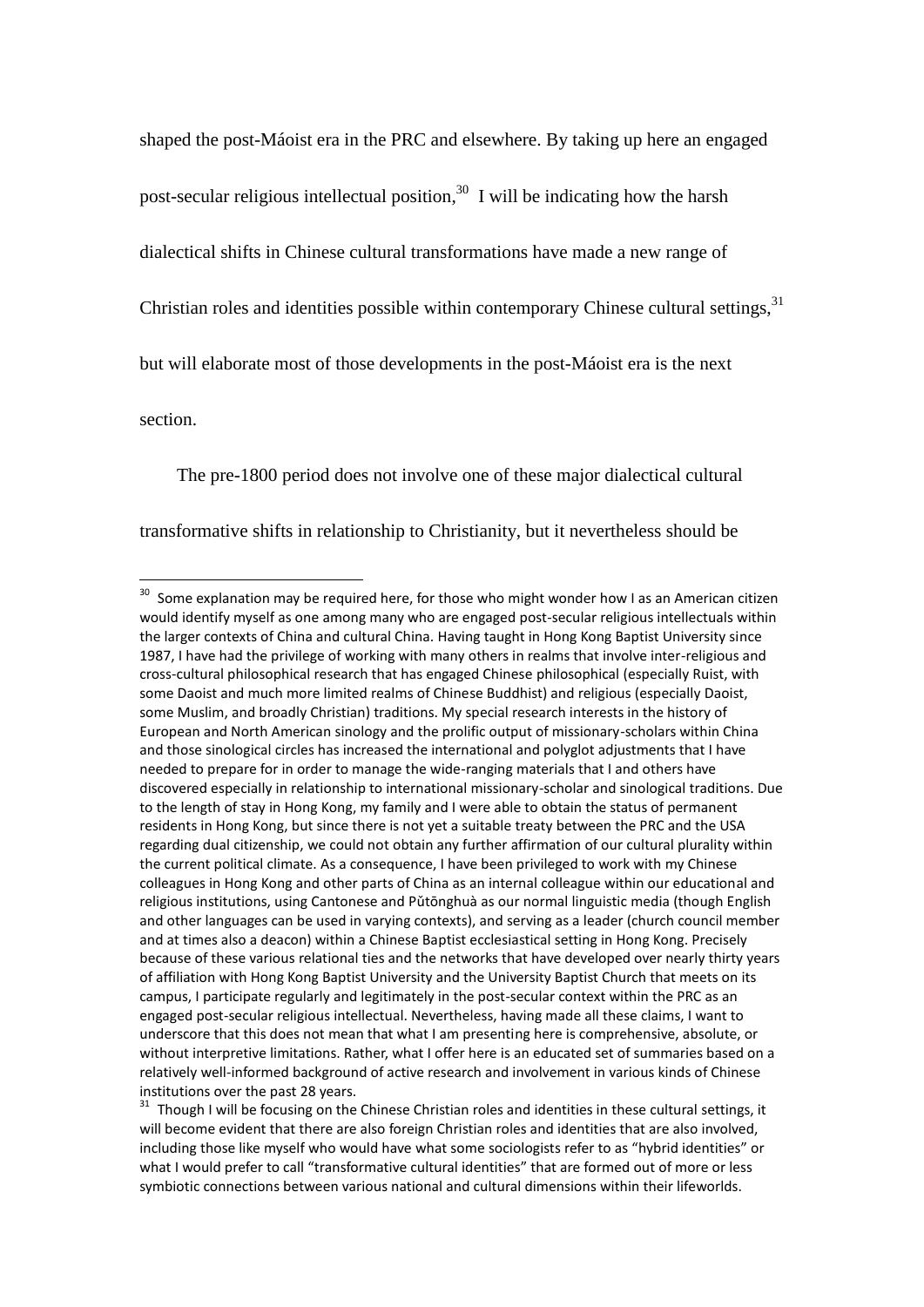shaped the post-Máoist era in the PRC and elsewhere. By taking up here an engaged post-secular religious intellectual position,[30] I will be indicating how the harsh dialectical shifts in Chinese cultural transformations have made a new range of Christian roles and identities possible within contemporary Chinese cultural settings,[31] but will elaborate most of those developments in the post-Máoist era is the next section.

The pre-1800 period does not involve one of these major dialectical cultural transformative shifts in relationship to Christianity, but it nevertheless should be

---

[30] Some explanation may be required here, for those who might wonder how I as an American citizen would identify myself as one among many who are engaged post-secular religious intellectuals within the larger contexts of China and cultural China. Having taught in Hong Kong Baptist University since 1987, I have had the privilege of working with many others in realms that involve inter-religious and cross-cultural philosophical research that has engaged Chinese philosophical (especially Ruist, with some Daoist and much more limited realms of Chinese Buddhist) and religious (especially Daoist, some Muslim, and broadly Christian) traditions. My special research interests in the history of European and North American sinology and the prolific output of missionary-scholars within China and those sinological circles has increased the international and polyglot adjustments that I have needed to prepare for in order to manage the wide-ranging materials that I and others have discovered especially in relationship to international missionary-scholar and sinological traditions. Due to the length of stay in Hong Kong, my family and I were able to obtain the status of permanent residents in Hong Kong, but since there is not yet a suitable treaty between the PRC and the USA regarding dual citizenship, we could not obtain any further affirmation of our cultural plurality within the current political climate. As a consequence, I have been privileged to work with my Chinese colleagues in Hong Kong and other parts of China as an internal colleague within our educational and religious institutions, using Cantonese and Pǔtōnghuà as our normal linguistic media (though English and other languages can be used in varying contexts), and serving as a leader (church council member and at times also a deacon) within a Chinese Baptist ecclesiastical setting in Hong Kong. Precisely because of these various relational ties and the networks that have developed over nearly thirty years of affiliation with Hong Kong Baptist University and the University Baptist Church that meets on its campus, I participate regularly and legitimately in the post-secular context within the PRC as an engaged post-secular religious intellectual. Nevertheless, having made all these claims, I want to underscore that this does not mean that what I am presenting here is comprehensive, absolute, or without interpretive limitations. Rather, what I offer here is an educated set of summaries based on a relatively well-informed background of active research and involvement in various kinds of Chinese institutions over the past 28 years.

[31] Though I will be focusing on the Chinese Christian roles and identities in these cultural settings, it will become evident that there are also foreign Christian roles and identities that are also involved, including those like myself who would have what some sociologists refer to as "hybrid identities" or what I would prefer to call "transformative cultural identities" that are formed out of more or less symbiotic connections between various national and cultural dimensions within their lifeworlds.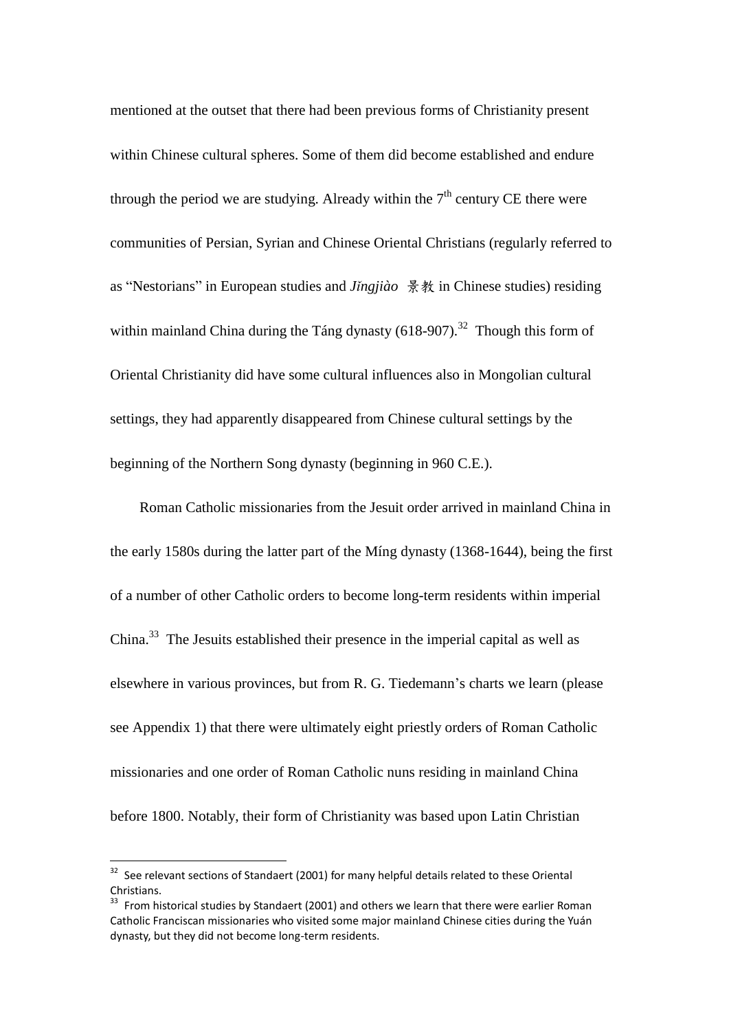mentioned at the outset that there had been previous forms of Christianity present within Chinese cultural spheres. Some of them did become established and endure through the period we are studying. Already within the 7th century CE there were communities of Persian, Syrian and Chinese Oriental Christians (regularly referred to as "Nestorians" in European studies and *Jǐngjiào* 景教 in Chinese studies) residing within mainland China during the Táng dynasty (618-907).[32] Though this form of Oriental Christianity did have some cultural influences also in Mongolian cultural settings, they had apparently disappeared from Chinese cultural settings by the beginning of the Northern Song dynasty (beginning in 960 C.E.).

Roman Catholic missionaries from the Jesuit order arrived in mainland China in the early 1580s during the latter part of the Míng dynasty (1368-1644), being the first of a number of other Catholic orders to become long-term residents within imperial China.[33] The Jesuits established their presence in the imperial capital as well as elsewhere in various provinces, but from R. G. Tiedemann's charts we learn (please see Appendix 1) that there were ultimately eight priestly orders of Roman Catholic missionaries and one order of Roman Catholic nuns residing in mainland China before 1800. Notably, their form of Christianity was based upon Latin Christian

---

[32] See relevant sections of Standaert (2001) for many helpful details related to these Oriental Christians.

[33] From historical studies by Standaert (2001) and others we learn that there were earlier Roman Catholic Franciscan missionaries who visited some major mainland Chinese cities during the Yuán dynasty, but they did not become long-term residents.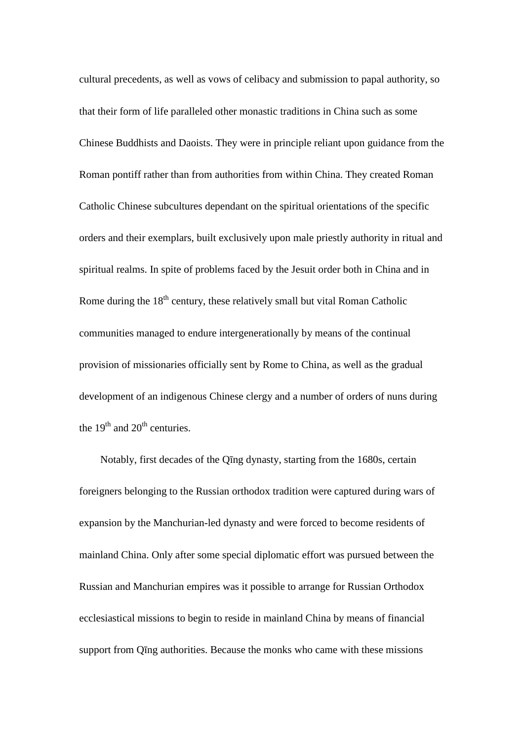cultural precedents, as well as vows of celibacy and submission to papal authority, so that their form of life paralleled other monastic traditions in China such as some Chinese Buddhists and Daoists. They were in principle reliant upon guidance from the Roman pontiff rather than from authorities from within China. They created Roman Catholic Chinese subcultures dependant on the spiritual orientations of the specific orders and their exemplars, built exclusively upon male priestly authority in ritual and spiritual realms. In spite of problems faced by the Jesuit order both in China and in Rome during the 18th century, these relatively small but vital Roman Catholic communities managed to endure intergenerationally by means of the continual provision of missionaries officially sent by Rome to China, as well as the gradual development of an indigenous Chinese clergy and a number of orders of nuns during the 19th and 20th centuries.

Notably, first decades of the Qīng dynasty, starting from the 1680s, certain foreigners belonging to the Russian orthodox tradition were captured during wars of expansion by the Manchurian-led dynasty and were forced to become residents of mainland China. Only after some special diplomatic effort was pursued between the Russian and Manchurian empires was it possible to arrange for Russian Orthodox ecclesiastical missions to begin to reside in mainland China by means of financial support from Qīng authorities. Because the monks who came with these missions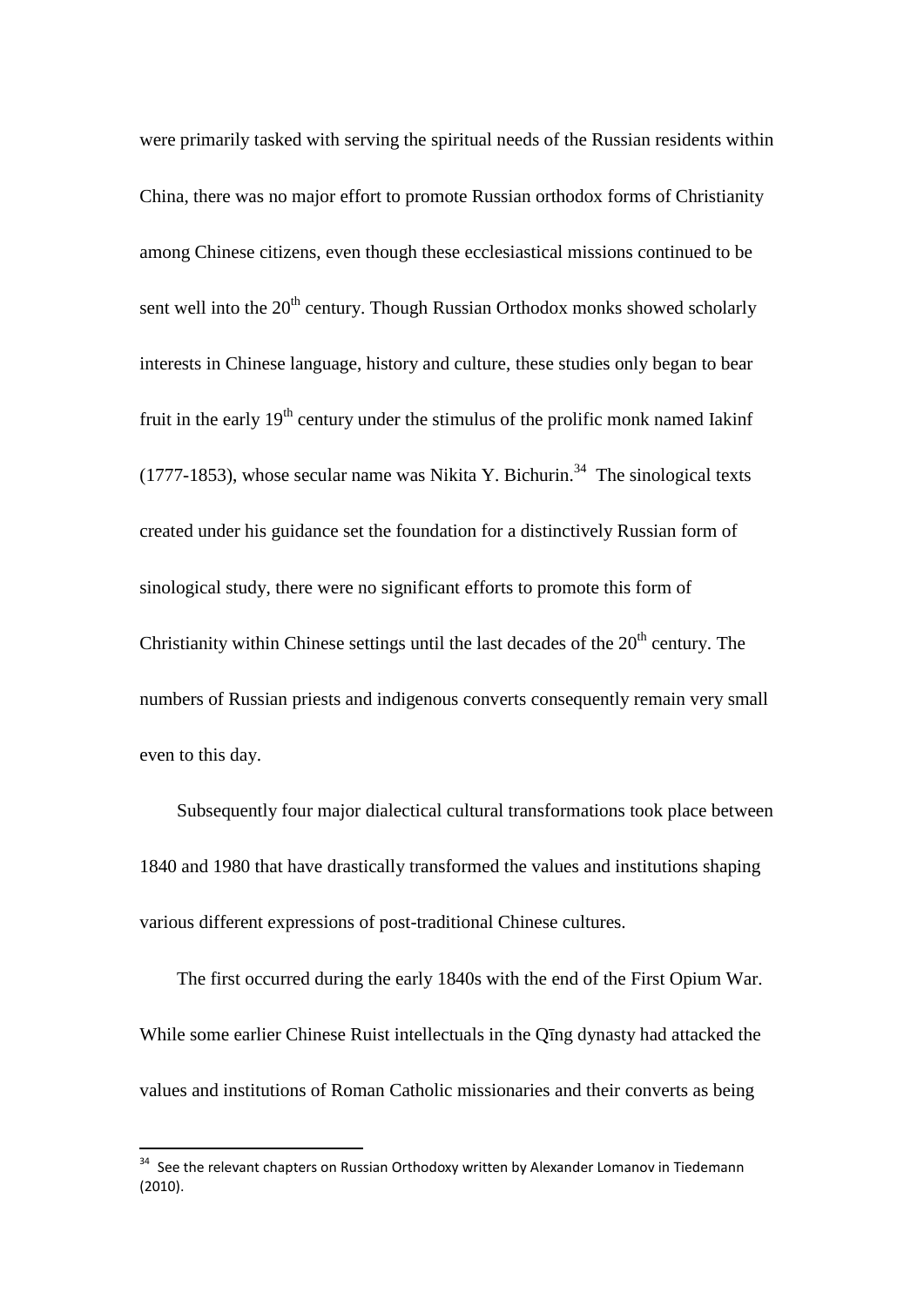were primarily tasked with serving the spiritual needs of the Russian residents within China, there was no major effort to promote Russian orthodox forms of Christianity among Chinese citizens, even though these ecclesiastical missions continued to be sent well into the 20th century. Though Russian Orthodox monks showed scholarly interests in Chinese language, history and culture, these studies only began to bear fruit in the early 19th century under the stimulus of the prolific monk named Iakinf (1777-1853), whose secular name was Nikita Y. Bichurin.[34] The sinological texts created under his guidance set the foundation for a distinctively Russian form of sinological study, there were no significant efforts to promote this form of Christianity within Chinese settings until the last decades of the 20th century. The numbers of Russian priests and indigenous converts consequently remain very small even to this day.

Subsequently four major dialectical cultural transformations took place between 1840 and 1980 that have drastically transformed the values and institutions shaping various different expressions of post-traditional Chinese cultures.

The first occurred during the early 1840s with the end of the First Opium War. While some earlier Chinese Ruist intellectuals in the Qīng dynasty had attacked the values and institutions of Roman Catholic missionaries and their converts as being

---

[34] See the relevant chapters on Russian Orthodoxy written by Alexander Lomanov in Tiedemann (2010).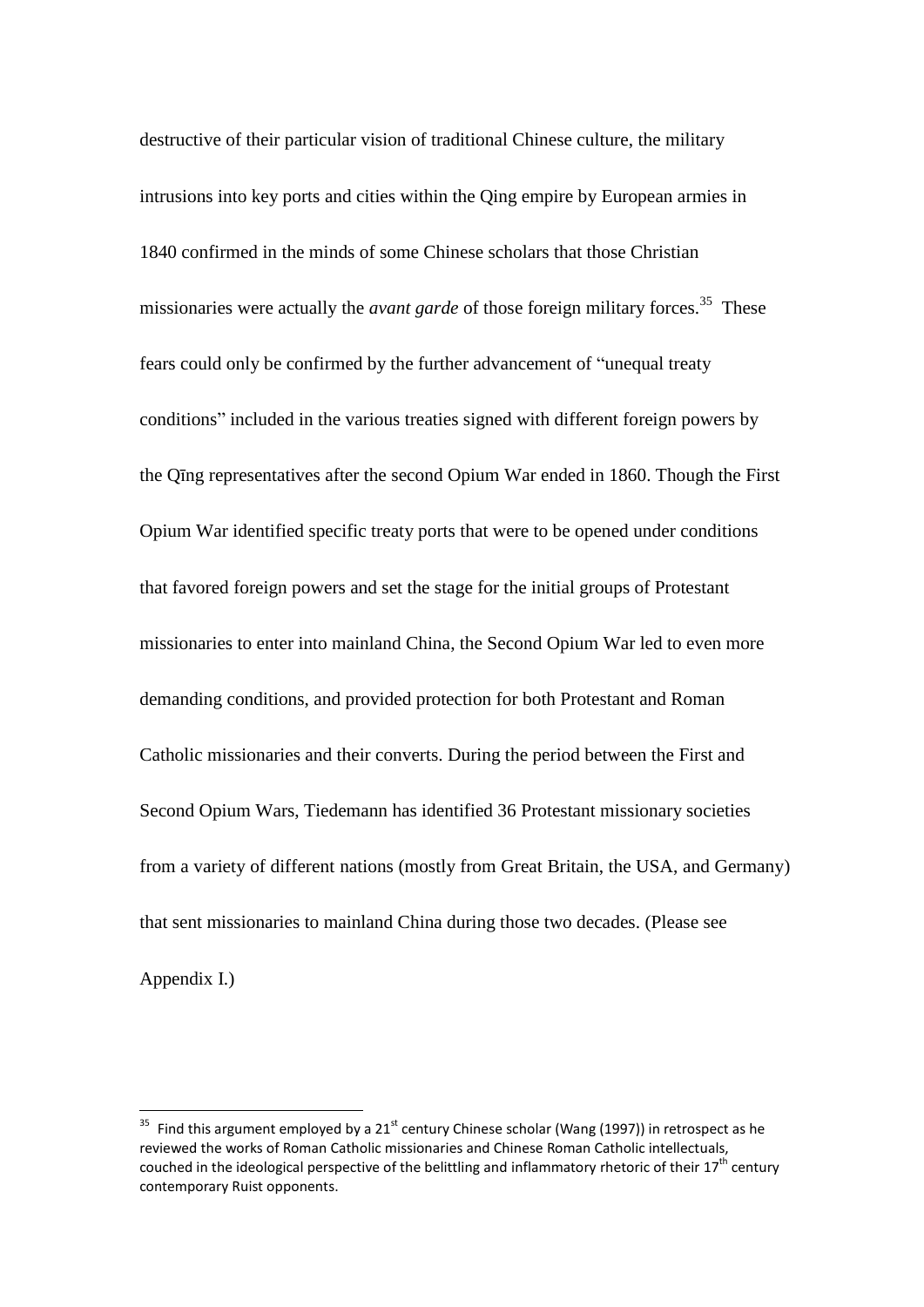destructive of their particular vision of traditional Chinese culture, the military intrusions into key ports and cities within the Qing empire by European armies in 1840 confirmed in the minds of some Chinese scholars that those Christian missionaries were actually the *avant garde* of those foreign military forces.[35] These fears could only be confirmed by the further advancement of "unequal treaty conditions" included in the various treaties signed with different foreign powers by the Qīng representatives after the second Opium War ended in 1860. Though the First Opium War identified specific treaty ports that were to be opened under conditions that favored foreign powers and set the stage for the initial groups of Protestant missionaries to enter into mainland China, the Second Opium War led to even more demanding conditions, and provided protection for both Protestant and Roman Catholic missionaries and their converts. During the period between the First and Second Opium Wars, Tiedemann has identified 36 Protestant missionary societies from a variety of different nations (mostly from Great Britain, the USA, and Germany) that sent missionaries to mainland China during those two decades. (Please see Appendix I.)

---

[35] Find this argument employed by a 21$^{st}$ century Chinese scholar (Wang (1997)) in retrospect as he reviewed the works of Roman Catholic missionaries and Chinese Roman Catholic intellectuals, couched in the ideological perspective of the belittling and inflammatory rhetoric of their 17$^{th}$ century contemporary Ruist opponents.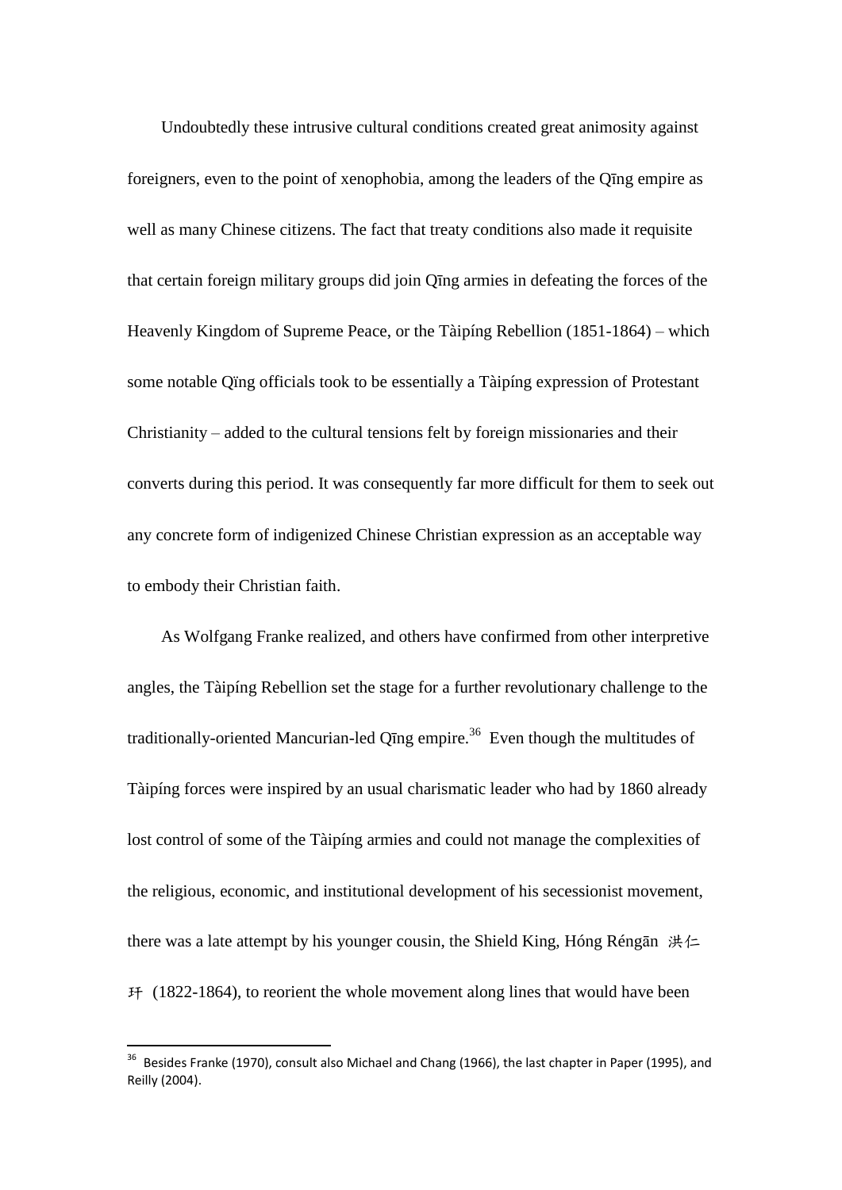Undoubtedly these intrusive cultural conditions created great animosity against foreigners, even to the point of xenophobia, among the leaders of the Qīng empire as well as many Chinese citizens. The fact that treaty conditions also made it requisite that certain foreign military groups did join Qīng armies in defeating the forces of the Heavenly Kingdom of Supreme Peace, or the Tàipíng Rebellion (1851-1864) – which some notable Qïng officials took to be essentially a Tàipíng expression of Protestant Christianity – added to the cultural tensions felt by foreign missionaries and their converts during this period. It was consequently far more difficult for them to seek out any concrete form of indigenized Chinese Christian expression as an acceptable way to embody their Christian faith.

As Wolfgang Franke realized, and others have confirmed from other interpretive angles, the Tàipíng Rebellion set the stage for a further revolutionary challenge to the traditionally-oriented Mancurian-led Qīng empire.[36] Even though the multitudes of Tàipíng forces were inspired by an usual charismatic leader who had by 1860 already lost control of some of the Tàipíng armies and could not manage the complexities of the religious, economic, and institutional development of his secessionist movement, there was a late attempt by his younger cousin, the Shield King, Hóng Réngān 洪仁玕 (1822-1864), to reorient the whole movement along lines that would have been

[36] Besides Franke (1970), consult also Michael and Chang (1966), the last chapter in Paper (1995), and Reilly (2004).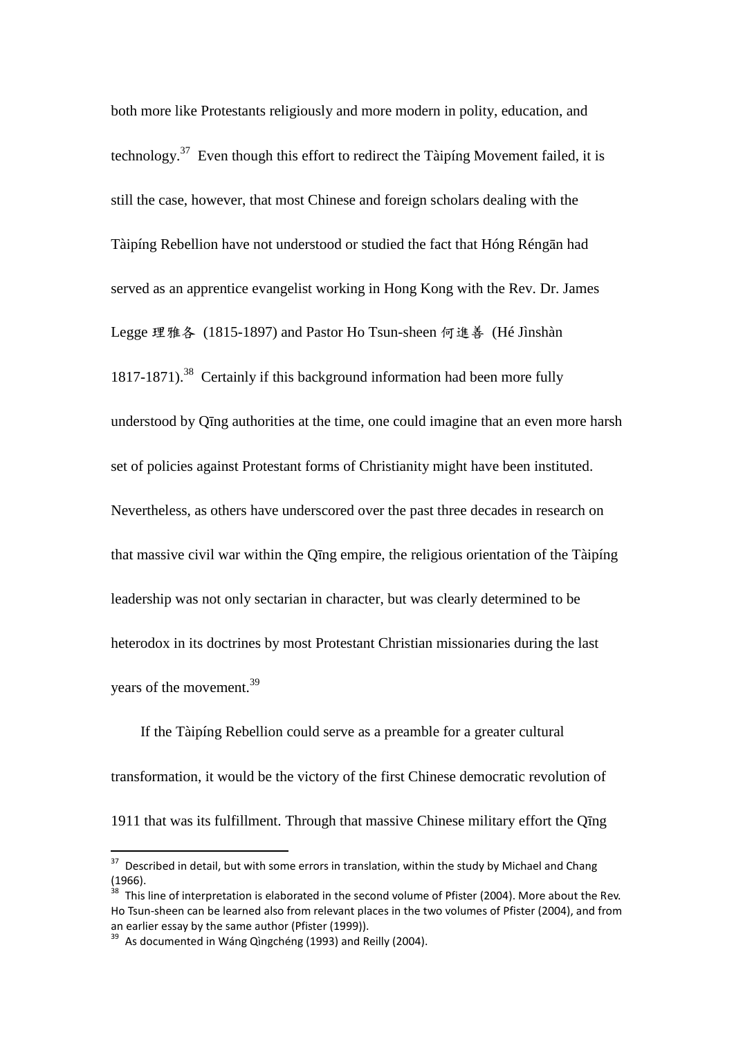both more like Protestants religiously and more modern in polity, education, and technology.[37] Even though this effort to redirect the Tàipíng Movement failed, it is still the case, however, that most Chinese and foreign scholars dealing with the Tàipíng Rebellion have not understood or studied the fact that Hóng Réngān had served as an apprentice evangelist working in Hong Kong with the Rev. Dr. James Legge 理雅各 (1815-1897) and Pastor Ho Tsun-sheen 何進善 (Hé Jìnshàn 1817-1871).[38] Certainly if this background information had been more fully understood by Qīng authorities at the time, one could imagine that an even more harsh set of policies against Protestant forms of Christianity might have been instituted. Nevertheless, as others have underscored over the past three decades in research on that massive civil war within the Qīng empire, the religious orientation of the Tàipíng leadership was not only sectarian in character, but was clearly determined to be heterodox in its doctrines by most Protestant Christian missionaries during the last years of the movement.[39]

If the Tàipíng Rebellion could serve as a preamble for a greater cultural transformation, it would be the victory of the first Chinese democratic revolution of 1911 that was its fulfillment. Through that massive Chinese military effort the Qīng

---

[37] Described in detail, but with some errors in translation, within the study by Michael and Chang (1966).

[38] This line of interpretation is elaborated in the second volume of Pfister (2004). More about the Rev. Ho Tsun-sheen can be learned also from relevant places in the two volumes of Pfister (2004), and from an earlier essay by the same author (Pfister (1999)).

[39] As documented in Wáng Qìngchéng (1993) and Reilly (2004).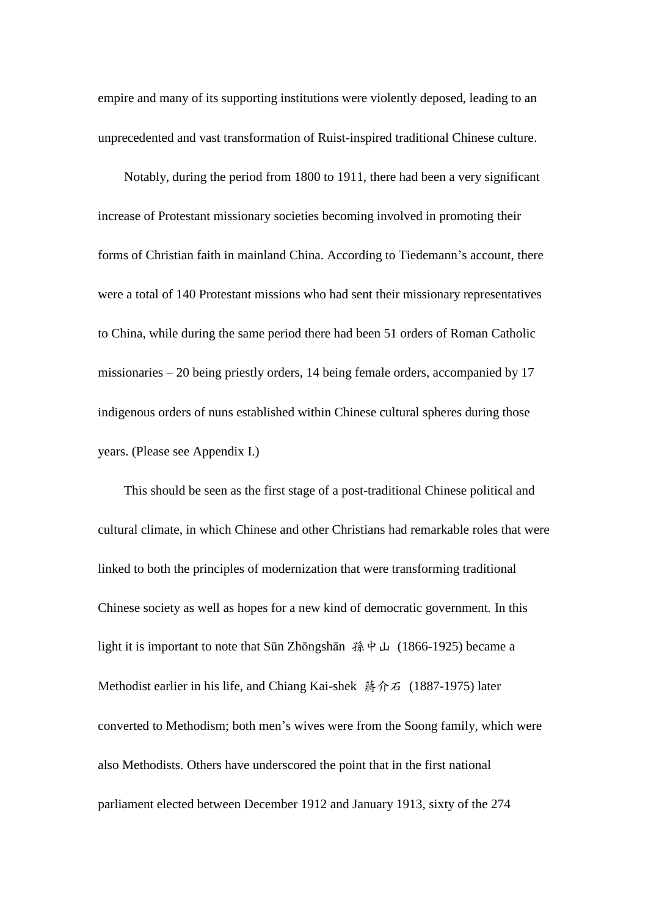empire and many of its supporting institutions were violently deposed, leading to an unprecedented and vast transformation of Ruist-inspired traditional Chinese culture.

Notably, during the period from 1800 to 1911, there had been a very significant increase of Protestant missionary societies becoming involved in promoting their forms of Christian faith in mainland China. According to Tiedemann's account, there were a total of 140 Protestant missions who had sent their missionary representatives to China, while during the same period there had been 51 orders of Roman Catholic missionaries – 20 being priestly orders, 14 being female orders, accompanied by 17 indigenous orders of nuns established within Chinese cultural spheres during those years. (Please see Appendix I.)

This should be seen as the first stage of a post-traditional Chinese political and cultural climate, in which Chinese and other Christians had remarkable roles that were linked to both the principles of modernization that were transforming traditional Chinese society as well as hopes for a new kind of democratic government. In this light it is important to note that Sūn Zhōngshān 孫中山 (1866-1925) became a Methodist earlier in his life, and Chiang Kai-shek 蔣介石 (1887-1975) later converted to Methodism; both men's wives were from the Soong family, which were also Methodists. Others have underscored the point that in the first national parliament elected between December 1912 and January 1913, sixty of the 274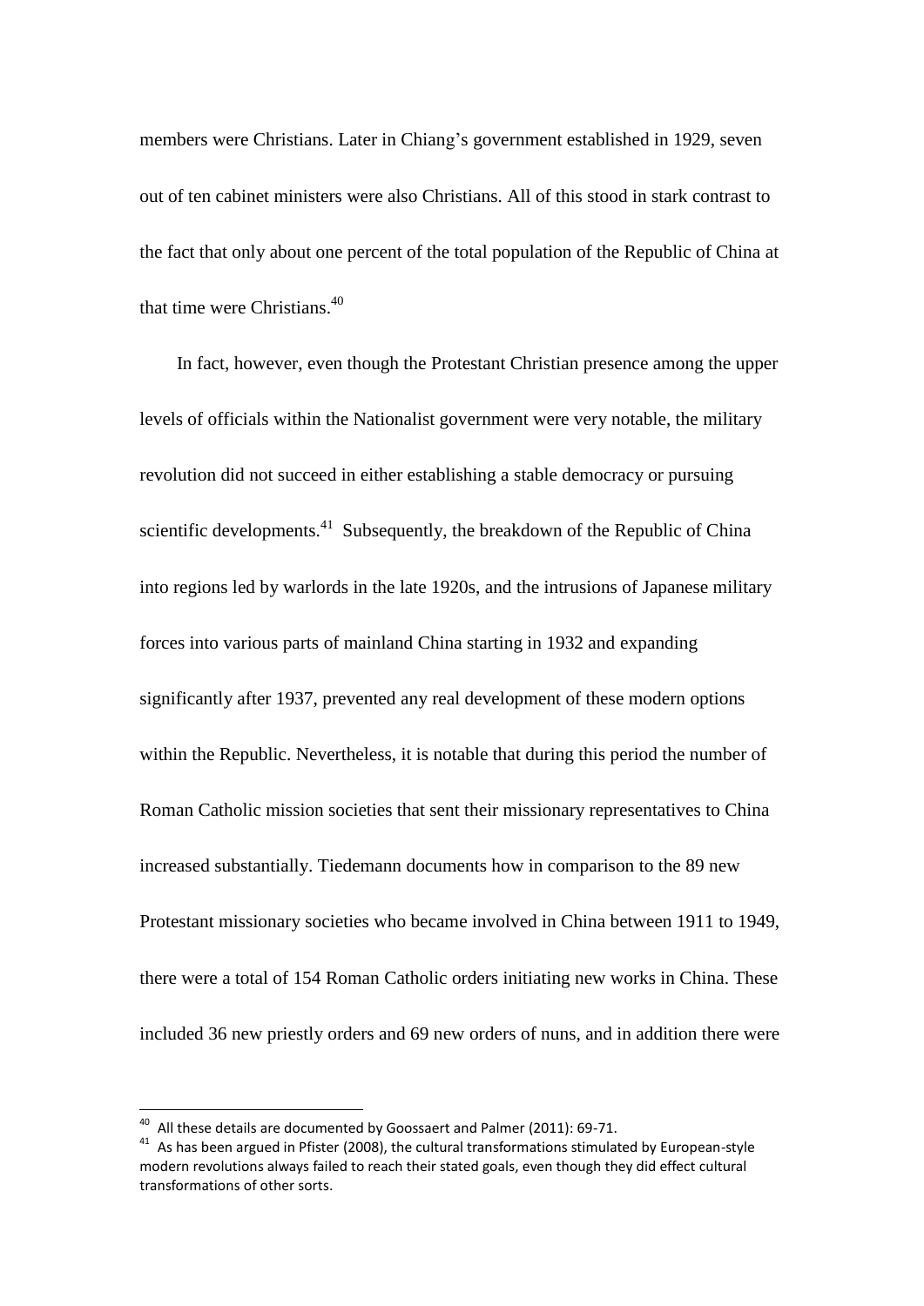members were Christians. Later in Chiang's government established in 1929, seven out of ten cabinet ministers were also Christians. All of this stood in stark contrast to the fact that only about one percent of the total population of the Republic of China at that time were Christians.[40]

In fact, however, even though the Protestant Christian presence among the upper levels of officials within the Nationalist government were very notable, the military revolution did not succeed in either establishing a stable democracy or pursuing scientific developments.[41] Subsequently, the breakdown of the Republic of China into regions led by warlords in the late 1920s, and the intrusions of Japanese military forces into various parts of mainland China starting in 1932 and expanding significantly after 1937, prevented any real development of these modern options within the Republic. Nevertheless, it is notable that during this period the number of Roman Catholic mission societies that sent their missionary representatives to China increased substantially. Tiedemann documents how in comparison to the 89 new Protestant missionary societies who became involved in China between 1911 to 1949, there were a total of 154 Roman Catholic orders initiating new works in China. These included 36 new priestly orders and 69 new orders of nuns, and in addition there were

---

[40] All these details are documented by Goossaert and Palmer (2011): 69-71.

[41] As has been argued in Pfister (2008), the cultural transformations stimulated by European-style modern revolutions always failed to reach their stated goals, even though they did effect cultural transformations of other sorts.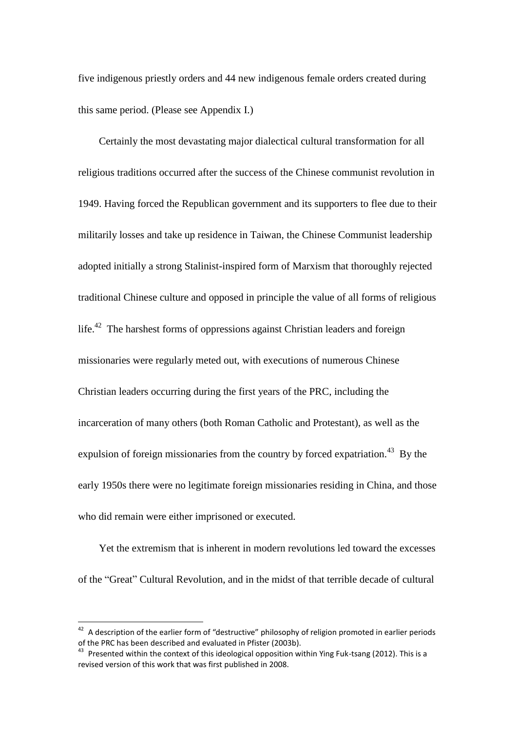five indigenous priestly orders and 44 new indigenous female orders created during this same period. (Please see Appendix I.)

Certainly the most devastating major dialectical cultural transformation for all religious traditions occurred after the success of the Chinese communist revolution in 1949. Having forced the Republican government and its supporters to flee due to their militarily losses and take up residence in Taiwan, the Chinese Communist leadership adopted initially a strong Stalinist-inspired form of Marxism that thoroughly rejected traditional Chinese culture and opposed in principle the value of all forms of religious life.[42] The harshest forms of oppressions against Christian leaders and foreign missionaries were regularly meted out, with executions of numerous Chinese Christian leaders occurring during the first years of the PRC, including the incarceration of many others (both Roman Catholic and Protestant), as well as the expulsion of foreign missionaries from the country by forced expatriation.[43] By the early 1950s there were no legitimate foreign missionaries residing in China, and those who did remain were either imprisoned or executed.

Yet the extremism that is inherent in modern revolutions led toward the excesses of the "Great" Cultural Revolution, and in the midst of that terrible decade of cultural

---

[42] A description of the earlier form of "destructive" philosophy of religion promoted in earlier periods of the PRC has been described and evaluated in Pfister (2003b).

[43] Presented within the context of this ideological opposition within Ying Fuk-tsang (2012). This is a revised version of this work that was first published in 2008.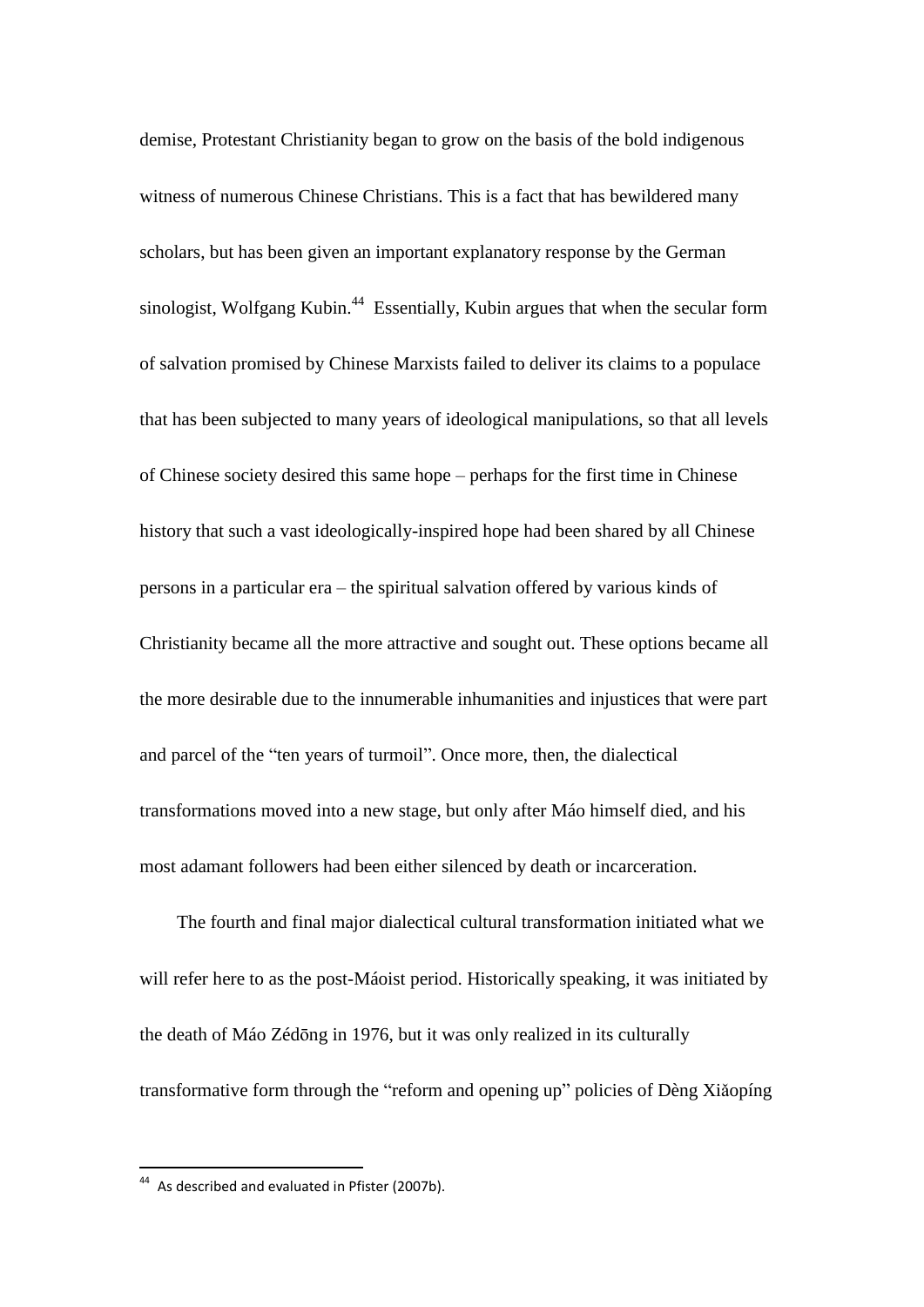demise, Protestant Christianity began to grow on the basis of the bold indigenous witness of numerous Chinese Christians. This is a fact that has bewildered many scholars, but has been given an important explanatory response by the German sinologist, Wolfgang Kubin.[44] Essentially, Kubin argues that when the secular form of salvation promised by Chinese Marxists failed to deliver its claims to a populace that has been subjected to many years of ideological manipulations, so that all levels of Chinese society desired this same hope – perhaps for the first time in Chinese history that such a vast ideologically-inspired hope had been shared by all Chinese persons in a particular era – the spiritual salvation offered by various kinds of Christianity became all the more attractive and sought out. These options became all the more desirable due to the innumerable inhumanities and injustices that were part and parcel of the "ten years of turmoil". Once more, then, the dialectical transformations moved into a new stage, but only after Máo himself died, and his most adamant followers had been either silenced by death or incarceration.

The fourth and final major dialectical cultural transformation initiated what we will refer here to as the post-Máoist period. Historically speaking, it was initiated by the death of Máo Zédōng in 1976, but it was only realized in its culturally transformative form through the "reform and opening up" policies of Dèng Xiǎopíng

---

[44] As described and evaluated in Pfister (2007b).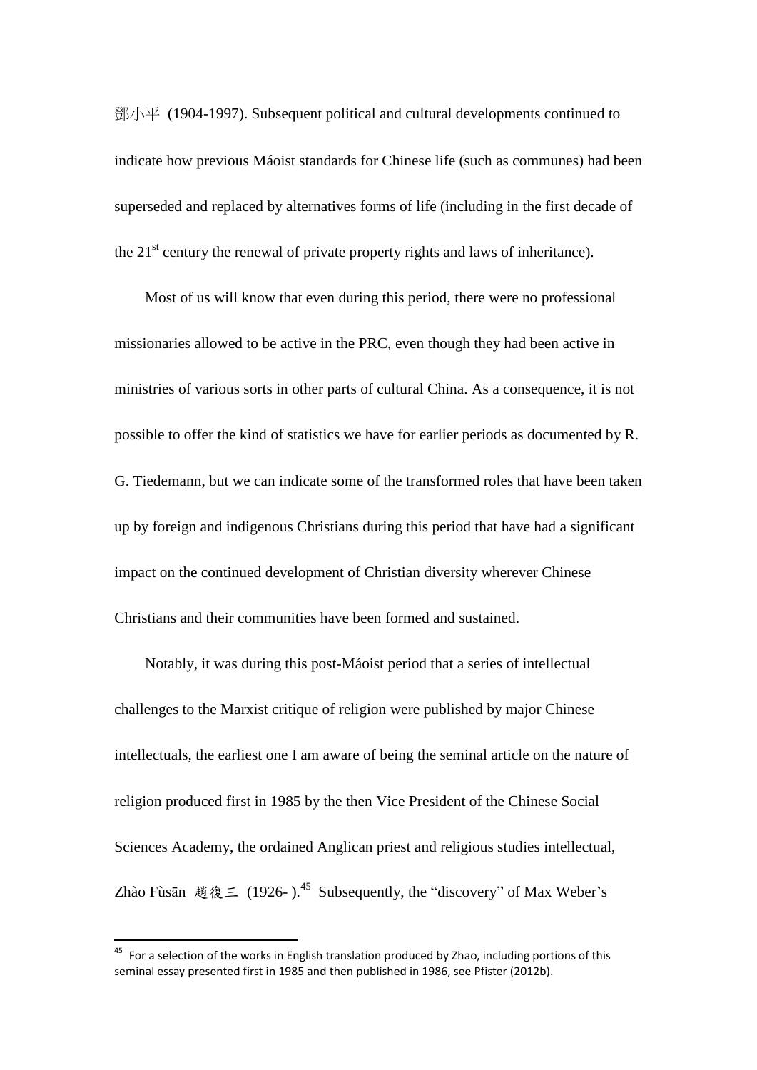鄧小平 (1904-1997). Subsequent political and cultural developments continued to indicate how previous Máoist standards for Chinese life (such as communes) had been superseded and replaced by alternatives forms of life (including in the first decade of the 21st century the renewal of private property rights and laws of inheritance).

Most of us will know that even during this period, there were no professional missionaries allowed to be active in the PRC, even though they had been active in ministries of various sorts in other parts of cultural China. As a consequence, it is not possible to offer the kind of statistics we have for earlier periods as documented by R. G. Tiedemann, but we can indicate some of the transformed roles that have been taken up by foreign and indigenous Christians during this period that have had a significant impact on the continued development of Christian diversity wherever Chinese Christians and their communities have been formed and sustained.

Notably, it was during this post-Máoist period that a series of intellectual challenges to the Marxist critique of religion were published by major Chinese intellectuals, the earliest one I am aware of being the seminal article on the nature of religion produced first in 1985 by the then Vice President of the Chinese Social Sciences Academy, the ordained Anglican priest and religious studies intellectual, Zhào Fùsān 趙復三 (1926- ).[45] Subsequently, the "discovery" of Max Weber's

[45] For a selection of the works in English translation produced by Zhao, including portions of this seminal essay presented first in 1985 and then published in 1986, see Pfister (2012b).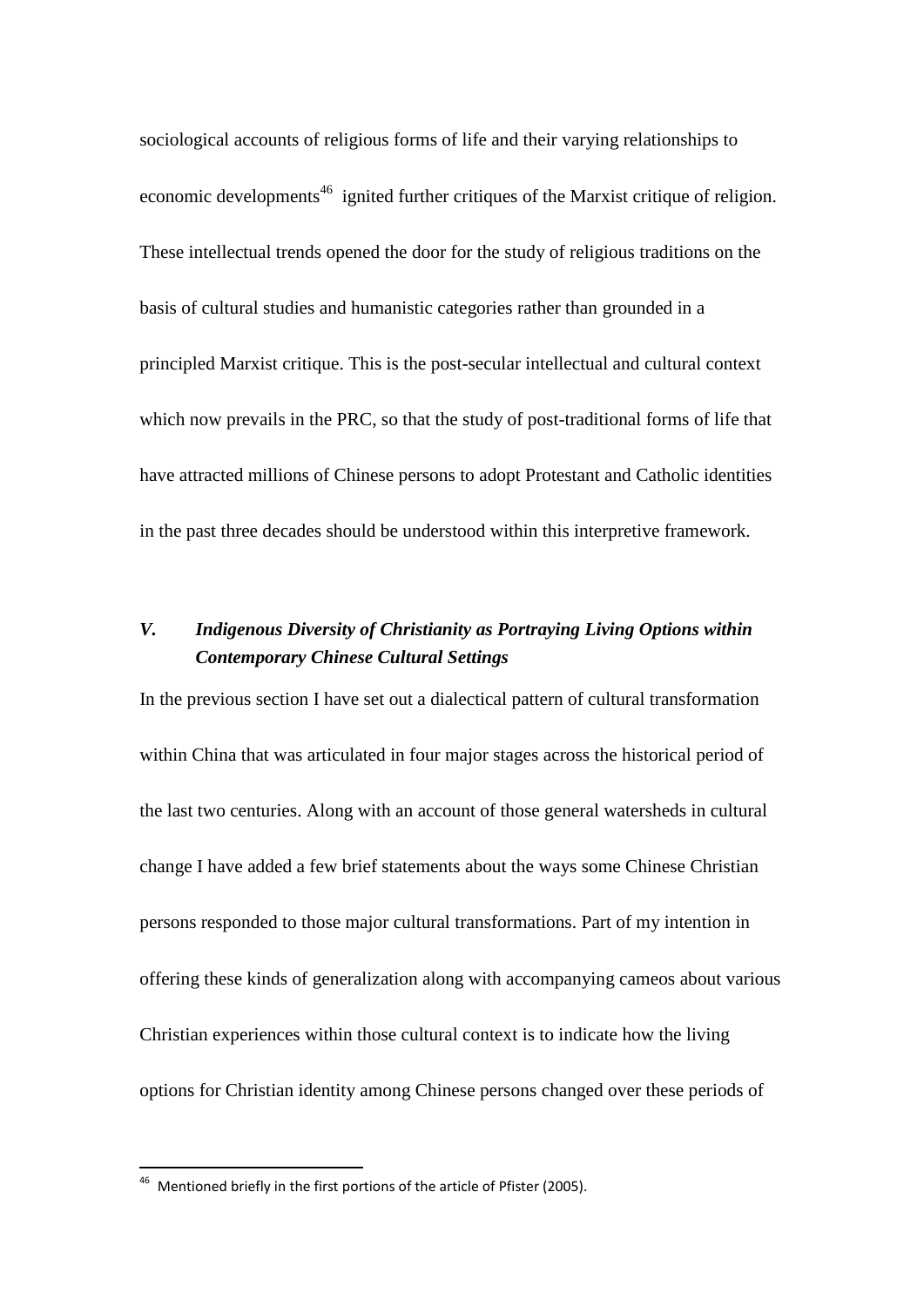sociological accounts of religious forms of life and their varying relationships to economic developments[46] ignited further critiques of the Marxist critique of religion. These intellectual trends opened the door for the study of religious traditions on the basis of cultural studies and humanistic categories rather than grounded in a principled Marxist critique. This is the post-secular intellectual and cultural context which now prevails in the PRC, so that the study of post-traditional forms of life that have attracted millions of Chinese persons to adopt Protestant and Catholic identities in the past three decades should be understood within this interpretive framework.

## *V. Indigenous Diversity of Christianity as Portraying Living Options within Contemporary Chinese Cultural Settings*

In the previous section I have set out a dialectical pattern of cultural transformation within China that was articulated in four major stages across the historical period of the last two centuries. Along with an account of those general watersheds in cultural change I have added a few brief statements about the ways some Chinese Christian persons responded to those major cultural transformations. Part of my intention in offering these kinds of generalization along with accompanying cameos about various Christian experiences within those cultural context is to indicate how the living options for Christian identity among Chinese persons changed over these periods of

---

[46] Mentioned briefly in the first portions of the article of Pfister (2005).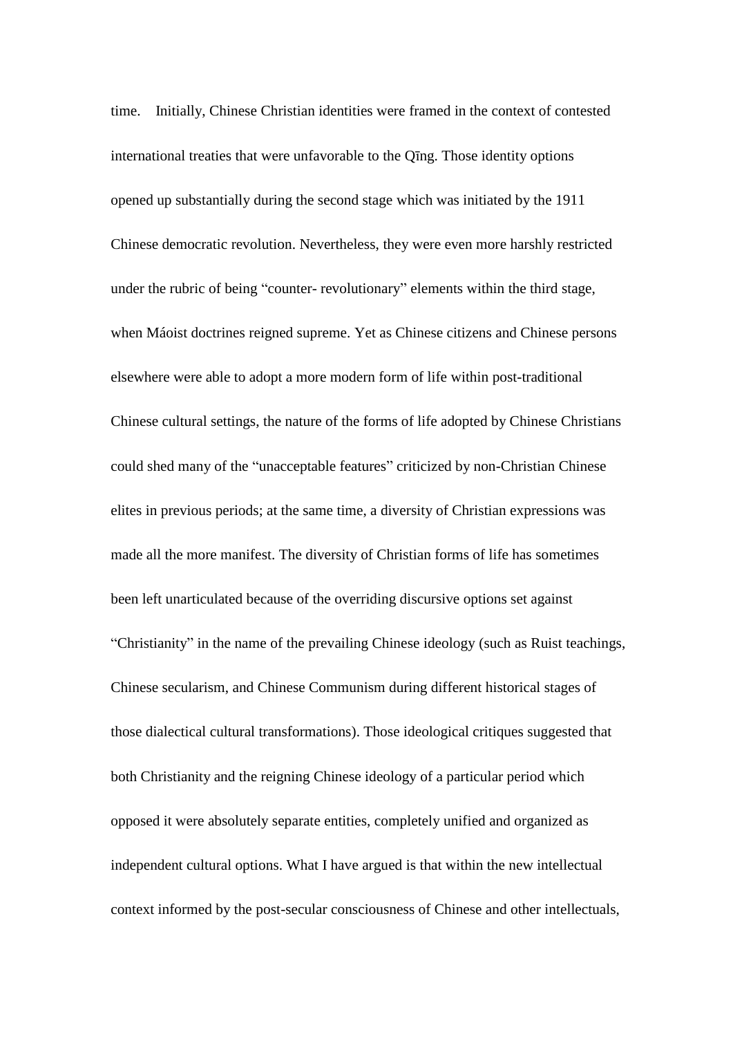time. Initially, Chinese Christian identities were framed in the context of contested international treaties that were unfavorable to the Qīng. Those identity options opened up substantially during the second stage which was initiated by the 1911 Chinese democratic revolution. Nevertheless, they were even more harshly restricted under the rubric of being "counter- revolutionary" elements within the third stage, when Máoist doctrines reigned supreme. Yet as Chinese citizens and Chinese persons elsewhere were able to adopt a more modern form of life within post-traditional Chinese cultural settings, the nature of the forms of life adopted by Chinese Christians could shed many of the "unacceptable features" criticized by non-Christian Chinese elites in previous periods; at the same time, a diversity of Christian expressions was made all the more manifest. The diversity of Christian forms of life has sometimes been left unarticulated because of the overriding discursive options set against "Christianity" in the name of the prevailing Chinese ideology (such as Ruist teachings, Chinese secularism, and Chinese Communism during different historical stages of those dialectical cultural transformations). Those ideological critiques suggested that both Christianity and the reigning Chinese ideology of a particular period which opposed it were absolutely separate entities, completely unified and organized as independent cultural options. What I have argued is that within the new intellectual context informed by the post-secular consciousness of Chinese and other intellectuals,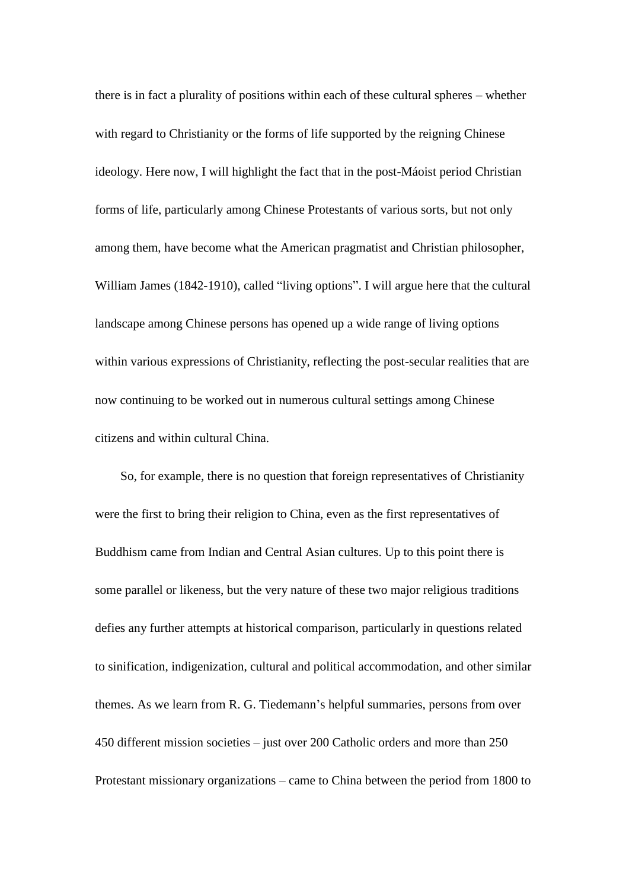there is in fact a plurality of positions within each of these cultural spheres – whether with regard to Christianity or the forms of life supported by the reigning Chinese ideology. Here now, I will highlight the fact that in the post-Máoist period Christian forms of life, particularly among Chinese Protestants of various sorts, but not only among them, have become what the American pragmatist and Christian philosopher, William James (1842-1910), called "living options". I will argue here that the cultural landscape among Chinese persons has opened up a wide range of living options within various expressions of Christianity, reflecting the post-secular realities that are now continuing to be worked out in numerous cultural settings among Chinese citizens and within cultural China.

So, for example, there is no question that foreign representatives of Christianity were the first to bring their religion to China, even as the first representatives of Buddhism came from Indian and Central Asian cultures. Up to this point there is some parallel or likeness, but the very nature of these two major religious traditions defies any further attempts at historical comparison, particularly in questions related to sinification, indigenization, cultural and political accommodation, and other similar themes. As we learn from R. G. Tiedemann's helpful summaries, persons from over 450 different mission societies – just over 200 Catholic orders and more than 250 Protestant missionary organizations – came to China between the period from 1800 to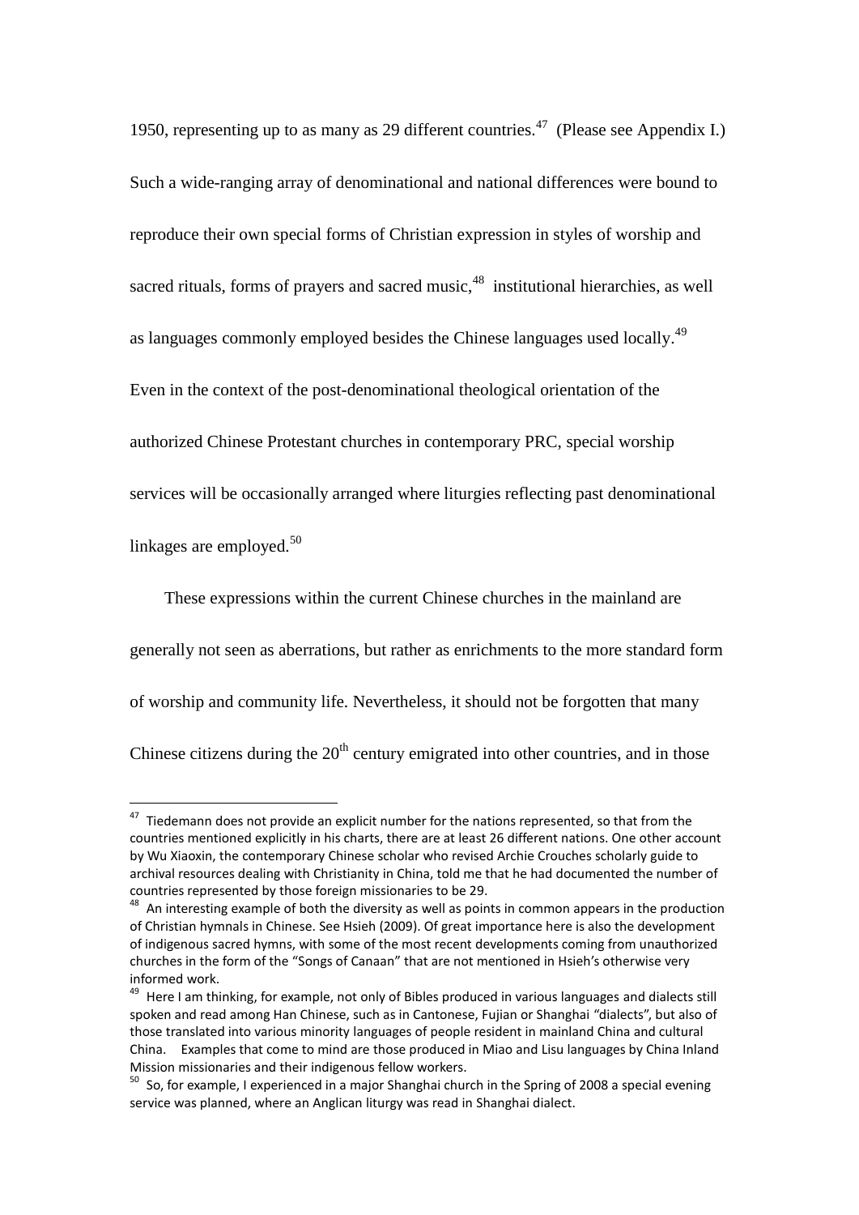1950, representing up to as many as 29 different countries.[47] (Please see Appendix I.) Such a wide-ranging array of denominational and national differences were bound to reproduce their own special forms of Christian expression in styles of worship and sacred rituals, forms of prayers and sacred music,[48] institutional hierarchies, as well as languages commonly employed besides the Chinese languages used locally.[49] Even in the context of the post-denominational theological orientation of the authorized Chinese Protestant churches in contemporary PRC, special worship services will be occasionally arranged where liturgies reflecting past denominational linkages are employed.[50]

These expressions within the current Chinese churches in the mainland are generally not seen as aberrations, but rather as enrichments to the more standard form of worship and community life. Nevertheless, it should not be forgotten that many Chinese citizens during the 20th century emigrated into other countries, and in those

---

[47] Tiedemann does not provide an explicit number for the nations represented, so that from the countries mentioned explicitly in his charts, there are at least 26 different nations. One other account by Wu Xiaoxin, the contemporary Chinese scholar who revised Archie Crouches scholarly guide to archival resources dealing with Christianity in China, told me that he had documented the number of countries represented by those foreign missionaries to be 29.

[48] An interesting example of both the diversity as well as points in common appears in the production of Christian hymnals in Chinese. See Hsieh (2009). Of great importance here is also the development of indigenous sacred hymns, with some of the most recent developments coming from unauthorized churches in the form of the "Songs of Canaan" that are not mentioned in Hsieh's otherwise very informed work.

[49] Here I am thinking, for example, not only of Bibles produced in various languages and dialects still spoken and read among Han Chinese, such as in Cantonese, Fujian or Shanghai "dialects", but also of those translated into various minority languages of people resident in mainland China and cultural China. Examples that come to mind are those produced in Miao and Lisu languages by China Inland Mission missionaries and their indigenous fellow workers.

[50] So, for example, I experienced in a major Shanghai church in the Spring of 2008 a special evening service was planned, where an Anglican liturgy was read in Shanghai dialect.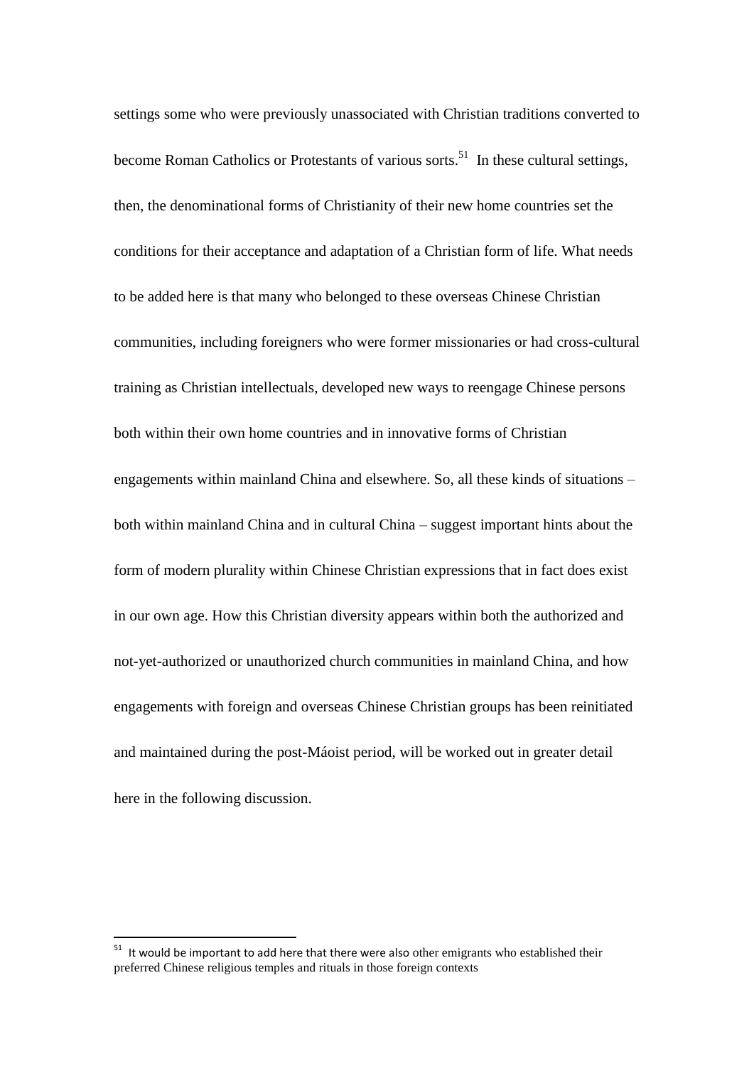settings some who were previously unassociated with Christian traditions converted to become Roman Catholics or Protestants of various sorts.[51] In these cultural settings, then, the denominational forms of Christianity of their new home countries set the conditions for their acceptance and adaptation of a Christian form of life. What needs to be added here is that many who belonged to these overseas Chinese Christian communities, including foreigners who were former missionaries or had cross-cultural training as Christian intellectuals, developed new ways to reengage Chinese persons both within their own home countries and in innovative forms of Christian engagements within mainland China and elsewhere. So, all these kinds of situations – both within mainland China and in cultural China – suggest important hints about the form of modern plurality within Chinese Christian expressions that in fact does exist in our own age. How this Christian diversity appears within both the authorized and not-yet-authorized or unauthorized church communities in mainland China, and how engagements with foreign and overseas Chinese Christian groups has been reinitiated and maintained during the post-Máoist period, will be worked out in greater detail here in the following discussion.

[51] It would be important to add here that there were also other emigrants who established their preferred Chinese religious temples and rituals in those foreign contexts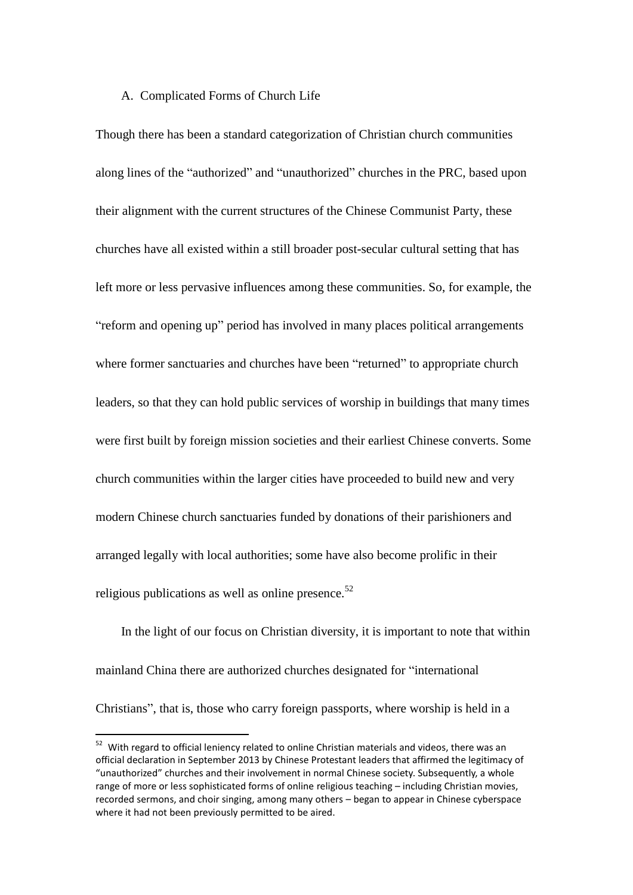### A. Complicated Forms of Church Life

Though there has been a standard categorization of Christian church communities along lines of the "authorized" and "unauthorized" churches in the PRC, based upon their alignment with the current structures of the Chinese Communist Party, these churches have all existed within a still broader post-secular cultural setting that has left more or less pervasive influences among these communities. So, for example, the "reform and opening up" period has involved in many places political arrangements where former sanctuaries and churches have been "returned" to appropriate church leaders, so that they can hold public services of worship in buildings that many times were first built by foreign mission societies and their earliest Chinese converts. Some church communities within the larger cities have proceeded to build new and very modern Chinese church sanctuaries funded by donations of their parishioners and arranged legally with local authorities; some have also become prolific in their religious publications as well as online presence.[52]

In the light of our focus on Christian diversity, it is important to note that within mainland China there are authorized churches designated for "international Christians", that is, those who carry foreign passports, where worship is held in a

---

[52] With regard to official leniency related to online Christian materials and videos, there was an official declaration in September 2013 by Chinese Protestant leaders that affirmed the legitimacy of "unauthorized" churches and their involvement in normal Chinese society. Subsequently, a whole range of more or less sophisticated forms of online religious teaching – including Christian movies, recorded sermons, and choir singing, among many others – began to appear in Chinese cyberspace where it had not been previously permitted to be aired.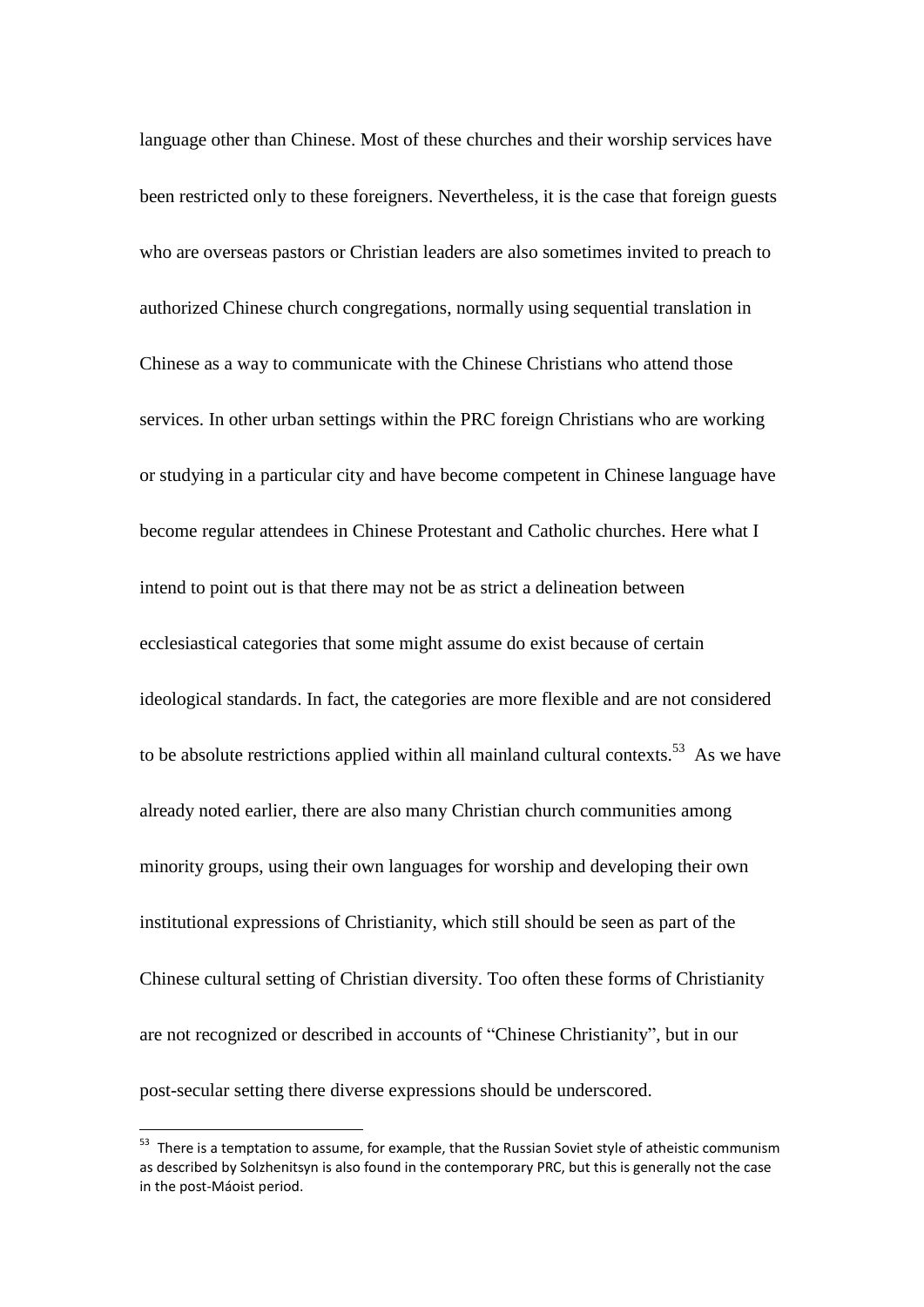language other than Chinese. Most of these churches and their worship services have been restricted only to these foreigners. Nevertheless, it is the case that foreign guests who are overseas pastors or Christian leaders are also sometimes invited to preach to authorized Chinese church congregations, normally using sequential translation in Chinese as a way to communicate with the Chinese Christians who attend those services. In other urban settings within the PRC foreign Christians who are working or studying in a particular city and have become competent in Chinese language have become regular attendees in Chinese Protestant and Catholic churches. Here what I intend to point out is that there may not be as strict a delineation between ecclesiastical categories that some might assume do exist because of certain ideological standards. In fact, the categories are more flexible and are not considered to be absolute restrictions applied within all mainland cultural contexts.[53] As we have already noted earlier, there are also many Christian church communities among minority groups, using their own languages for worship and developing their own institutional expressions of Christianity, which still should be seen as part of the Chinese cultural setting of Christian diversity. Too often these forms of Christianity are not recognized or described in accounts of "Chinese Christianity", but in our post-secular setting there diverse expressions should be underscored.

---

[53] There is a temptation to assume, for example, that the Russian Soviet style of atheistic communism as described by Solzhenitsyn is also found in the contemporary PRC, but this is generally not the case in the post-Máoist period.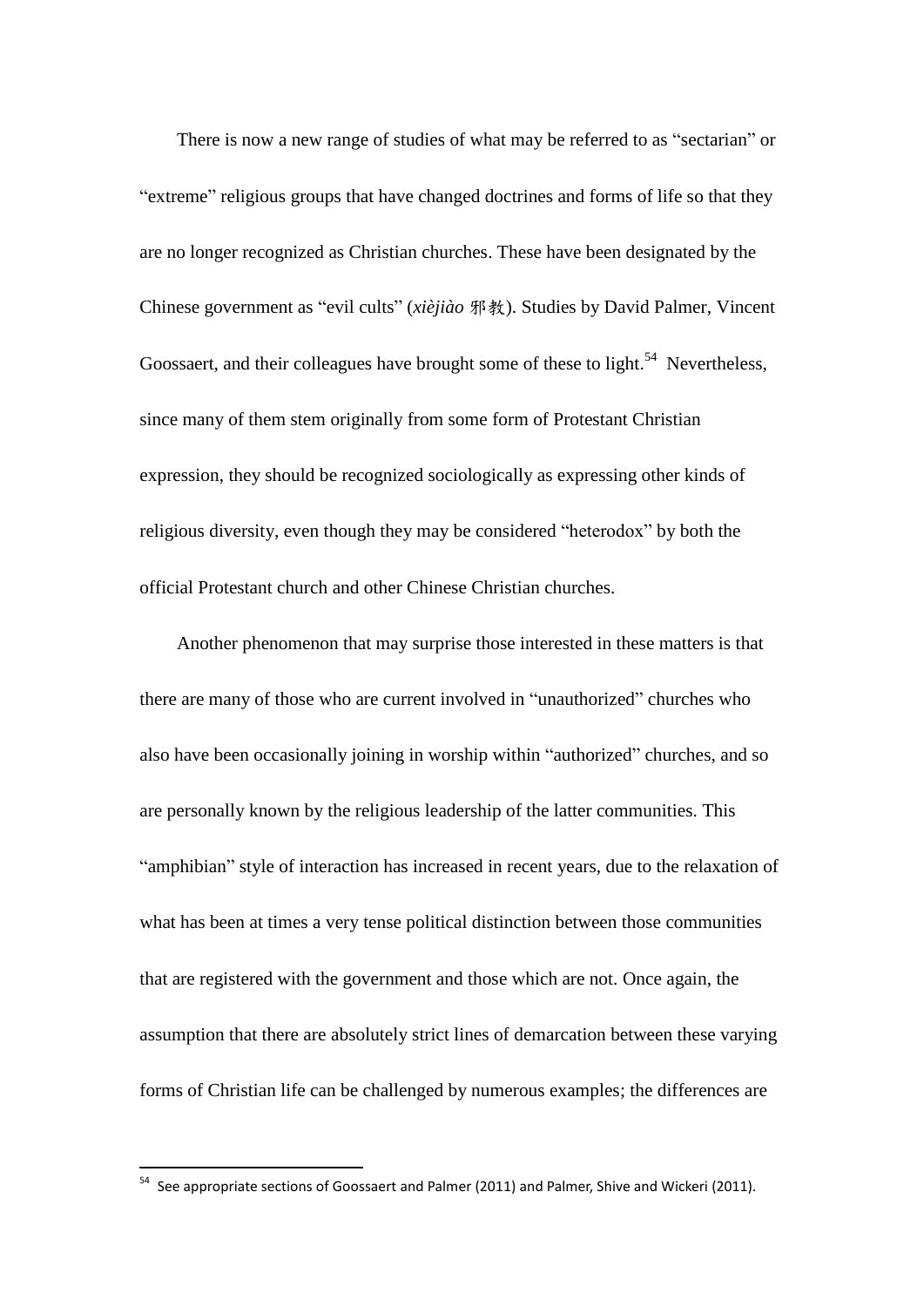There is now a new range of studies of what may be referred to as "sectarian" or "extreme" religious groups that have changed doctrines and forms of life so that they are no longer recognized as Christian churches. These have been designated by the Chinese government as "evil cults" (*xièjiào* 邪教). Studies by David Palmer, Vincent Goossaert, and their colleagues have brought some of these to light.[54] Nevertheless, since many of them stem originally from some form of Protestant Christian expression, they should be recognized sociologically as expressing other kinds of religious diversity, even though they may be considered "heterodox" by both the official Protestant church and other Chinese Christian churches.

Another phenomenon that may surprise those interested in these matters is that there are many of those who are current involved in "unauthorized" churches who also have been occasionally joining in worship within "authorized" churches, and so are personally known by the religious leadership of the latter communities. This "amphibian" style of interaction has increased in recent years, due to the relaxation of what has been at times a very tense political distinction between those communities that are registered with the government and those which are not. Once again, the assumption that there are absolutely strict lines of demarcation between these varying forms of Christian life can be challenged by numerous examples; the differences are

---

[54] See appropriate sections of Goossaert and Palmer (2011) and Palmer, Shive and Wickeri (2011).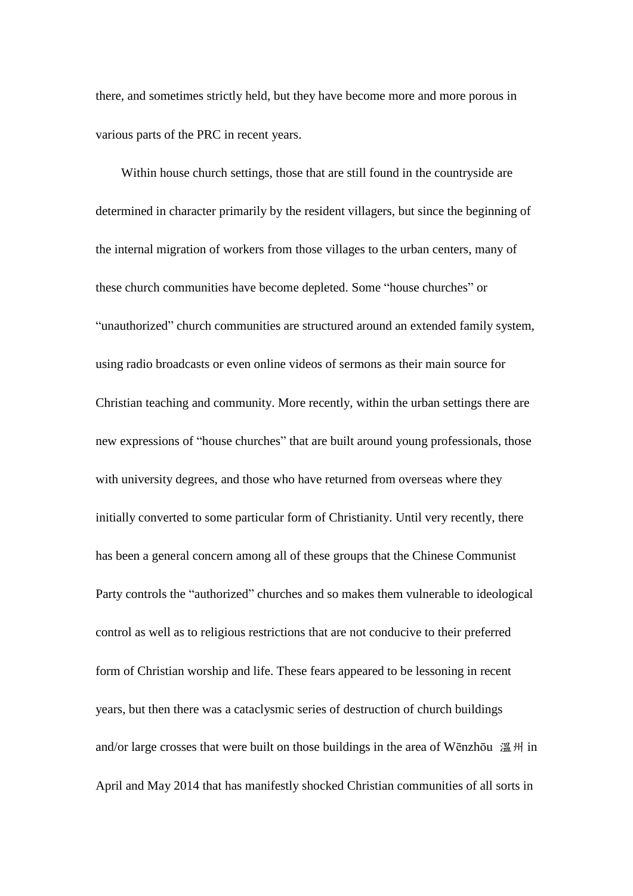there, and sometimes strictly held, but they have become more and more porous in various parts of the PRC in recent years.

Within house church settings, those that are still found in the countryside are determined in character primarily by the resident villagers, but since the beginning of the internal migration of workers from those villages to the urban centers, many of these church communities have become depleted. Some "house churches" or "unauthorized" church communities are structured around an extended family system, using radio broadcasts or even online videos of sermons as their main source for Christian teaching and community. More recently, within the urban settings there are new expressions of "house churches" that are built around young professionals, those with university degrees, and those who have returned from overseas where they initially converted to some particular form of Christianity. Until very recently, there has been a general concern among all of these groups that the Chinese Communist Party controls the "authorized" churches and so makes them vulnerable to ideological control as well as to religious restrictions that are not conducive to their preferred form of Christian worship and life. These fears appeared to be lessoning in recent years, but then there was a cataclysmic series of destruction of church buildings and/or large crosses that were built on those buildings in the area of Wēnzhōu 溫州 in April and May 2014 that has manifestly shocked Christian communities of all sorts in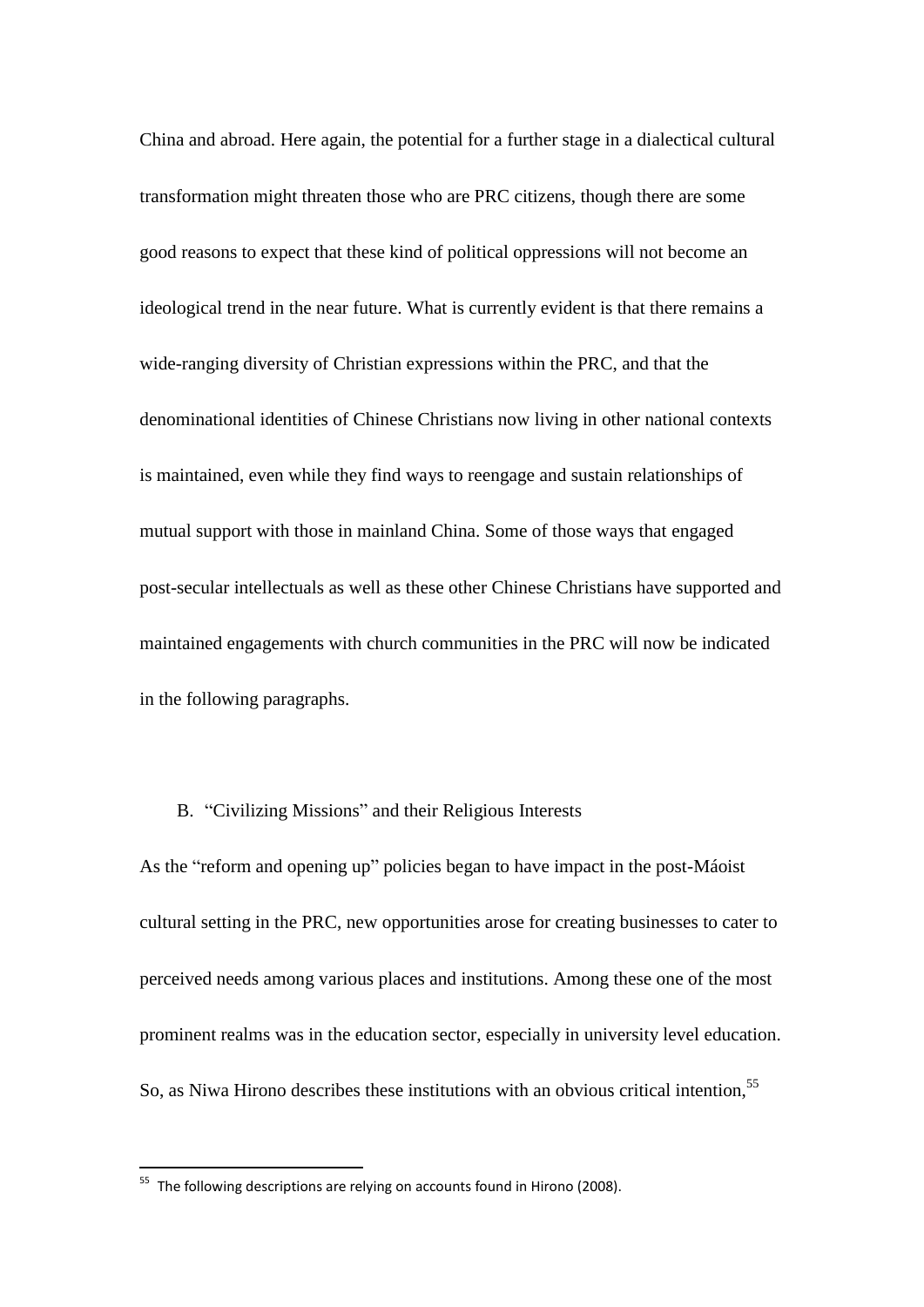China and abroad. Here again, the potential for a further stage in a dialectical cultural transformation might threaten those who are PRC citizens, though there are some good reasons to expect that these kind of political oppressions will not become an ideological trend in the near future. What is currently evident is that there remains a wide-ranging diversity of Christian expressions within the PRC, and that the denominational identities of Chinese Christians now living in other national contexts is maintained, even while they find ways to reengage and sustain relationships of mutual support with those in mainland China. Some of those ways that engaged post-secular intellectuals as well as these other Chinese Christians have supported and maintained engagements with church communities in the PRC will now be indicated in the following paragraphs.

### B. "Civilizing Missions" and their Religious Interests

As the "reform and opening up" policies began to have impact in the post-Máoist cultural setting in the PRC, new opportunities arose for creating businesses to cater to perceived needs among various places and institutions. Among these one of the most prominent realms was in the education sector, especially in university level education. So, as Niwa Hirono describes these institutions with an obvious critical intention,[55]

[55] The following descriptions are relying on accounts found in Hirono (2008).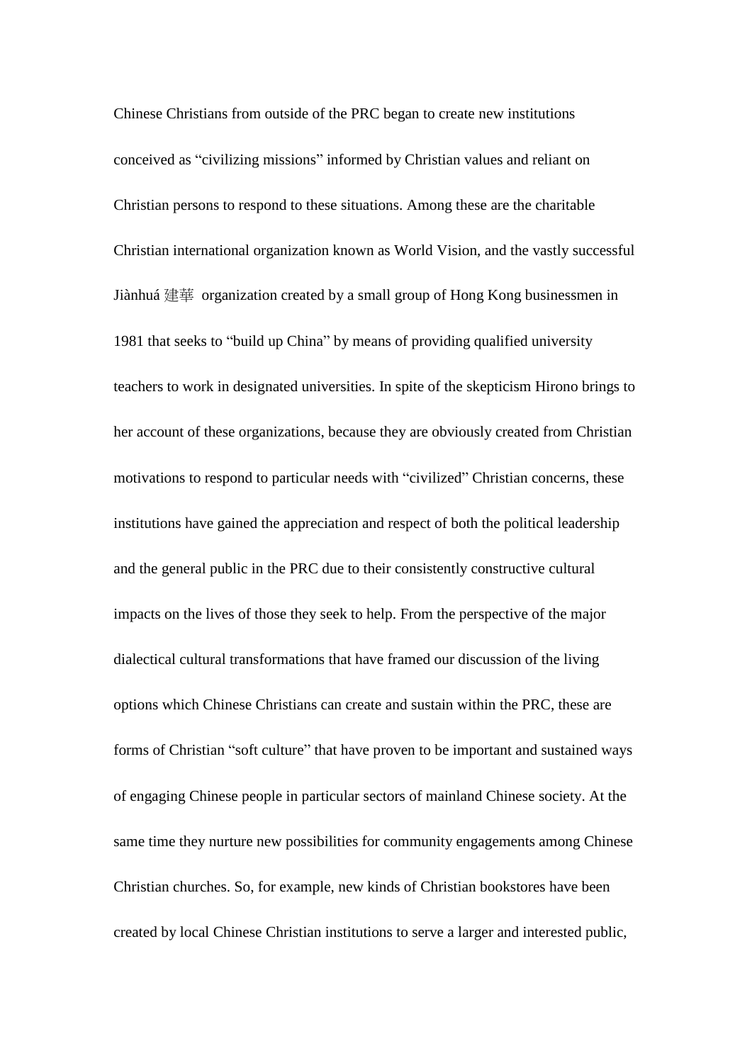Chinese Christians from outside of the PRC began to create new institutions conceived as "civilizing missions" informed by Christian values and reliant on Christian persons to respond to these situations. Among these are the charitable Christian international organization known as World Vision, and the vastly successful Jiànhuá 建華 organization created by a small group of Hong Kong businessmen in 1981 that seeks to "build up China" by means of providing qualified university teachers to work in designated universities. In spite of the skepticism Hirono brings to her account of these organizations, because they are obviously created from Christian motivations to respond to particular needs with "civilized" Christian concerns, these institutions have gained the appreciation and respect of both the political leadership and the general public in the PRC due to their consistently constructive cultural impacts on the lives of those they seek to help. From the perspective of the major dialectical cultural transformations that have framed our discussion of the living options which Chinese Christians can create and sustain within the PRC, these are forms of Christian "soft culture" that have proven to be important and sustained ways of engaging Chinese people in particular sectors of mainland Chinese society. At the same time they nurture new possibilities for community engagements among Chinese Christian churches. So, for example, new kinds of Christian bookstores have been created by local Chinese Christian institutions to serve a larger and interested public,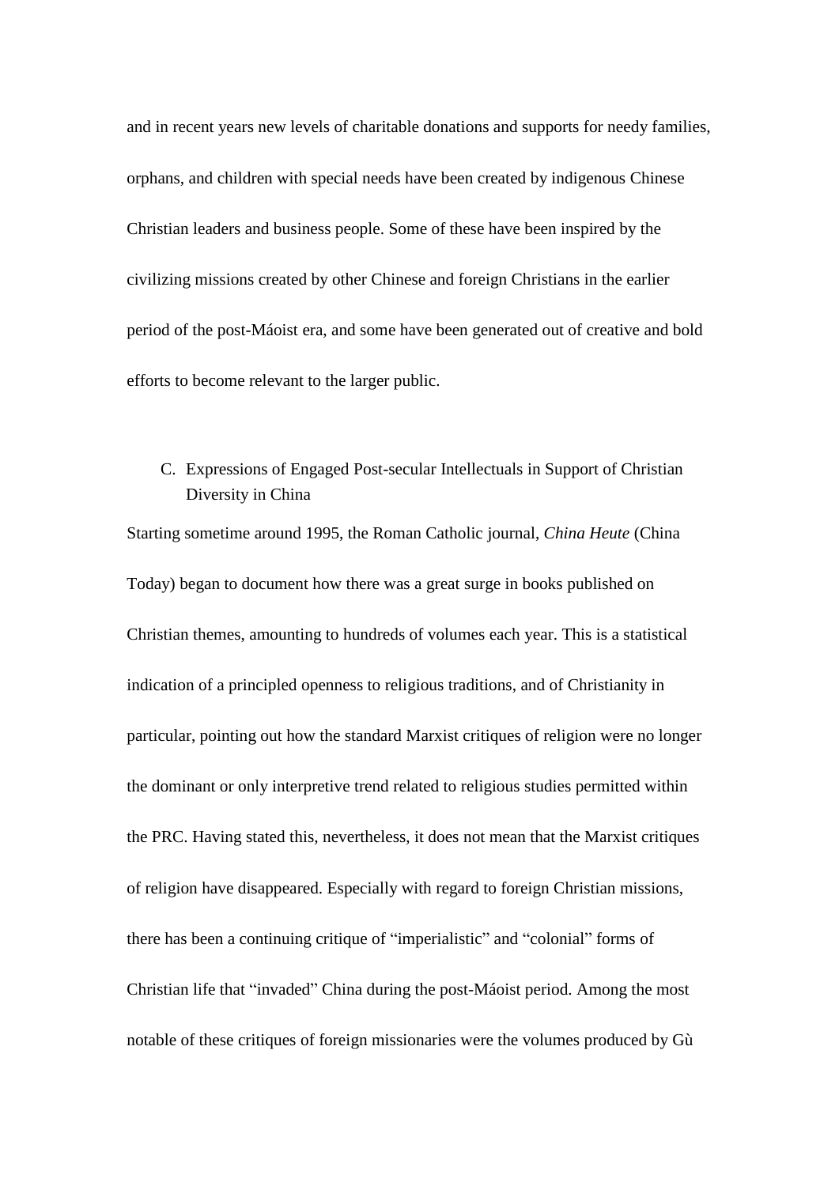and in recent years new levels of charitable donations and supports for needy families, orphans, and children with special needs have been created by indigenous Chinese Christian leaders and business people. Some of these have been inspired by the civilizing missions created by other Chinese and foreign Christians in the earlier period of the post-Máoist era, and some have been generated out of creative and bold efforts to become relevant to the larger public.

C. Expressions of Engaged Post-secular Intellectuals in Support of Christian Diversity in China

Starting sometime around 1995, the Roman Catholic journal, *China Heute* (China Today) began to document how there was a great surge in books published on Christian themes, amounting to hundreds of volumes each year. This is a statistical indication of a principled openness to religious traditions, and of Christianity in particular, pointing out how the standard Marxist critiques of religion were no longer the dominant or only interpretive trend related to religious studies permitted within the PRC. Having stated this, nevertheless, it does not mean that the Marxist critiques of religion have disappeared. Especially with regard to foreign Christian missions, there has been a continuing critique of "imperialistic" and "colonial" forms of Christian life that "invaded" China during the post-Máoist period. Among the most notable of these critiques of foreign missionaries were the volumes produced by Gù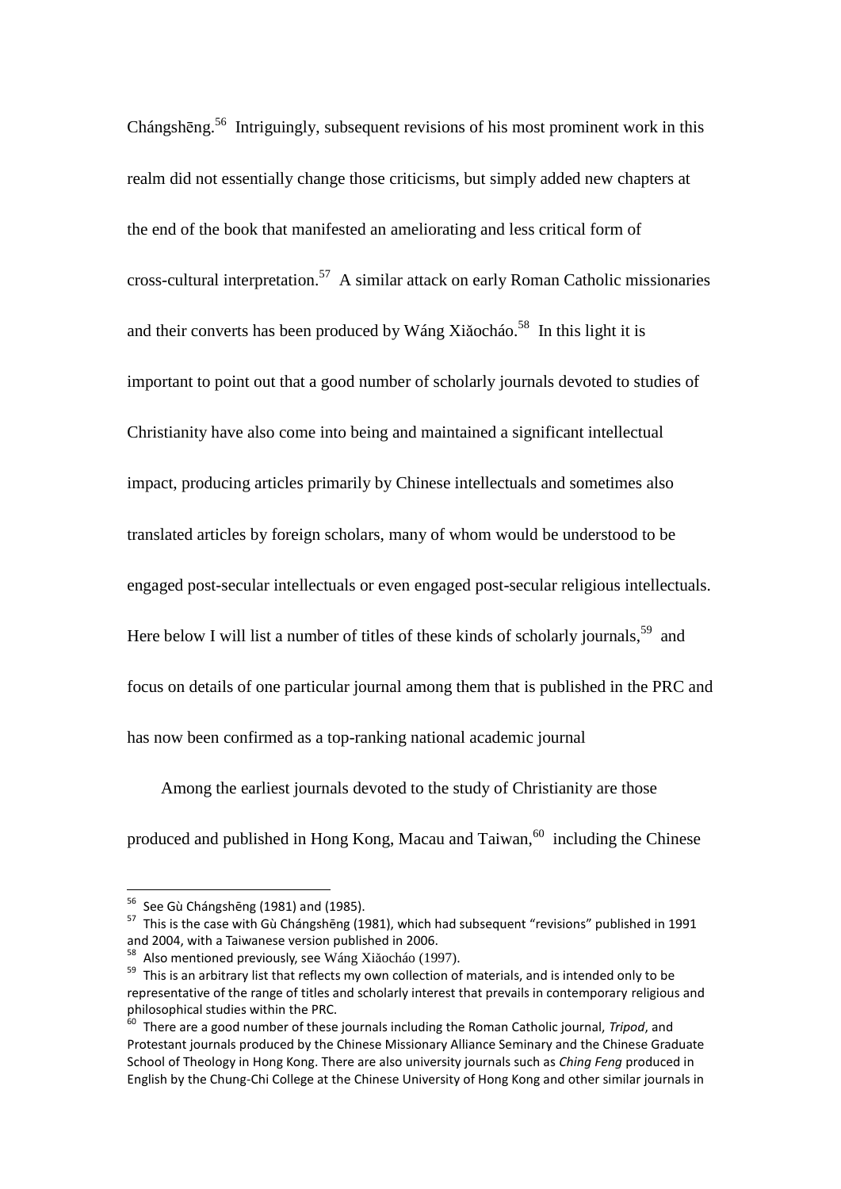Chángshēng.[56] Intriguingly, subsequent revisions of his most prominent work in this realm did not essentially change those criticisms, but simply added new chapters at the end of the book that manifested an ameliorating and less critical form of cross-cultural interpretation.[57] A similar attack on early Roman Catholic missionaries and their converts has been produced by Wáng Xiǎocháo.[58] In this light it is important to point out that a good number of scholarly journals devoted to studies of Christianity have also come into being and maintained a significant intellectual impact, producing articles primarily by Chinese intellectuals and sometimes also translated articles by foreign scholars, many of whom would be understood to be engaged post-secular intellectuals or even engaged post-secular religious intellectuals. Here below I will list a number of titles of these kinds of scholarly journals,[59] and focus on details of one particular journal among them that is published in the PRC and has now been confirmed as a top-ranking national academic journal

Among the earliest journals devoted to the study of Christianity are those produced and published in Hong Kong, Macau and Taiwan,[60] including the Chinese

---

[56] See Gù Chángshēng (1981) and (1985).

[57] This is the case with Gù Chángshēng (1981), which had subsequent "revisions" published in 1991 and 2004, with a Taiwanese version published in 2006.

[58] Also mentioned previously, see Wáng Xiǎocháo (1997).

[59] This is an arbitrary list that reflects my own collection of materials, and is intended only to be representative of the range of titles and scholarly interest that prevails in contemporary religious and philosophical studies within the PRC.

[60] There are a good number of these journals including the Roman Catholic journal, *Tripod*, and Protestant journals produced by the Chinese Missionary Alliance Seminary and the Chinese Graduate School of Theology in Hong Kong. There are also university journals such as *Ching Feng* produced in English by the Chung-Chi College at the Chinese University of Hong Kong and other similar journals in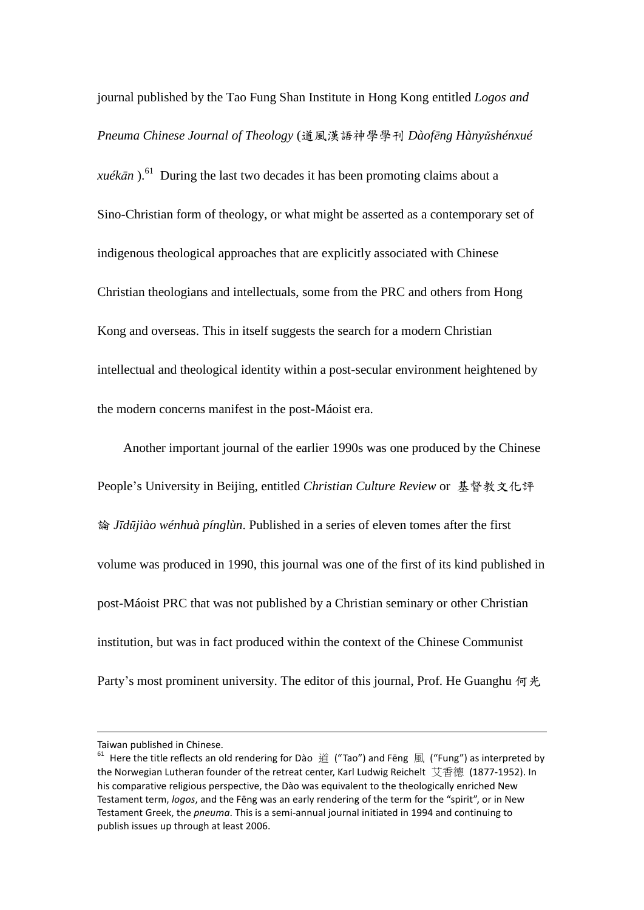journal published by the Tao Fung Shan Institute in Hong Kong entitled *Logos and Pneuma Chinese Journal of Theology* (道風漢語神學學刊 *Dàofēng Hànyǔshénxué xuékān* ).[61] During the last two decades it has been promoting claims about a Sino-Christian form of theology, or what might be asserted as a contemporary set of indigenous theological approaches that are explicitly associated with Chinese Christian theologians and intellectuals, some from the PRC and others from Hong Kong and overseas. This in itself suggests the search for a modern Christian intellectual and theological identity within a post-secular environment heightened by the modern concerns manifest in the post-Máoist era.

Another important journal of the earlier 1990s was one produced by the Chinese People's University in Beijing, entitled *Christian Culture Review* or 基督教文化評論 *Jīdūjiào wénhuà pínglùn*. Published in a series of eleven tomes after the first volume was produced in 1990, this journal was one of the first of its kind published in post-Máoist PRC that was not published by a Christian seminary or other Christian institution, but was in fact produced within the context of the Chinese Communist Party's most prominent university. The editor of this journal, Prof. He Guanghu 何光

---

Taiwan published in Chinese.

[61] Here the title reflects an old rendering for Dào 道 ("Tao") and Fēng 風 ("Fung") as interpreted by the Norwegian Lutheran founder of the retreat center, Karl Ludwig Reichelt 艾香德 (1877-1952). In his comparative religious perspective, the Dào was equivalent to the theologically enriched New Testament term, *logos*, and the Fēng was an early rendering of the term for the "spirit", or in New Testament Greek, the *pneuma*. This is a semi-annual journal initiated in 1994 and continuing to publish issues up through at least 2006.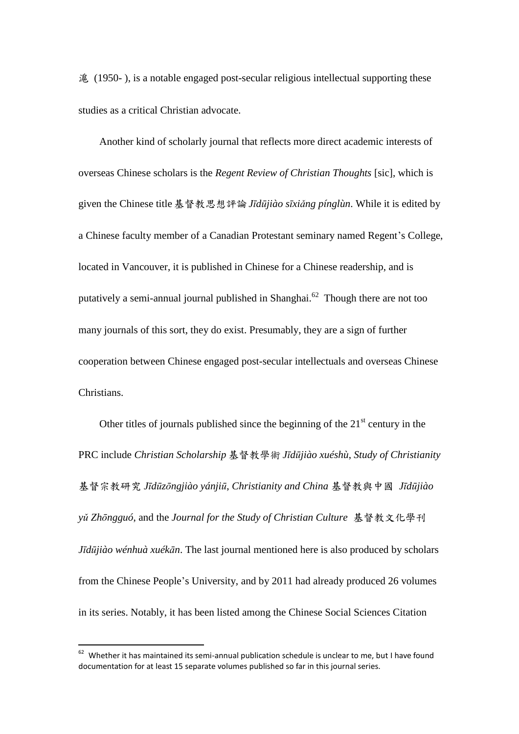滬 (1950- ), is a notable engaged post-secular religious intellectual supporting these studies as a critical Christian advocate.

Another kind of scholarly journal that reflects more direct academic interests of overseas Chinese scholars is the *Regent Review of Christian Thoughts* [sic], which is given the Chinese title 基督教思想評論 *Jīdūjiào sīxiǎng pínglùn*. While it is edited by a Chinese faculty member of a Canadian Protestant seminary named Regent's College, located in Vancouver, it is published in Chinese for a Chinese readership, and is putatively a semi-annual journal published in Shanghai.[62] Though there are not too many journals of this sort, they do exist. Presumably, they are a sign of further cooperation between Chinese engaged post-secular intellectuals and overseas Chinese Christians.

Other titles of journals published since the beginning of the 21st century in the PRC include *Christian Scholarship* 基督教學術 *Jīdūjiào xuéshù*, *Study of Christianity* 基督宗教研究 *Jīdūzōngjiào yánjiū*, *Christianity and China* 基督教與中國 *Jīdūjiào yǔ Zhōngguó*, and the *Journal for the Study of Christian Culture* 基督教文化學刊 *Jīdūjiào wénhuà xuékān*. The last journal mentioned here is also produced by scholars from the Chinese People's University, and by 2011 had already produced 26 volumes in its series. Notably, it has been listed among the Chinese Social Sciences Citation

---

[62] Whether it has maintained its semi-annual publication schedule is unclear to me, but I have found documentation for at least 15 separate volumes published so far in this journal series.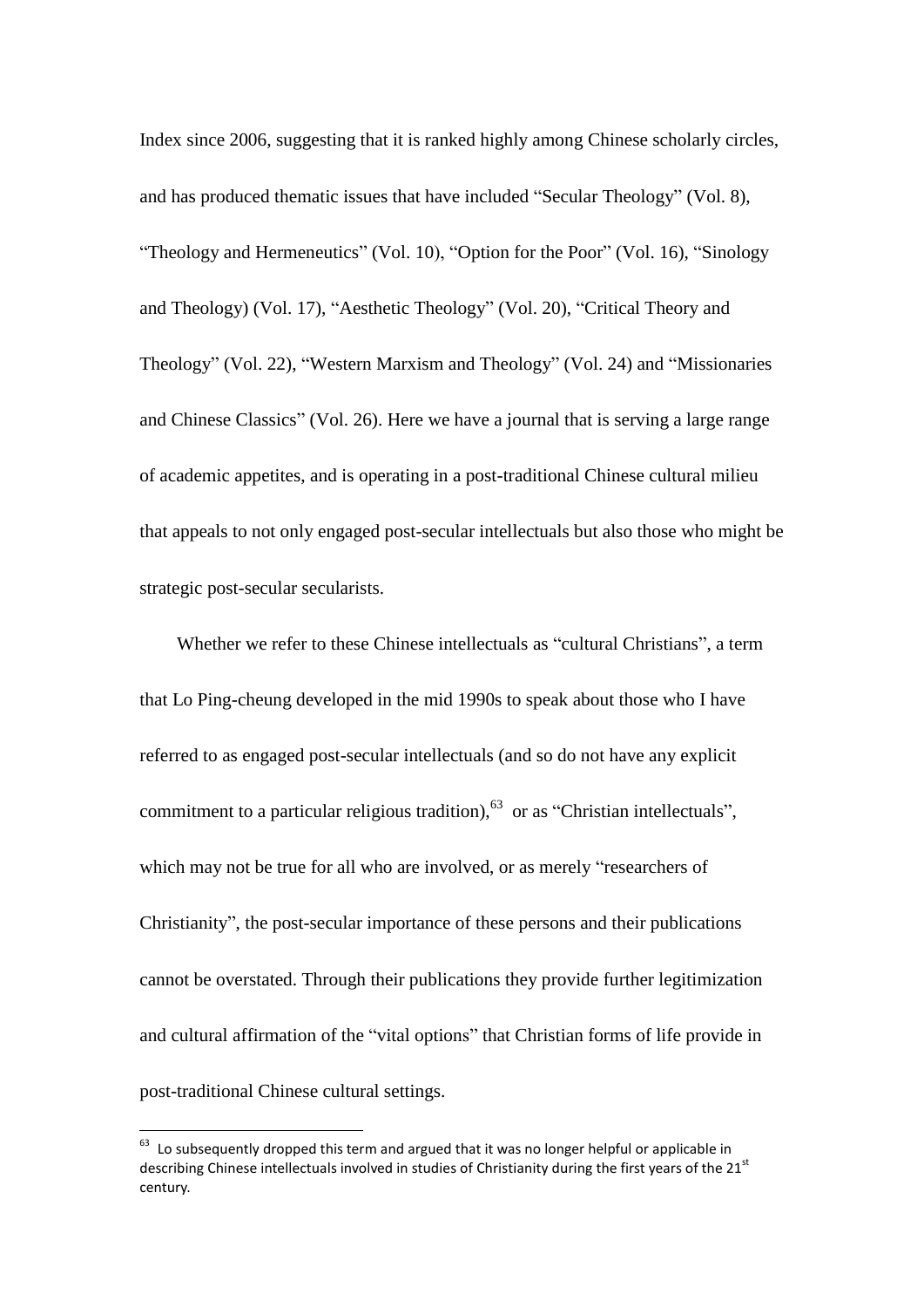Index since 2006, suggesting that it is ranked highly among Chinese scholarly circles, and has produced thematic issues that have included "Secular Theology" (Vol. 8), "Theology and Hermeneutics" (Vol. 10), "Option for the Poor" (Vol. 16), "Sinology and Theology) (Vol. 17), "Aesthetic Theology" (Vol. 20), "Critical Theory and Theology" (Vol. 22), "Western Marxism and Theology" (Vol. 24) and "Missionaries and Chinese Classics" (Vol. 26). Here we have a journal that is serving a large range of academic appetites, and is operating in a post-traditional Chinese cultural milieu that appeals to not only engaged post-secular intellectuals but also those who might be strategic post-secular secularists.

Whether we refer to these Chinese intellectuals as "cultural Christians", a term that Lo Ping-cheung developed in the mid 1990s to speak about those who I have referred to as engaged post-secular intellectuals (and so do not have any explicit commitment to a particular religious tradition),[63] or as "Christian intellectuals", which may not be true for all who are involved, or as merely "researchers of Christianity", the post-secular importance of these persons and their publications cannot be overstated. Through their publications they provide further legitimization and cultural affirmation of the "vital options" that Christian forms of life provide in post-traditional Chinese cultural settings.

[63] Lo subsequently dropped this term and argued that it was no longer helpful or applicable in describing Chinese intellectuals involved in studies of Christianity during the first years of the 21st century.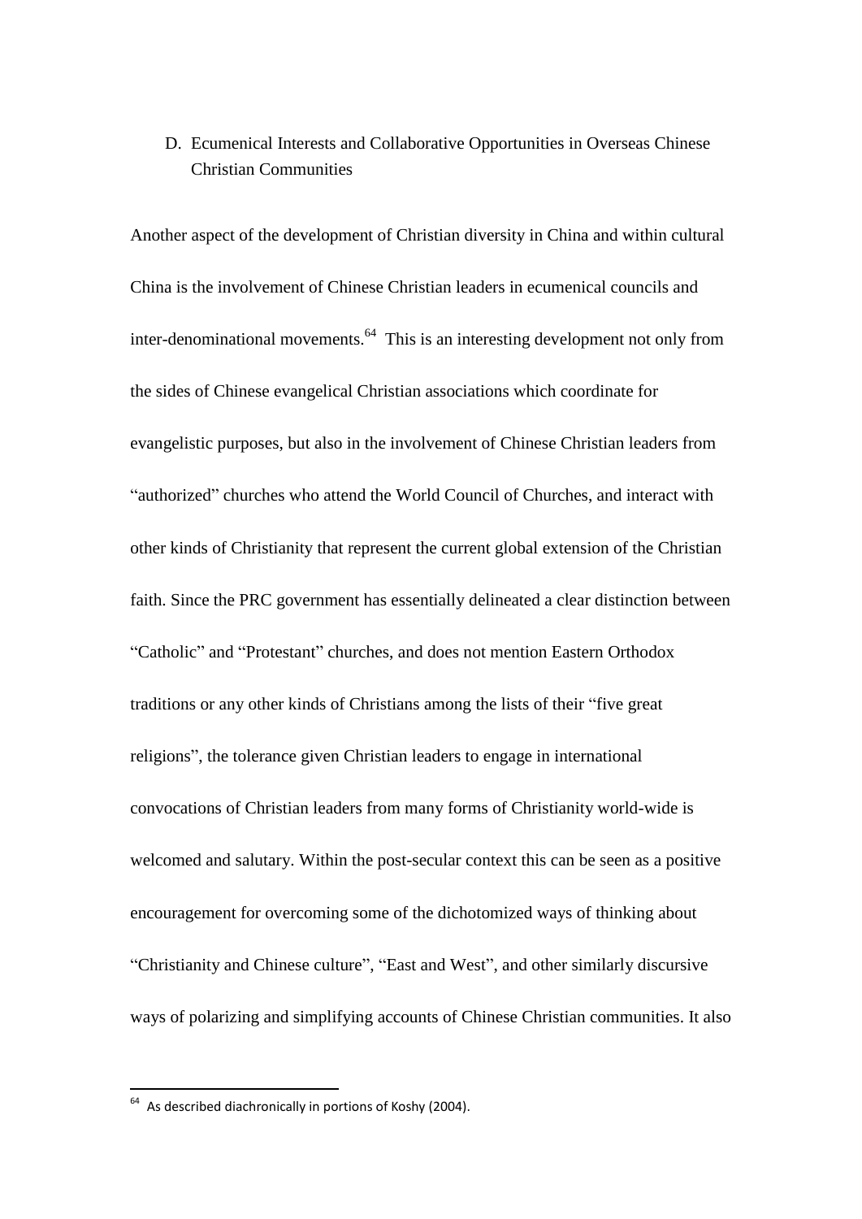### D. Ecumenical Interests and Collaborative Opportunities in Overseas Chinese Christian Communities

Another aspect of the development of Christian diversity in China and within cultural China is the involvement of Chinese Christian leaders in ecumenical councils and inter-denominational movements.[64] This is an interesting development not only from the sides of Chinese evangelical Christian associations which coordinate for evangelistic purposes, but also in the involvement of Chinese Christian leaders from "authorized" churches who attend the World Council of Churches, and interact with other kinds of Christianity that represent the current global extension of the Christian faith. Since the PRC government has essentially delineated a clear distinction between "Catholic" and "Protestant" churches, and does not mention Eastern Orthodox traditions or any other kinds of Christians among the lists of their "five great religions", the tolerance given Christian leaders to engage in international convocations of Christian leaders from many forms of Christianity world-wide is welcomed and salutary. Within the post-secular context this can be seen as a positive encouragement for overcoming some of the dichotomized ways of thinking about "Christianity and Chinese culture", "East and West", and other similarly discursive ways of polarizing and simplifying accounts of Chinese Christian communities. It also

[64] As described diachronically in portions of Koshy (2004).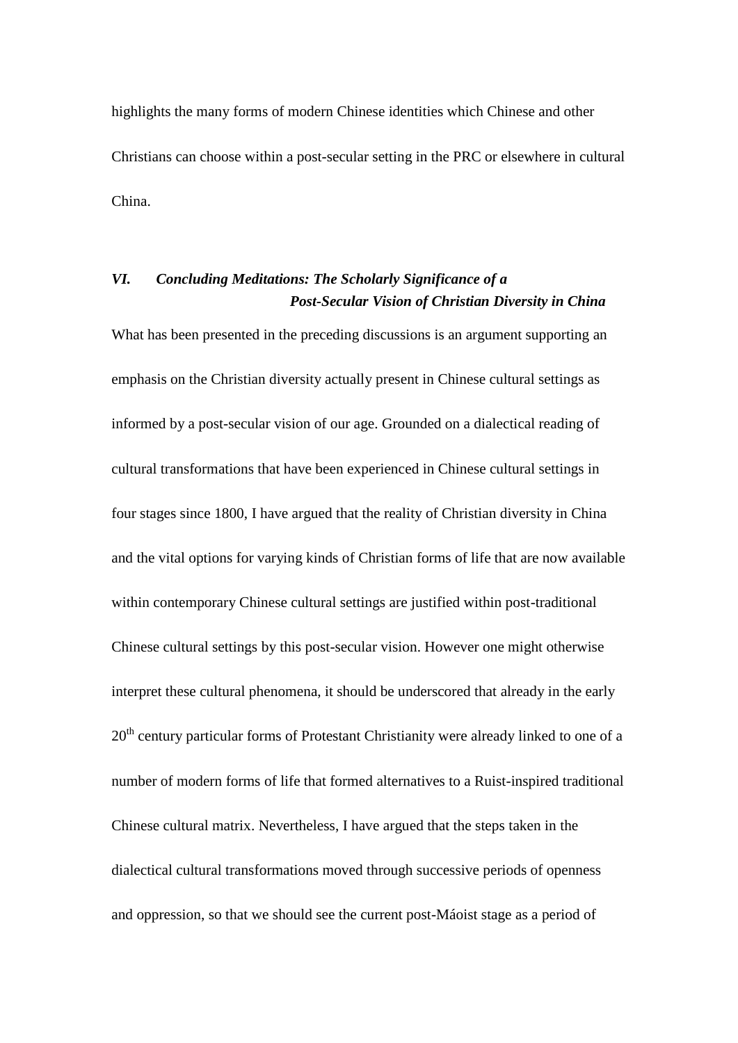highlights the many forms of modern Chinese identities which Chinese and other Christians can choose within a post-secular setting in the PRC or elsewhere in cultural China.

## *VI. Concluding Meditations: The Scholarly Significance of a Post-Secular Vision of Christian Diversity in China*

What has been presented in the preceding discussions is an argument supporting an emphasis on the Christian diversity actually present in Chinese cultural settings as informed by a post-secular vision of our age. Grounded on a dialectical reading of cultural transformations that have been experienced in Chinese cultural settings in four stages since 1800, I have argued that the reality of Christian diversity in China and the vital options for varying kinds of Christian forms of life that are now available within contemporary Chinese cultural settings are justified within post-traditional Chinese cultural settings by this post-secular vision. However one might otherwise interpret these cultural phenomena, it should be underscored that already in the early 20th century particular forms of Protestant Christianity were already linked to one of a number of modern forms of life that formed alternatives to a Ruist-inspired traditional Chinese cultural matrix. Nevertheless, I have argued that the steps taken in the dialectical cultural transformations moved through successive periods of openness and oppression, so that we should see the current post-Máoist stage as a period of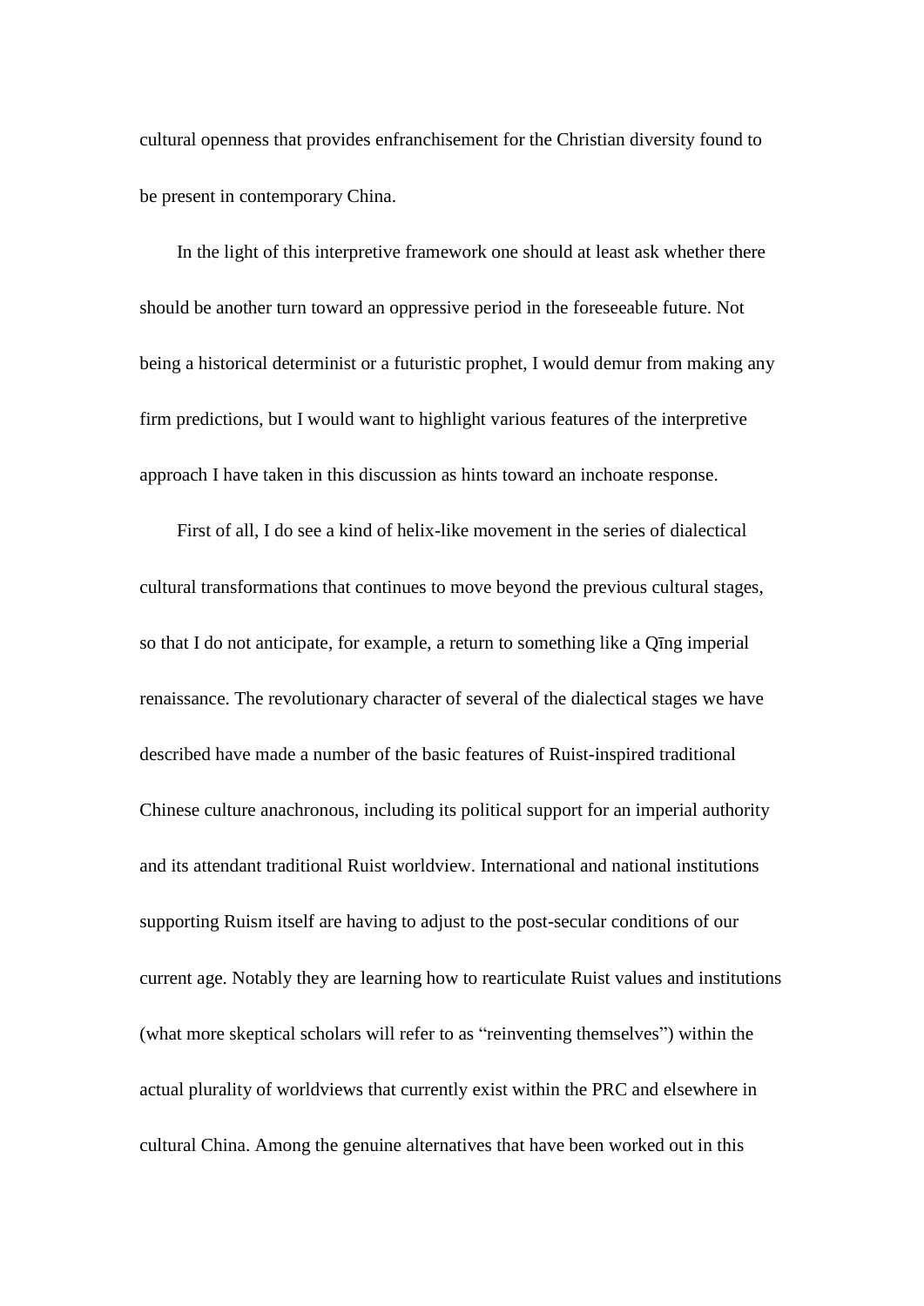cultural openness that provides enfranchisement for the Christian diversity found to be present in contemporary China.

In the light of this interpretive framework one should at least ask whether there should be another turn toward an oppressive period in the foreseeable future. Not being a historical determinist or a futuristic prophet, I would demur from making any firm predictions, but I would want to highlight various features of the interpretive approach I have taken in this discussion as hints toward an inchoate response.

First of all, I do see a kind of helix-like movement in the series of dialectical cultural transformations that continues to move beyond the previous cultural stages, so that I do not anticipate, for example, a return to something like a Qīng imperial renaissance. The revolutionary character of several of the dialectical stages we have described have made a number of the basic features of Ruist-inspired traditional Chinese culture anachronous, including its political support for an imperial authority and its attendant traditional Ruist worldview. International and national institutions supporting Ruism itself are having to adjust to the post-secular conditions of our current age. Notably they are learning how to rearticulate Ruist values and institutions (what more skeptical scholars will refer to as "reinventing themselves") within the actual plurality of worldviews that currently exist within the PRC and elsewhere in cultural China. Among the genuine alternatives that have been worked out in this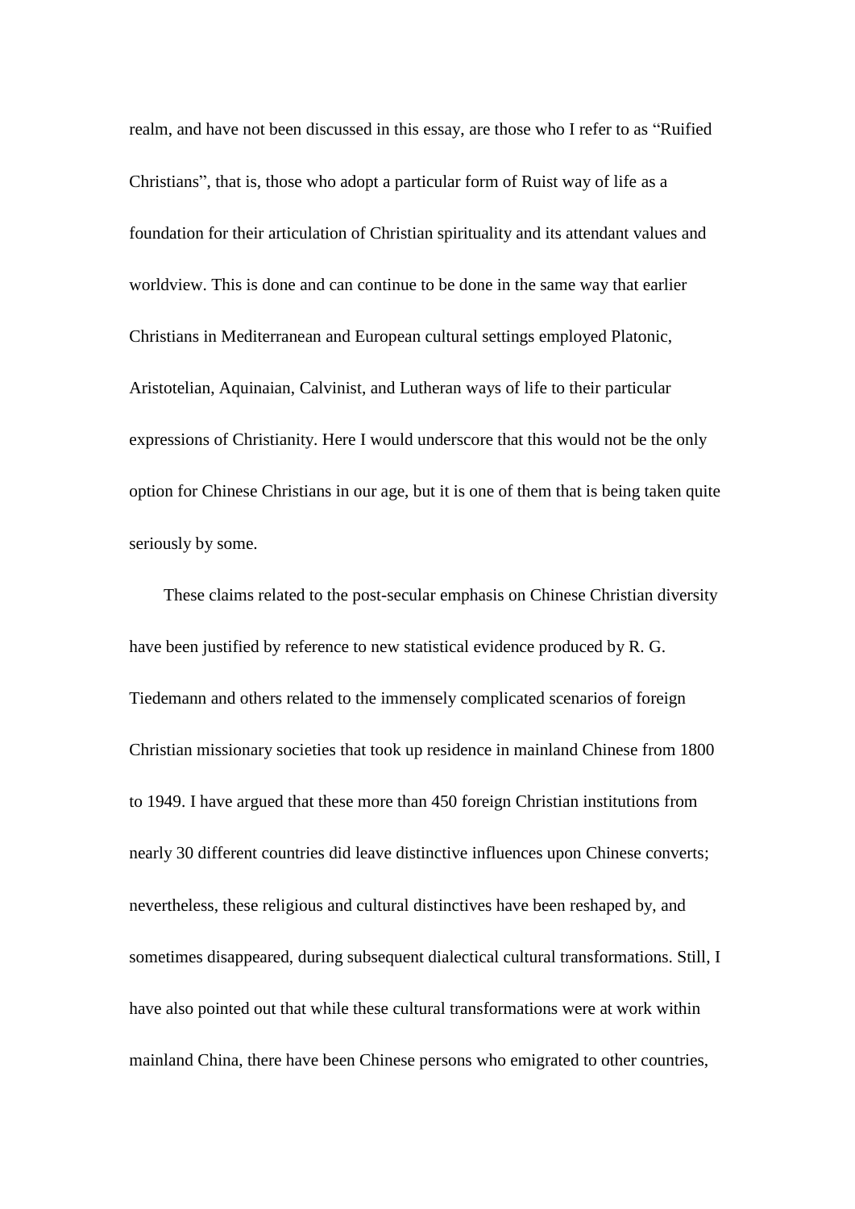realm, and have not been discussed in this essay, are those who I refer to as "Ruified Christians", that is, those who adopt a particular form of Ruist way of life as a foundation for their articulation of Christian spirituality and its attendant values and worldview. This is done and can continue to be done in the same way that earlier Christians in Mediterranean and European cultural settings employed Platonic, Aristotelian, Aquinaian, Calvinist, and Lutheran ways of life to their particular expressions of Christianity. Here I would underscore that this would not be the only option for Chinese Christians in our age, but it is one of them that is being taken quite seriously by some.

These claims related to the post-secular emphasis on Chinese Christian diversity have been justified by reference to new statistical evidence produced by R. G. Tiedemann and others related to the immensely complicated scenarios of foreign Christian missionary societies that took up residence in mainland Chinese from 1800 to 1949. I have argued that these more than 450 foreign Christian institutions from nearly 30 different countries did leave distinctive influences upon Chinese converts; nevertheless, these religious and cultural distinctives have been reshaped by, and sometimes disappeared, during subsequent dialectical cultural transformations. Still, I have also pointed out that while these cultural transformations were at work within mainland China, there have been Chinese persons who emigrated to other countries,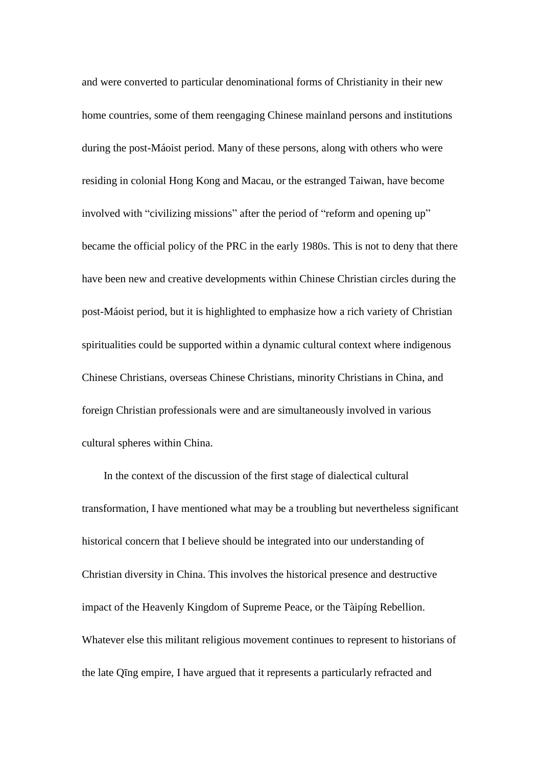and were converted to particular denominational forms of Christianity in their new home countries, some of them reengaging Chinese mainland persons and institutions during the post-Máoist period. Many of these persons, along with others who were residing in colonial Hong Kong and Macau, or the estranged Taiwan, have become involved with "civilizing missions" after the period of "reform and opening up" became the official policy of the PRC in the early 1980s. This is not to deny that there have been new and creative developments within Chinese Christian circles during the post-Máoist period, but it is highlighted to emphasize how a rich variety of Christian spiritualities could be supported within a dynamic cultural context where indigenous Chinese Christians, overseas Chinese Christians, minority Christians in China, and foreign Christian professionals were and are simultaneously involved in various cultural spheres within China.

In the context of the discussion of the first stage of dialectical cultural transformation, I have mentioned what may be a troubling but nevertheless significant historical concern that I believe should be integrated into our understanding of Christian diversity in China. This involves the historical presence and destructive impact of the Heavenly Kingdom of Supreme Peace, or the Tàipíng Rebellion. Whatever else this militant religious movement continues to represent to historians of the late Qīng empire, I have argued that it represents a particularly refracted and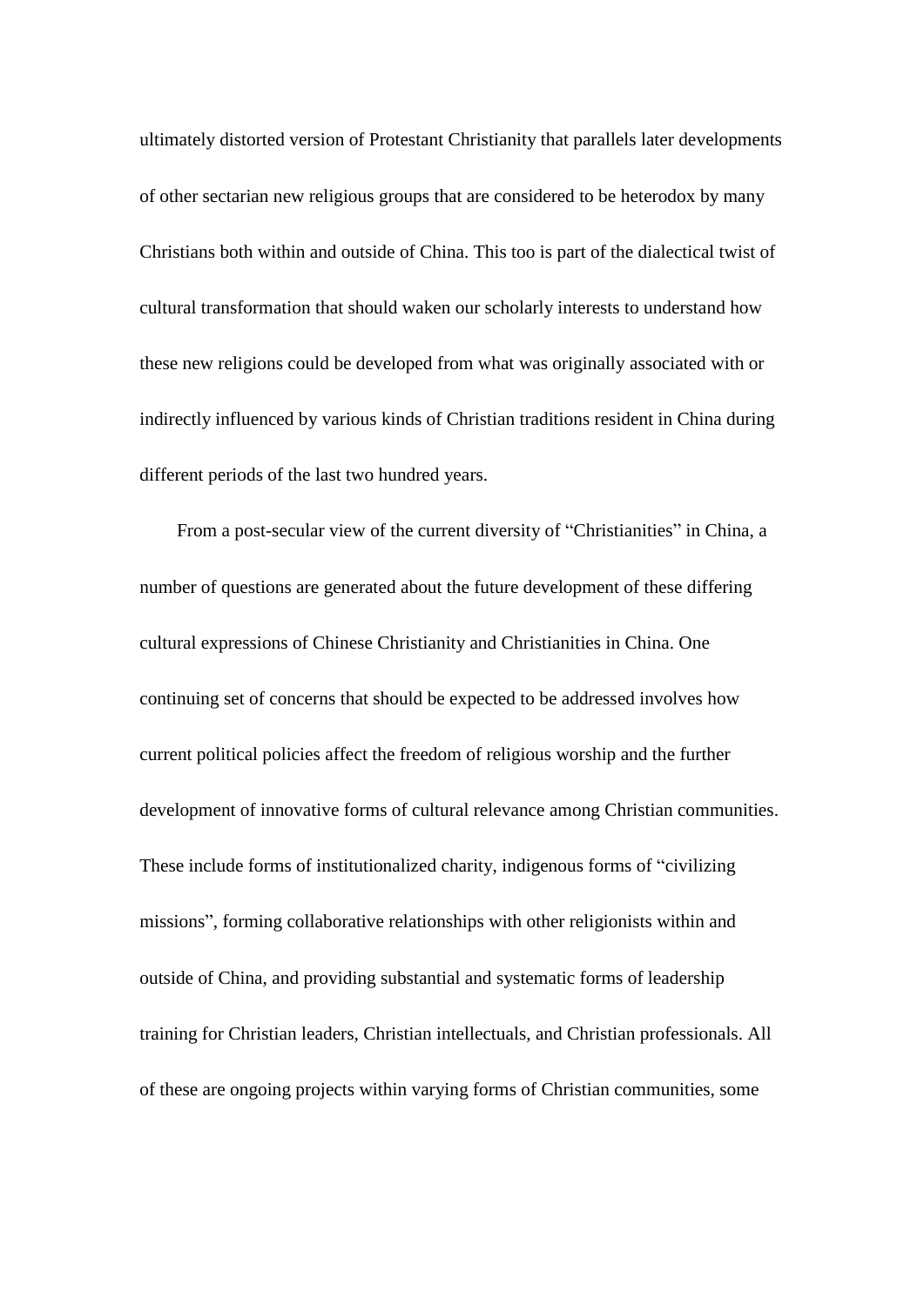ultimately distorted version of Protestant Christianity that parallels later developments of other sectarian new religious groups that are considered to be heterodox by many Christians both within and outside of China. This too is part of the dialectical twist of cultural transformation that should waken our scholarly interests to understand how these new religions could be developed from what was originally associated with or indirectly influenced by various kinds of Christian traditions resident in China during different periods of the last two hundred years.

From a post-secular view of the current diversity of "Christianities" in China, a number of questions are generated about the future development of these differing cultural expressions of Chinese Christianity and Christianities in China. One continuing set of concerns that should be expected to be addressed involves how current political policies affect the freedom of religious worship and the further development of innovative forms of cultural relevance among Christian communities. These include forms of institutionalized charity, indigenous forms of "civilizing missions", forming collaborative relationships with other religionists within and outside of China, and providing substantial and systematic forms of leadership training for Christian leaders, Christian intellectuals, and Christian professionals. All of these are ongoing projects within varying forms of Christian communities, some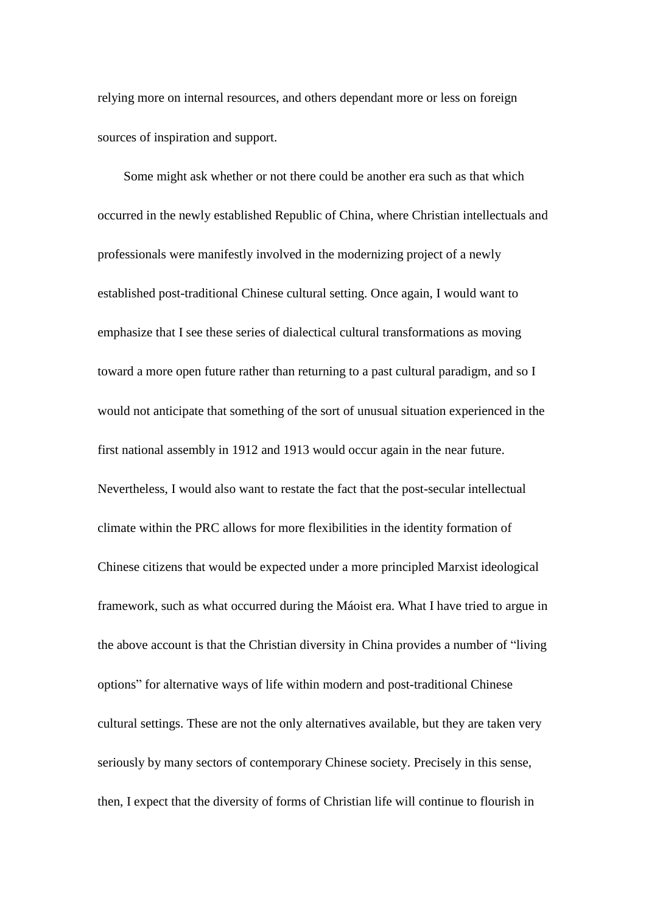relying more on internal resources, and others dependant more or less on foreign sources of inspiration and support.

Some might ask whether or not there could be another era such as that which occurred in the newly established Republic of China, where Christian intellectuals and professionals were manifestly involved in the modernizing project of a newly established post-traditional Chinese cultural setting. Once again, I would want to emphasize that I see these series of dialectical cultural transformations as moving toward a more open future rather than returning to a past cultural paradigm, and so I would not anticipate that something of the sort of unusual situation experienced in the first national assembly in 1912 and 1913 would occur again in the near future. Nevertheless, I would also want to restate the fact that the post-secular intellectual climate within the PRC allows for more flexibilities in the identity formation of Chinese citizens that would be expected under a more principled Marxist ideological framework, such as what occurred during the Máoist era. What I have tried to argue in the above account is that the Christian diversity in China provides a number of "living options" for alternative ways of life within modern and post-traditional Chinese cultural settings. These are not the only alternatives available, but they are taken very seriously by many sectors of contemporary Chinese society. Precisely in this sense, then, I expect that the diversity of forms of Christian life will continue to flourish in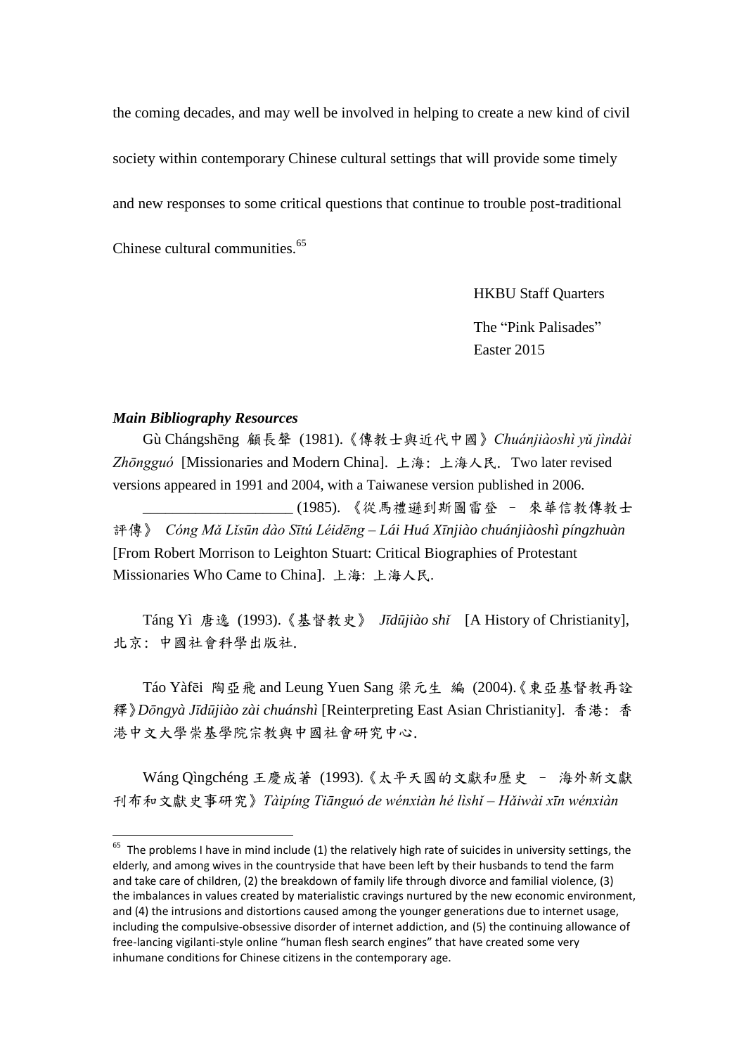the coming decades, and may well be involved in helping to create a new kind of civil society within contemporary Chinese cultural settings that will provide some timely and new responses to some critical questions that continue to trouble post-traditional Chinese cultural communities.[65]

HKBU Staff Quarters

The "Pink Palisades"
Easter 2015

***Main Bibliography Resources***

Gù Chángshēng 顧長聲 (1981).《傳教士與近代中國》*Chuánjiàoshì yǔ jìndài Zhōngguó* [Missionaries and Modern China]. 上海: 上海人民. Two later revised versions appeared in 1991 and 2004, with a Taiwanese version published in 2006.

____________________ (1985). 《從馬禮遜到斯圖雷登 – 來華信教傳教士評傳》 *Cóng Mǎ Lǐsūn dào Sītú Léidēng – Lái Huá Xīnjiào chuánjiàoshì píngzhuàn* [From Robert Morrison to Leighton Stuart: Critical Biographies of Protestant Missionaries Who Came to China]. 上海: 上海人民.

Táng Yì 唐逸 (1993).《基督教史》 *Jīdūjiào shǐ* [A History of Christianity], 北京: 中國社會科學出版社.

Táo Yàfēi 陶亞飛 and Leung Yuen Sang 梁元生 編 (2004).《東亞基督教再詮釋》*Dōngyà Jīdūjiào zài chuánshì* [Reinterpreting East Asian Christianity]. 香港: 香港中文大學崇基學院宗教與中國社會研究中心.

Wáng Qìngchéng 王慶成著 (1993).《太平天國的文獻和歷史 – 海外新文獻刊布和文獻史事研究》*Tàipíng Tiānguó de wénxiàn hé lìshǐ – Hǎiwài xīn wénxiàn*

---

[65] The problems I have in mind include (1) the relatively high rate of suicides in university settings, the elderly, and among wives in the countryside that have been left by their husbands to tend the farm and take care of children, (2) the breakdown of family life through divorce and familial violence, (3) the imbalances in values created by materialistic cravings nurtured by the new economic environment, and (4) the intrusions and distortions caused among the younger generations due to internet usage, including the compulsive-obsessive disorder of internet addiction, and (5) the continuing allowance of free-lancing vigilanti-style online "human flesh search engines" that have created some very inhumane conditions for Chinese citizens in the contemporary age.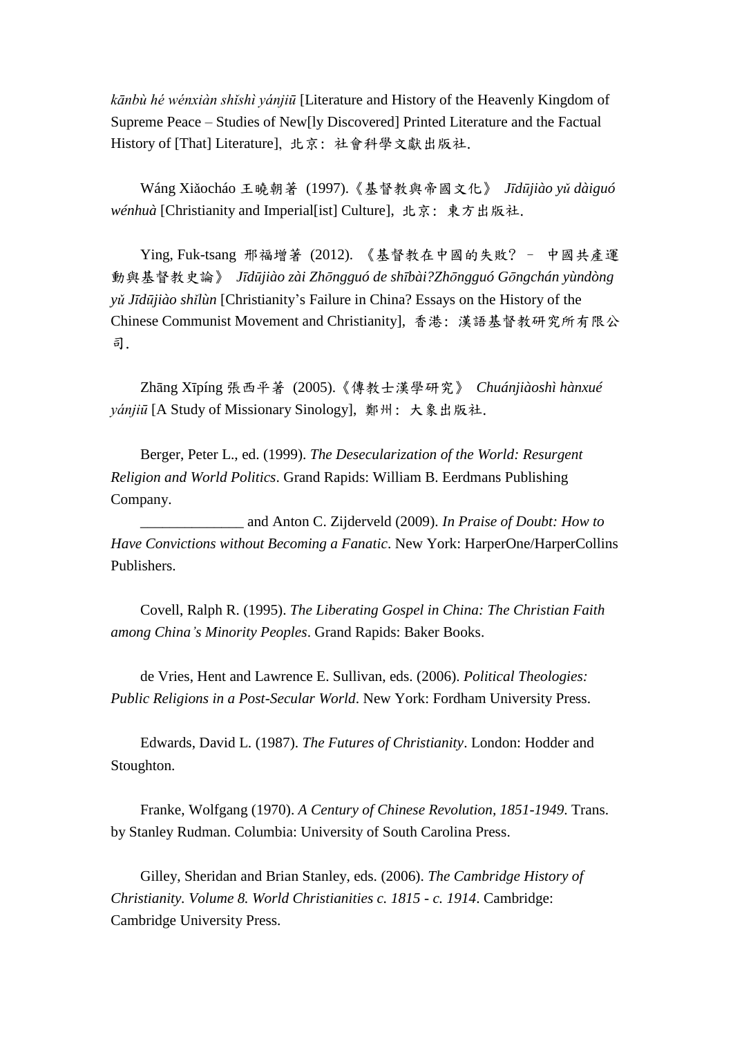*kānbù hé wénxiàn shǐshì yánjiū* [Literature and History of the Heavenly Kingdom of Supreme Peace – Studies of New[ly Discovered] Printed Literature and the Factual History of [That] Literature], 北京：社會科學文獻出版社.

Wáng Xiǎocháo 王曉朝著 (1997).《基督教與帝國文化》 *Jīdūjiào yǔ dàiguó wénhuà* [Christianity and Imperial[ist] Culture], 北京：東方出版社.

Ying, Fuk-tsang 邢福增著 (2012). 《基督教在中國的失敗？－中國共產運動與基督教史論》 *Jīdūjiào zài Zhōngguó de shībài?Zhōngguó Gōngchán yùndòng yǔ Jīdūjiào shǐlùn* [Christianity's Failure in China? Essays on the History of the Chinese Communist Movement and Christianity], 香港：漢語基督教研究所有限公司.

Zhāng Xīpíng 張西平著 (2005).《傳教士漢學研究》 *Chuánjiàoshì hànxué yánjiū* [A Study of Missionary Sinology], 鄭州：大象出版社.

Berger, Peter L., ed. (1999). *The Desecularization of the World: Resurgent Religion and World Politics*. Grand Rapids: William B. Eerdmans Publishing Company.

______________ and Anton C. Zijderveld (2009). *In Praise of Doubt: How to Have Convictions without Becoming a Fanatic*. New York: HarperOne/HarperCollins Publishers.

Covell, Ralph R. (1995). *The Liberating Gospel in China: The Christian Faith among China's Minority Peoples*. Grand Rapids: Baker Books.

de Vries, Hent and Lawrence E. Sullivan, eds. (2006). *Political Theologies: Public Religions in a Post-Secular World*. New York: Fordham University Press.

Edwards, David L. (1987). *The Futures of Christianity*. London: Hodder and Stoughton.

Franke, Wolfgang (1970). *A Century of Chinese Revolution, 1851-1949*. Trans. by Stanley Rudman. Columbia: University of South Carolina Press.

Gilley, Sheridan and Brian Stanley, eds. (2006). *The Cambridge History of Christianity. Volume 8. World Christianities c. 1815 - c. 1914*. Cambridge: Cambridge University Press.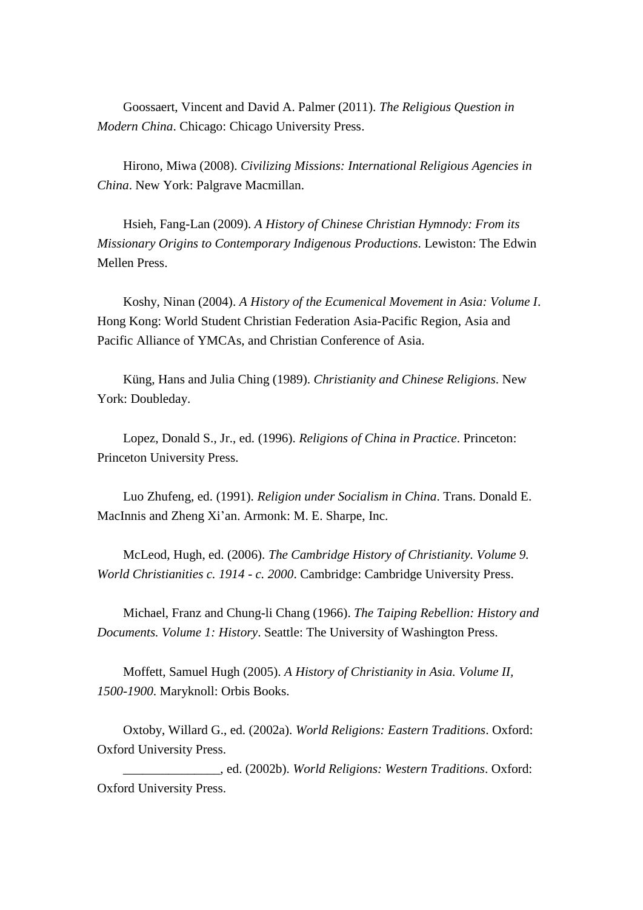Goossaert, Vincent and David A. Palmer (2011). *The Religious Question in Modern China*. Chicago: Chicago University Press.

Hirono, Miwa (2008). *Civilizing Missions: International Religious Agencies in China*. New York: Palgrave Macmillan.

Hsieh, Fang-Lan (2009). *A History of Chinese Christian Hymnody: From its Missionary Origins to Contemporary Indigenous Productions*. Lewiston: The Edwin Mellen Press.

Koshy, Ninan (2004). *A History of the Ecumenical Movement in Asia: Volume I*. Hong Kong: World Student Christian Federation Asia-Pacific Region, Asia and Pacific Alliance of YMCAs, and Christian Conference of Asia.

Küng, Hans and Julia Ching (1989). *Christianity and Chinese Religions*. New York: Doubleday.

Lopez, Donald S., Jr., ed. (1996). *Religions of China in Practice*. Princeton: Princeton University Press.

Luo Zhufeng, ed. (1991). *Religion under Socialism in China*. Trans. Donald E. MacInnis and Zheng Xi'an. Armonk: M. E. Sharpe, Inc.

McLeod, Hugh, ed. (2006). *The Cambridge History of Christianity. Volume 9. World Christianities c. 1914 - c. 2000*. Cambridge: Cambridge University Press.

Michael, Franz and Chung-li Chang (1966). *The Taiping Rebellion: History and Documents. Volume 1: History*. Seattle: The University of Washington Press.

Moffett, Samuel Hugh (2005). *A History of Christianity in Asia. Volume II, 1500-1900*. Maryknoll: Orbis Books.

Oxtoby, Willard G., ed. (2002a). *World Religions: Eastern Traditions*. Oxford: Oxford University Press.

_______________, ed. (2002b). *World Religions: Western Traditions*. Oxford: Oxford University Press.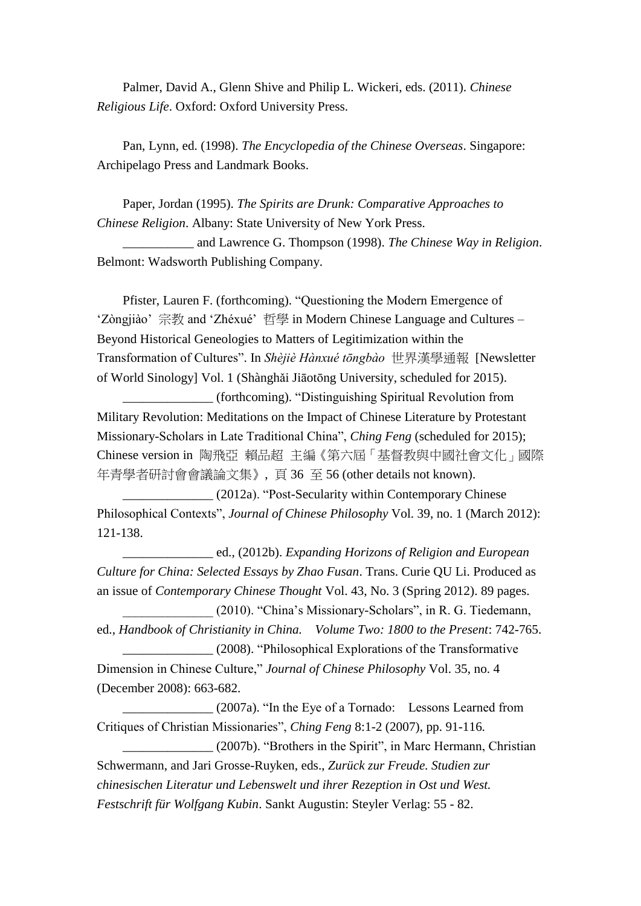Palmer, David A., Glenn Shive and Philip L. Wickeri, eds. (2011). *Chinese Religious Life*. Oxford: Oxford University Press.

Pan, Lynn, ed. (1998). *The Encyclopedia of the Chinese Overseas*. Singapore: Archipelago Press and Landmark Books.

Paper, Jordan (1995). *The Spirits are Drunk: Comparative Approaches to Chinese Religion*. Albany: State University of New York Press.

___________ and Lawrence G. Thompson (1998). *The Chinese Way in Religion*. Belmont: Wadsworth Publishing Company.

Pfister, Lauren F. (forthcoming). "Questioning the Modern Emergence of 'Zòngjiào' 宗教 and 'Zhéxué' 哲學 in Modern Chinese Language and Cultures – Beyond Historical Geneologies to Matters of Legitimization within the Transformation of Cultures". In *Shèjiè Hànxué tōngbào* 世界漢學通報 [Newsletter of World Sinology] Vol. 1 (Shànghǎi Jiāotōng University, scheduled for 2015).

______________ (forthcoming). "Distinguishing Spiritual Revolution from Military Revolution: Meditations on the Impact of Chinese Literature by Protestant Missionary-Scholars in Late Traditional China", *Ching Feng* (scheduled for 2015); Chinese version in 陶飛亞 賴品超 主編《第六屆「基督教與中國社會文化」國際年青學者研討會會議論文集》, 頁 36 至 56 (other details not known).

______________ (2012a). "Post-Secularity within Contemporary Chinese Philosophical Contexts", *Journal of Chinese Philosophy* Vol. 39, no. 1 (March 2012): 121-138.

______________ ed., (2012b). *Expanding Horizons of Religion and European Culture for China: Selected Essays by Zhao Fusan*. Trans. Curie QU Li. Produced as an issue of *Contemporary Chinese Thought* Vol. 43, No. 3 (Spring 2012). 89 pages.

______________ (2010). "China's Missionary-Scholars", in R. G. Tiedemann, ed., *Handbook of Christianity in China. Volume Two: 1800 to the Present*: 742-765.

______________ (2008). "Philosophical Explorations of the Transformative Dimension in Chinese Culture," *Journal of Chinese Philosophy* Vol. 35, no. 4 (December 2008): 663-682.

______________ (2007a). "In the Eye of a Tornado: Lessons Learned from Critiques of Christian Missionaries", *Ching Feng* 8:1-2 (2007), pp. 91-116.

______________ (2007b). "Brothers in the Spirit", in Marc Hermann, Christian Schwermann, and Jari Grosse-Ruyken, eds., *Zurück zur Freude. Studien zur chinesischen Literatur und Lebenswelt und ihrer Rezeption in Ost und West. Festschrift für Wolfgang Kubin*. Sankt Augustin: Steyler Verlag: 55 - 82.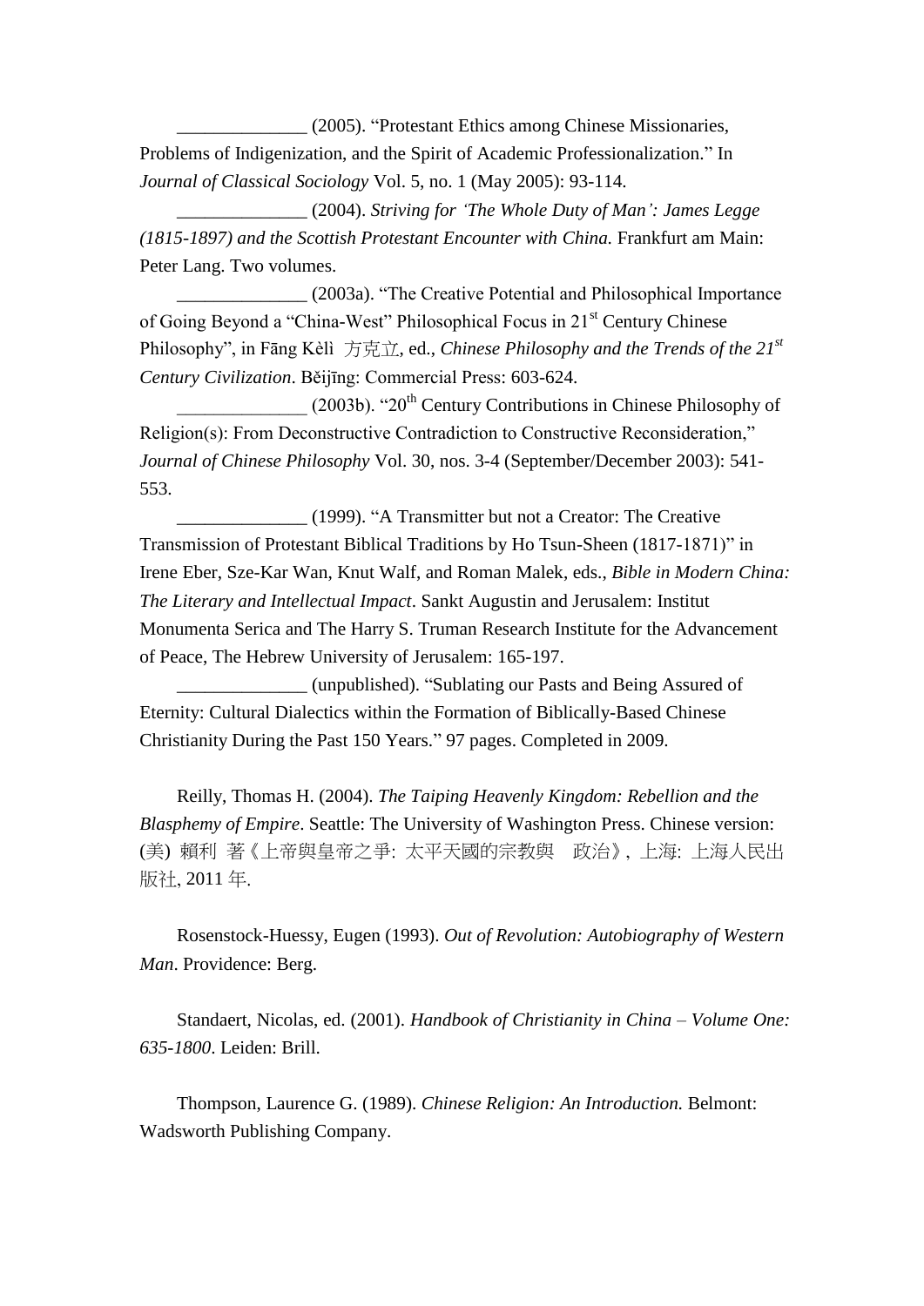______________ (2005). "Protestant Ethics among Chinese Missionaries, Problems of Indigenization, and the Spirit of Academic Professionalization." In *Journal of Classical Sociology* Vol. 5, no. 1 (May 2005): 93-114.

______________ (2004). *Striving for 'The Whole Duty of Man': James Legge (1815-1897) and the Scottish Protestant Encounter with China.* Frankfurt am Main: Peter Lang. Two volumes.

______________ (2003a). "The Creative Potential and Philosophical Importance of Going Beyond a "China-West" Philosophical Focus in 21st Century Chinese Philosophy", in Fāng Kèlì 方克立, ed., *Chinese Philosophy and the Trends of the 21st Century Civilization*. Běijīng: Commercial Press: 603-624.

______________ (2003b). "20th Century Contributions in Chinese Philosophy of Religion(s): From Deconstructive Contradiction to Constructive Reconsideration," *Journal of Chinese Philosophy* Vol. 30, nos. 3-4 (September/December 2003): 541-553.

______________ (1999). "A Transmitter but not a Creator: The Creative Transmission of Protestant Biblical Traditions by Ho Tsun-Sheen (1817-1871)" in Irene Eber, Sze-Kar Wan, Knut Walf, and Roman Malek, eds., *Bible in Modern China: The Literary and Intellectual Impact*. Sankt Augustin and Jerusalem: Institut Monumenta Serica and The Harry S. Truman Research Institute for the Advancement of Peace, The Hebrew University of Jerusalem: 165-197.

______________ (unpublished). "Sublating our Pasts and Being Assured of Eternity: Cultural Dialectics within the Formation of Biblically-Based Chinese Christianity During the Past 150 Years." 97 pages. Completed in 2009.

Reilly, Thomas H. (2004). *The Taiping Heavenly Kingdom: Rebellion and the Blasphemy of Empire*. Seattle: The University of Washington Press. Chinese version: (美) 賴利 著《上帝與皇帝之爭: 太平天國的宗教與 政治》, 上海: 上海人民出版社, 2011 年.

Rosenstock-Huessy, Eugen (1993). *Out of Revolution: Autobiography of Western Man*. Providence: Berg.

Standaert, Nicolas, ed. (2001). *Handbook of Christianity in China – Volume One: 635-1800*. Leiden: Brill.

Thompson, Laurence G. (1989). *Chinese Religion: An Introduction.* Belmont: Wadsworth Publishing Company.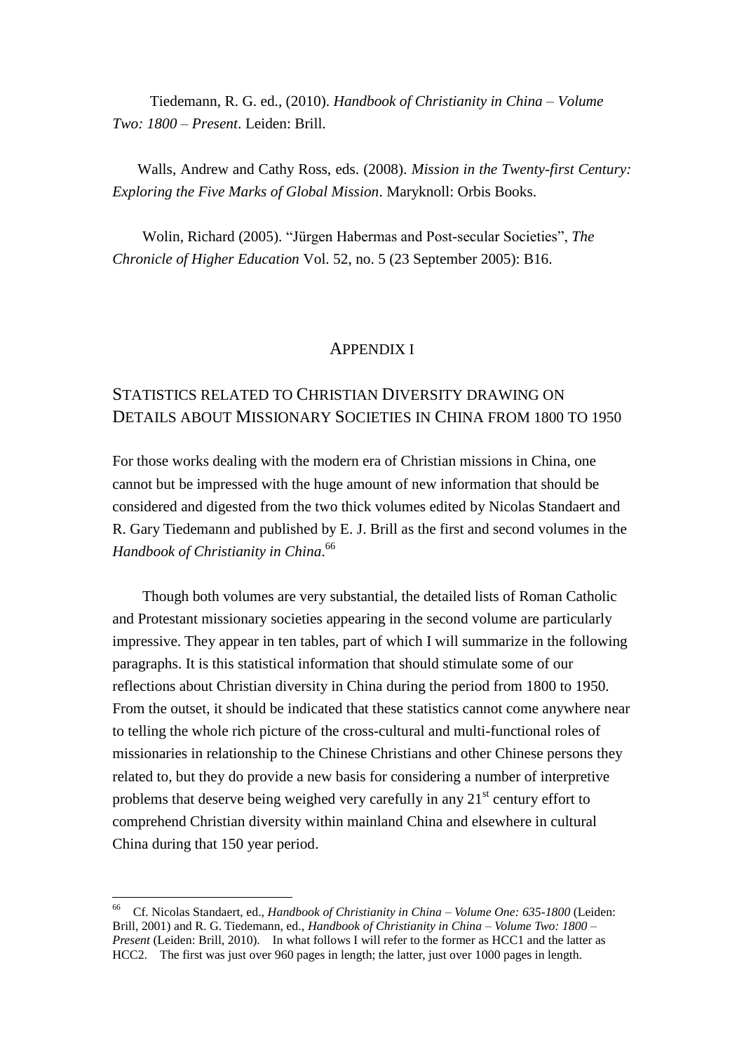Tiedemann, R. G. ed., (2010). *Handbook of Christianity in China – Volume Two: 1800 – Present*. Leiden: Brill.

Walls, Andrew and Cathy Ross, eds. (2008). *Mission in the Twenty-first Century: Exploring the Five Marks of Global Mission*. Maryknoll: Orbis Books.

Wolin, Richard (2005). "Jürgen Habermas and Post-secular Societies", *The Chronicle of Higher Education* Vol. 52, no. 5 (23 September 2005): B16.

## APPENDIX I

## STATISTICS RELATED TO CHRISTIAN DIVERSITY DRAWING ON DETAILS ABOUT MISSIONARY SOCIETIES IN CHINA FROM 1800 TO 1950

For those works dealing with the modern era of Christian missions in China, one cannot but be impressed with the huge amount of new information that should be considered and digested from the two thick volumes edited by Nicolas Standaert and R. Gary Tiedemann and published by E. J. Brill as the first and second volumes in the *Handbook of Christianity in China*.[66]

Though both volumes are very substantial, the detailed lists of Roman Catholic and Protestant missionary societies appearing in the second volume are particularly impressive. They appear in ten tables, part of which I will summarize in the following paragraphs. It is this statistical information that should stimulate some of our reflections about Christian diversity in China during the period from 1800 to 1950. From the outset, it should be indicated that these statistics cannot come anywhere near to telling the whole rich picture of the cross-cultural and multi-functional roles of missionaries in relationship to the Chinese Christians and other Chinese persons they related to, but they do provide a new basis for considering a number of interpretive problems that deserve being weighed very carefully in any 21st century effort to comprehend Christian diversity within mainland China and elsewhere in cultural China during that 150 year period.

---

[66] Cf. Nicolas Standaert, ed., *Handbook of Christianity in China – Volume One: 635-1800* (Leiden: Brill, 2001) and R. G. Tiedemann, ed., *Handbook of Christianity in China – Volume Two: 1800 – Present* (Leiden: Brill, 2010). In what follows I will refer to the former as HCC1 and the latter as HCC2. The first was just over 960 pages in length; the latter, just over 1000 pages in length.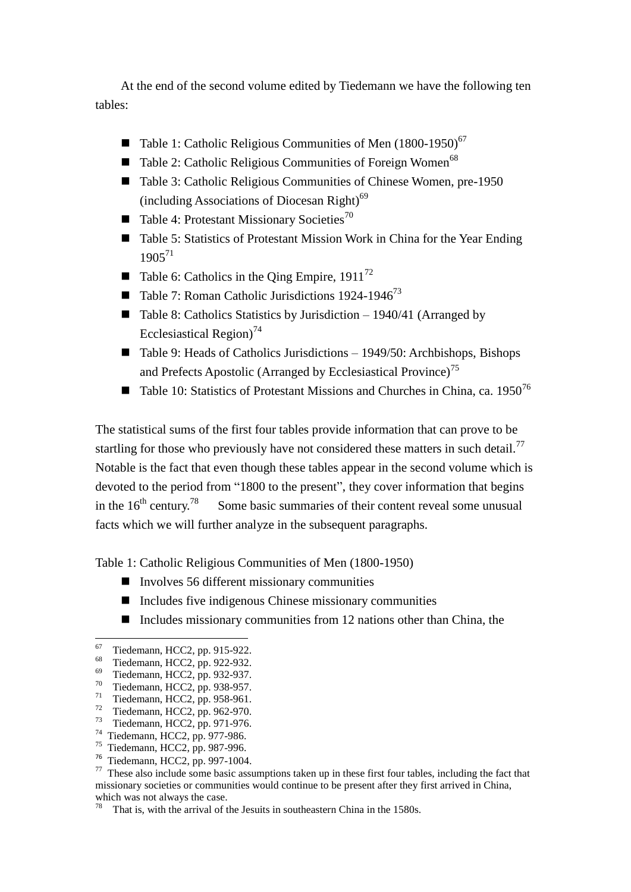At the end of the second volume edited by Tiedemann we have the following ten tables:

- Table 1: Catholic Religious Communities of Men (1800-1950)[67]
- Table 2: Catholic Religious Communities of Foreign Women[68]
- Table 3: Catholic Religious Communities of Chinese Women, pre-1950 (including Associations of Diocesan Right)[69]
- Table 4: Protestant Missionary Societies[70]
- Table 5: Statistics of Protestant Mission Work in China for the Year Ending 1905[71]
- Table 6: Catholics in the Qing Empire, 1911[72]
- Table 7: Roman Catholic Jurisdictions 1924-1946[73]
- Table 8: Catholics Statistics by Jurisdiction – 1940/41 (Arranged by Ecclesiastical Region)[74]
- Table 9: Heads of Catholics Jurisdictions – 1949/50: Archbishops, Bishops and Prefects Apostolic (Arranged by Ecclesiastical Province)[75]
- Table 10: Statistics of Protestant Missions and Churches in China, ca. 1950[76]

The statistical sums of the first four tables provide information that can prove to be startling for those who previously have not considered these matters in such detail.[77] Notable is the fact that even though these tables appear in the second volume which is devoted to the period from "1800 to the present", they cover information that begins in the 16th century.[78] Some basic summaries of their content reveal some unusual facts which we will further analyze in the subsequent paragraphs.

Table 1: Catholic Religious Communities of Men (1800-1950)

- Involves 56 different missionary communities
- Includes five indigenous Chinese missionary communities
- Includes missionary communities from 12 nations other than China, the

---

[67] Tiedemann, HCC2, pp. 915-922.
[68] Tiedemann, HCC2, pp. 922-932.
[69] Tiedemann, HCC2, pp. 932-937.
[70] Tiedemann, HCC2, pp. 938-957.
[71] Tiedemann, HCC2, pp. 958-961.
[72] Tiedemann, HCC2, pp. 962-970.
[73] Tiedemann, HCC2, pp. 971-976.
[74] Tiedemann, HCC2, pp. 977-986.
[75] Tiedemann, HCC2, pp. 987-996.
[76] Tiedemann, HCC2, pp. 997-1004.
[77] These also include some basic assumptions taken up in these first four tables, including the fact that missionary societies or communities would continue to be present after they first arrived in China, which was not always the case.
[78] That is, with the arrival of the Jesuits in southeastern China in the 1580s.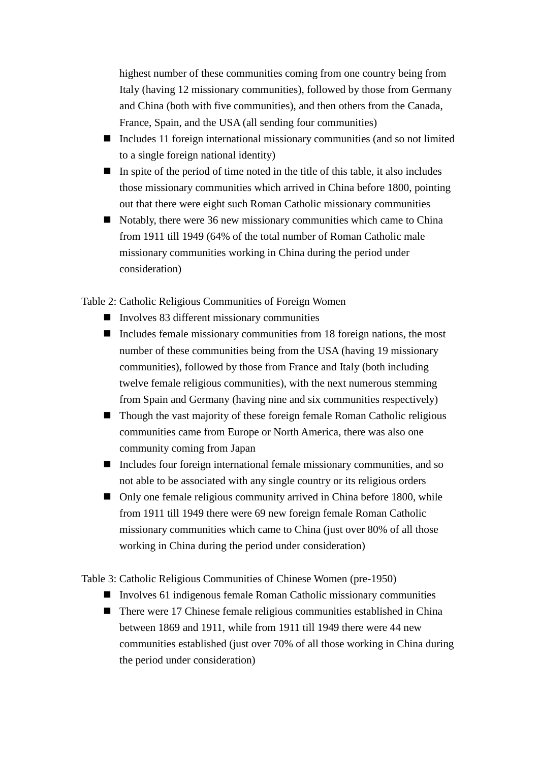highest number of these communities coming from one country being from Italy (having 12 missionary communities), followed by those from Germany and China (both with five communities), and then others from the Canada, France, Spain, and the USA (all sending four communities)

- Includes 11 foreign international missionary communities (and so not limited to a single foreign national identity)
- In spite of the period of time noted in the title of this table, it also includes those missionary communities which arrived in China before 1800, pointing out that there were eight such Roman Catholic missionary communities
- Notably, there were 36 new missionary communities which came to China from 1911 till 1949 (64% of the total number of Roman Catholic male missionary communities working in China during the period under consideration)

Table 2: Catholic Religious Communities of Foreign Women

- Involves 83 different missionary communities
- Includes female missionary communities from 18 foreign nations, the most number of these communities being from the USA (having 19 missionary communities), followed by those from France and Italy (both including twelve female religious communities), with the next numerous stemming from Spain and Germany (having nine and six communities respectively)
- Though the vast majority of these foreign female Roman Catholic religious communities came from Europe or North America, there was also one community coming from Japan
- Includes four foreign international female missionary communities, and so not able to be associated with any single country or its religious orders
- Only one female religious community arrived in China before 1800, while from 1911 till 1949 there were 69 new foreign female Roman Catholic missionary communities which came to China (just over 80% of all those working in China during the period under consideration)

Table 3: Catholic Religious Communities of Chinese Women (pre-1950)

- Involves 61 indigenous female Roman Catholic missionary communities
- There were 17 Chinese female religious communities established in China between 1869 and 1911, while from 1911 till 1949 there were 44 new communities established (just over 70% of all those working in China during the period under consideration)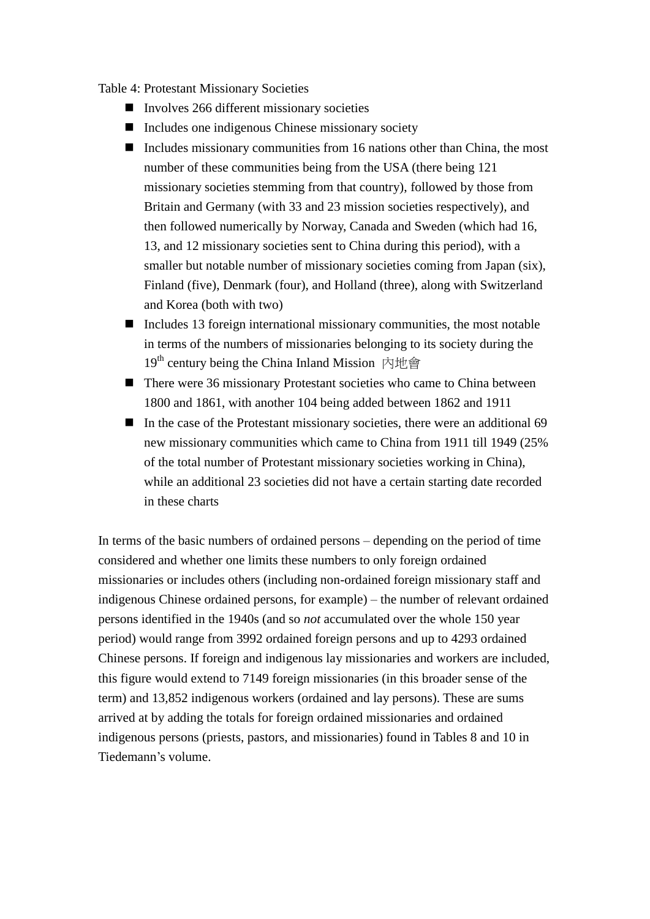Table 4: Protestant Missionary Societies

- Involves 266 different missionary societies
- Includes one indigenous Chinese missionary society
- Includes missionary communities from 16 nations other than China, the most number of these communities being from the USA (there being 121 missionary societies stemming from that country), followed by those from Britain and Germany (with 33 and 23 mission societies respectively), and then followed numerically by Norway, Canada and Sweden (which had 16, 13, and 12 missionary societies sent to China during this period), with a smaller but notable number of missionary societies coming from Japan (six), Finland (five), Denmark (four), and Holland (three), along with Switzerland and Korea (both with two)
- Includes 13 foreign international missionary communities, the most notable in terms of the numbers of missionaries belonging to its society during the 19th century being the China Inland Mission 內地會
- There were 36 missionary Protestant societies who came to China between 1800 and 1861, with another 104 being added between 1862 and 1911
- In the case of the Protestant missionary societies, there were an additional 69 new missionary communities which came to China from 1911 till 1949 (25% of the total number of Protestant missionary societies working in China), while an additional 23 societies did not have a certain starting date recorded in these charts

In terms of the basic numbers of ordained persons – depending on the period of time considered and whether one limits these numbers to only foreign ordained missionaries or includes others (including non-ordained foreign missionary staff and indigenous Chinese ordained persons, for example) – the number of relevant ordained persons identified in the 1940s (and so *not* accumulated over the whole 150 year period) would range from 3992 ordained foreign persons and up to 4293 ordained Chinese persons. If foreign and indigenous lay missionaries and workers are included, this figure would extend to 7149 foreign missionaries (in this broader sense of the term) and 13,852 indigenous workers (ordained and lay persons). These are sums arrived at by adding the totals for foreign ordained missionaries and ordained indigenous persons (priests, pastors, and missionaries) found in Tables 8 and 10 in Tiedemann's volume.